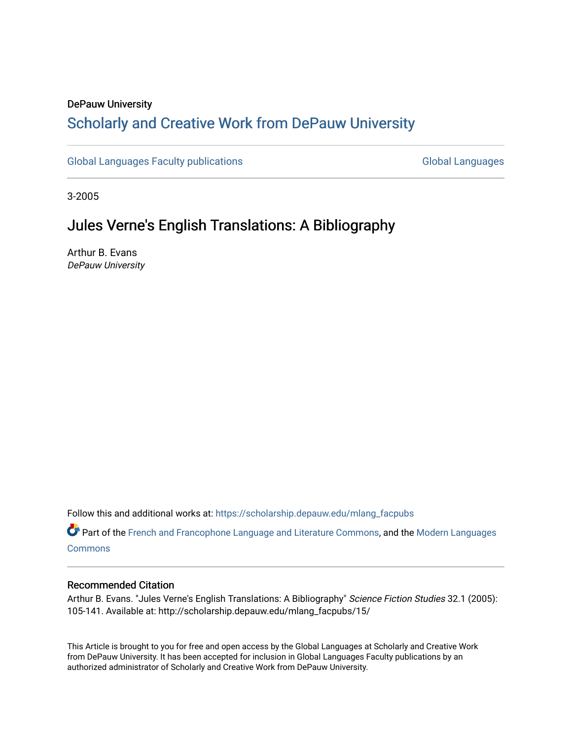DePauw University

## Scholarly and Creative Work from DePauw University

Global Languages Faculty publications | Global Languages

3-2005

# Jules Verne's English Translations: A Bibliography

Arthur B. Evans
*DePauw University*

Follow this and additional works at: https://scholarship.depauw.edu/mlang_facpubs

Part of the French and Francophone Language and Literature Commons, and the Modern Languages Commons

### Recommended Citation

Arthur B. Evans. "Jules Verne's English Translations: A Bibliography" *Science Fiction Studies* 32.1 (2005): 105-141. Available at: http://scholarship.depauw.edu/mlang_facpubs/15/

This Article is brought to you for free and open access by the Global Languages at Scholarly and Creative Work from DePauw University. It has been accepted for inclusion in Global Languages Faculty publications by an authorized administrator of Scholarly and Creative Work from DePauw University.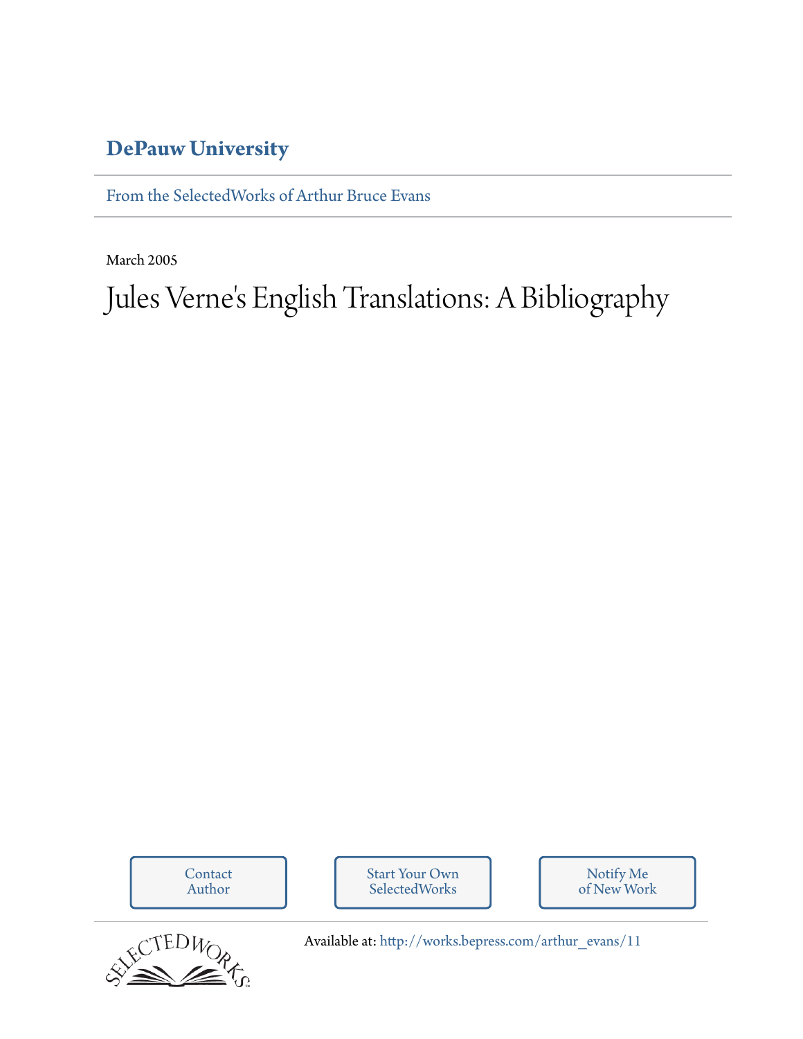# DePauw University

From the SelectedWorks of Arthur Bruce Evans

March 2005

# Jules Verne's English Translations: A Bibliography

Contact Author

Start Your Own SelectedWorks

Notify Me of New Work

Available at: http://works.bepress.com/arthur_evans/11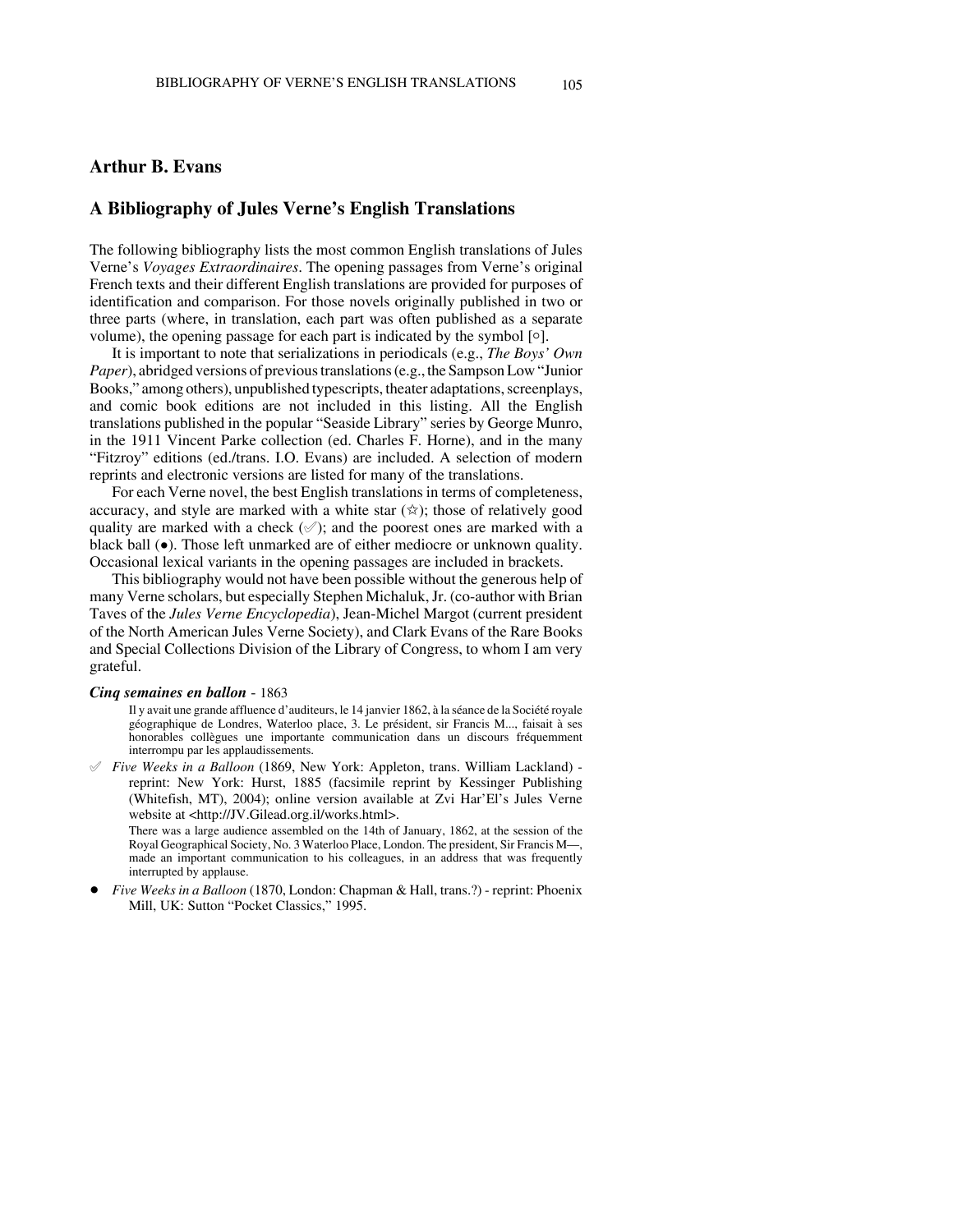## Arthur B. Evans

## A Bibliography of Jules Verne's English Translations

The following bibliography lists the most common English translations of Jules Verne's *Voyages Extraordinaires*. The opening passages from Verne's original French texts and their different English translations are provided for purposes of identification and comparison. For those novels originally published in two or three parts (where, in translation, each part was often published as a separate volume), the opening passage for each part is indicated by the symbol [○].

It is important to note that serializations in periodicals (e.g., *The Boys' Own Paper*), abridged versions of previous translations (e.g., the Sampson Low "Junior Books," among others), unpublished typescripts, theater adaptations, screenplays, and comic book editions are not included in this listing. All the English translations published in the popular "Seaside Library" series by George Munro, in the 1911 Vincent Parke collection (ed. Charles F. Horne), and in the many "Fitzroy" editions (ed./trans. I.O. Evans) are included. A selection of modern reprints and electronic versions are listed for many of the translations.

For each Verne novel, the best English translations in terms of completeness, accuracy, and style are marked with a white star (☆); those of relatively good quality are marked with a check (✐); and the poorest ones are marked with a black ball (●). Those left unmarked are of either mediocre or unknown quality. Occasional lexical variants in the opening passages are included in brackets.

This bibliography would not have been possible without the generous help of many Verne scholars, but especially Stephen Michaluk, Jr. (co-author with Brian Taves of the *Jules Verne Encyclopedia*), Jean-Michel Margot (current president of the North American Jules Verne Society), and Clark Evans of the Rare Books and Special Collections Division of the Library of Congress, to whom I am very grateful.

***Cinq semaines en ballon*** - 1863

> Il y avait une grande affluence d'auditeurs, le 14 janvier 1862, à la séance de la Société royale géographique de Londres, Waterloo place, 3. Le président, sir Francis M..., faisait à ses honorables collègues une importante communication dans un discours fréquemment interrompu par les applaudissements.

✐ *Five Weeks in a Balloon* (1869, New York: Appleton, trans. William Lackland) - reprint: New York: Hurst, 1885 (facsimile reprint by Kessinger Publishing (Whitefish, MT), 2004); online version available at Zvi Har'El's Jules Verne website at <http://JV.Gilead.org.il/works.html>.

> There was a large audience assembled on the 14th of January, 1862, at the session of the Royal Geographical Society, No. 3 Waterloo Place, London. The president, Sir Francis M—, made an important communication to his colleagues, in an address that was frequently interrupted by applause.

● *Five Weeks in a Balloon* (1870, London: Chapman & Hall, trans.?) - reprint: Phoenix Mill, UK: Sutton "Pocket Classics," 1995.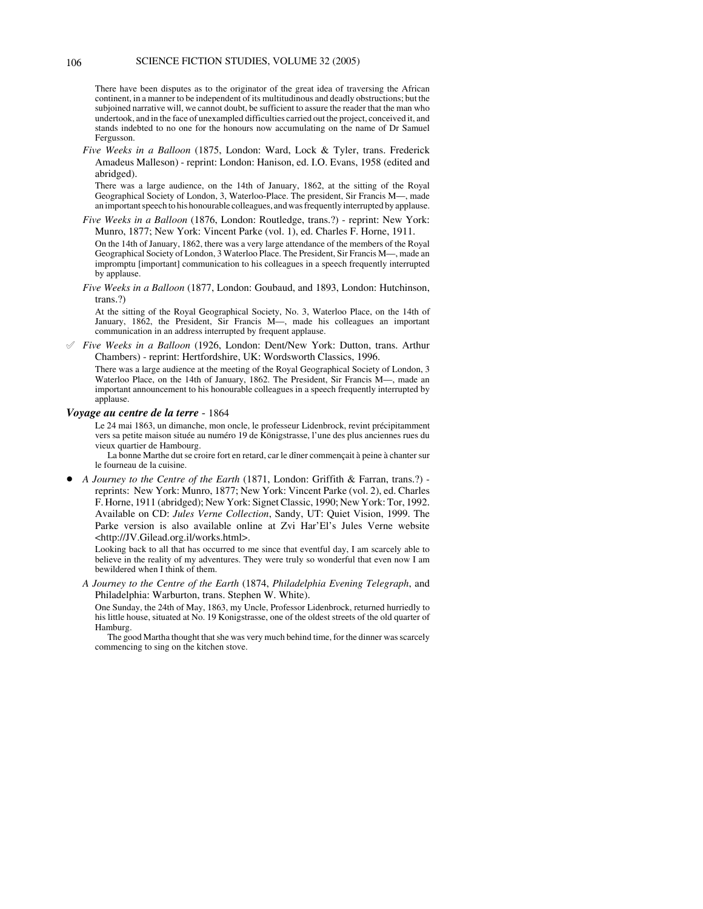There have been disputes as to the originator of the great idea of traversing the African continent, in a manner to be independent of its multitudinous and deadly obstructions; but the subjoined narrative will, we cannot doubt, be sufficient to assure the reader that the man who undertook, and in the face of unexampled difficulties carried out the project, conceived it, and stands indebted to no one for the honours now accumulating on the name of Dr Samuel Fergusson.

*Five Weeks in a Balloon* (1875, London: Ward, Lock & Tyler, trans. Frederick Amadeus Malleson) - reprint: London: Hanison, ed. I.O. Evans, 1958 (edited and abridged).

There was a large audience, on the 14th of January, 1862, at the sitting of the Royal Geographical Society of London, 3, Waterloo-Place. The president, Sir Francis M—, made an important speech to his honourable colleagues, and was frequently interrupted by applause.

*Five Weeks in a Balloon* (1876, London: Routledge, trans.?) - reprint: New York: Munro, 1877; New York: Vincent Parke (vol. 1), ed. Charles F. Horne, 1911.

On the 14th of January, 1862, there was a very large attendance of the members of the Royal Geographical Society of London, 3 Waterloo Place. The President, Sir Francis M—, made an impromptu [important] communication to his colleagues in a speech frequently interrupted by applause.

*Five Weeks in a Balloon* (1877, London: Goubaud, and 1893, London: Hutchinson, trans.?)

At the sitting of the Royal Geographical Society, No. 3, Waterloo Place, on the 14th of January, 1862, the President, Sir Francis M—, made his colleagues an important communication in an address interrupted by frequent applause.

✐ *Five Weeks in a Balloon* (1926, London: Dent/New York: Dutton, trans. Arthur Chambers) - reprint: Hertfordshire, UK: Wordsworth Classics, 1996.

There was a large audience at the meeting of the Royal Geographical Society of London, 3 Waterloo Place, on the 14th of January, 1862. The President, Sir Francis M—, made an important announcement to his honourable colleagues in a speech frequently interrupted by applause.

***Voyage au centre de la terre*** - 1864

Le 24 mai 1863, un dimanche, mon oncle, le professeur Lidenbrock, revint précipitamment vers sa petite maison située au numéro 19 de Königstrasse, l'une des plus anciennes rues du vieux quartier de Hambourg.

La bonne Marthe dut se croire fort en retard, car le dîner commençait à peine à chanter sur le fourneau de la cuisine.

- *A Journey to the Centre of the Earth* (1871, London: Griffith & Farran, trans.?) - reprints: New York: Munro, 1877; New York: Vincent Parke (vol. 2), ed. Charles F. Horne, 1911 (abridged); New York: Signet Classic, 1990; New York: Tor, 1992. Available on CD: *Jules Verne Collection*, Sandy, UT: Quiet Vision, 1999. The Parke version is also available online at Zvi Har'El's Jules Verne website <http://JV.Gilead.org.il/works.html>.

Looking back to all that has occurred to me since that eventful day, I am scarcely able to believe in the reality of my adventures. They were truly so wonderful that even now I am bewildered when I think of them.

*A Journey to the Centre of the Earth* (1874, *Philadelphia Evening Telegraph*, and Philadelphia: Warburton, trans. Stephen W. White).

One Sunday, the 24th of May, 1863, my Uncle, Professor Lidenbrock, returned hurriedly to his little house, situated at No. 19 Konigstrasse, one of the oldest streets of the old quarter of Hamburg.

The good Martha thought that she was very much behind time, for the dinner was scarcely commencing to sing on the kitchen stove.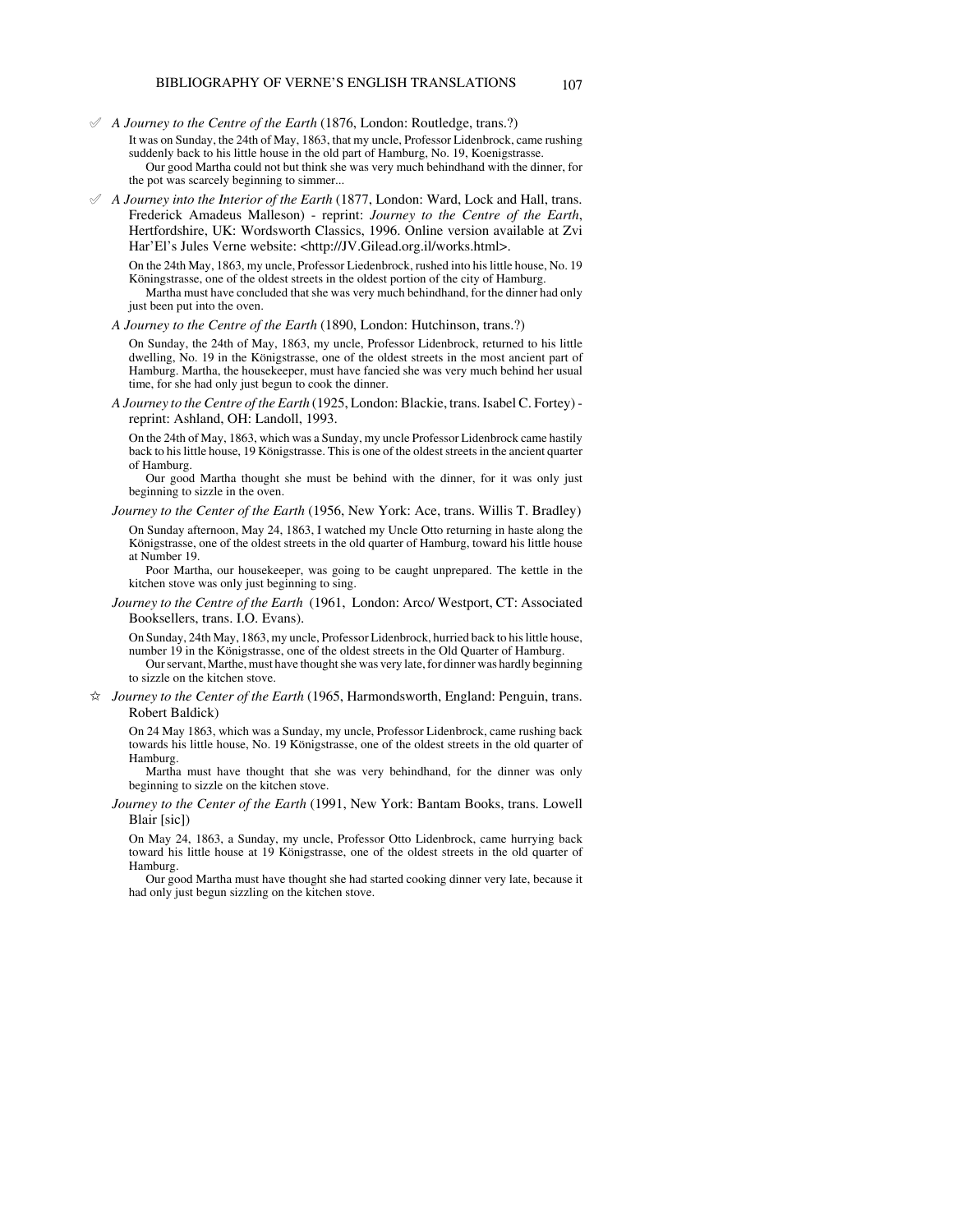✓ *A Journey to the Centre of the Earth* (1876, London: Routledge, trans.?)

> It was on Sunday, the 24th of May, 1863, that my uncle, Professor Lidenbrock, came rushing suddenly back to his little house in the old part of Hamburg, No. 19, Koenigstrasse.
>
> Our good Martha could not but think she was very much behindhand with the dinner, for the pot was scarcely beginning to simmer...

✓ *A Journey into the Interior of the Earth* (1877, London: Ward, Lock and Hall, trans. Frederick Amadeus Malleson) - reprint: *Journey to the Centre of the Earth*, Hertfordshire, UK: Wordsworth Classics, 1996. Online version available at Zvi Har'El's Jules Verne website: <http://JV.Gilead.org.il/works.html>.

> On the 24th May, 1863, my uncle, Professor Liedenbrock, rushed into his little house, No. 19 Köningstrasse, one of the oldest streets in the oldest portion of the city of Hamburg.
>
> Martha must have concluded that she was very much behindhand, for the dinner had only just been put into the oven.

*A Journey to the Centre of the Earth* (1890, London: Hutchinson, trans.?)

> On Sunday, the 24th of May, 1863, my uncle, Professor Lidenbrock, returned to his little dwelling, No. 19 in the Königstrasse, one of the oldest streets in the most ancient part of Hamburg. Martha, the housekeeper, must have fancied she was very much behind her usual time, for she had only just begun to cook the dinner.

*A Journey to the Centre of the Earth* (1925, London: Blackie, trans. Isabel C. Fortey) - reprint: Ashland, OH: Landoll, 1993.

> On the 24th of May, 1863, which was a Sunday, my uncle Professor Lidenbrock came hastily back to his little house, 19 Königstrasse. This is one of the oldest streets in the ancient quarter of Hamburg.
>
> Our good Martha thought she must be behind with the dinner, for it was only just beginning to sizzle in the oven.

*Journey to the Center of the Earth* (1956, New York: Ace, trans. Willis T. Bradley)

> On Sunday afternoon, May 24, 1863, I watched my Uncle Otto returning in haste along the Königstrasse, one of the oldest streets in the old quarter of Hamburg, toward his little house at Number 19.
>
> Poor Martha, our housekeeper, was going to be caught unprepared. The kettle in the kitchen stove was only just beginning to sing.

*Journey to the Centre of the Earth* (1961, London: Arco/ Westport, CT: Associated Booksellers, trans. I.O. Evans).

> On Sunday, 24th May, 1863, my uncle, Professor Lidenbrock, hurried back to his little house, number 19 in the Königstrasse, one of the oldest streets in the Old Quarter of Hamburg.
>
> Our servant, Marthe, must have thought she was very late, for dinner was hardly beginning to sizzle on the kitchen stove.

☆ *Journey to the Center of the Earth* (1965, Harmondsworth, England: Penguin, trans. Robert Baldick)

> On 24 May 1863, which was a Sunday, my uncle, Professor Lidenbrock, came rushing back towards his little house, No. 19 Königstrasse, one of the oldest streets in the old quarter of Hamburg.
>
> Martha must have thought that she was very behindhand, for the dinner was only beginning to sizzle on the kitchen stove.

*Journey to the Center of the Earth* (1991, New York: Bantam Books, trans. Lowell Blair [sic])

> On May 24, 1863, a Sunday, my uncle, Professor Otto Lidenbrock, came hurrying back toward his little house at 19 Königstrasse, one of the oldest streets in the old quarter of Hamburg.
>
> Our good Martha must have thought she had started cooking dinner very late, because it had only just begun sizzling on the kitchen stove.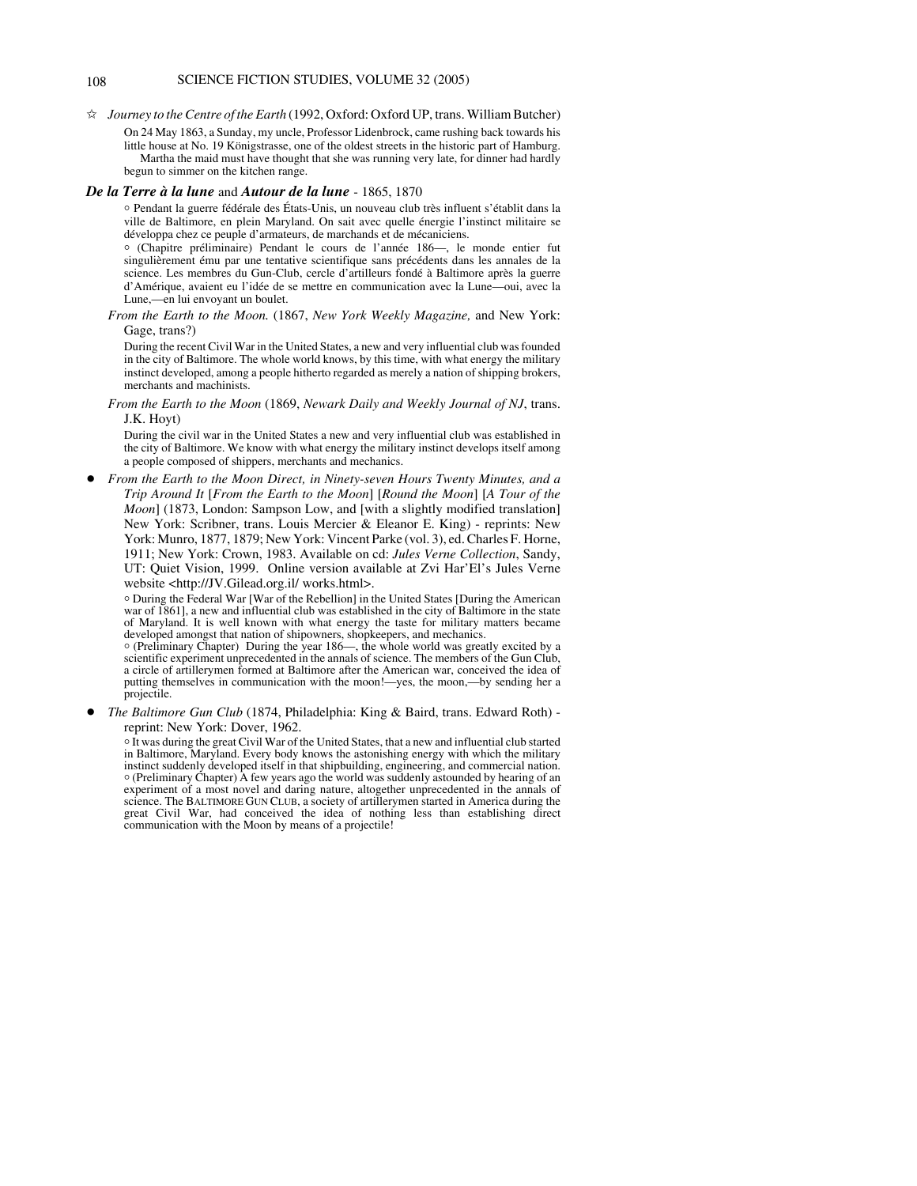☆ *Journey to the Centre of the Earth* (1992, Oxford: Oxford UP, trans. William Butcher)

On 24 May 1863, a Sunday, my uncle, Professor Lidenbrock, came rushing back towards his little house at No. 19 Königstrasse, one of the oldest streets in the historic part of Hamburg. Martha the maid must have thought that she was running very late, for dinner had hardly begun to simmer on the kitchen range.

***De la Terre à la lune*** **and** ***Autour de la lune*** - 1865, 1870

○ Pendant la guerre fédérale des États-Unis, un nouveau club très influent s'établit dans la ville de Baltimore, en plein Maryland. On sait avec quelle énergie l'instinct militaire se développa chez ce peuple d'armateurs, de marchands et de mécaniciens.

○ (Chapitre préliminaire) Pendant le cours de l'année 186—, le monde entier fut singulièrement ému par une tentative scientifique sans précédents dans les annales de la science. Les membres du Gun-Club, cercle d'artilleurs fondé à Baltimore après la guerre d'Amérique, avaient eu l'idée de se mettre en communication avec la Lune—oui, avec la Lune,—en lui envoyant un boulet.

*From the Earth to the Moon.* (1867, *New York Weekly Magazine,* and New York: Gage, trans?)

During the recent Civil War in the United States, a new and very influential club was founded in the city of Baltimore. The whole world knows, by this time, with what energy the military instinct developed, among a people hitherto regarded as merely a nation of shipping brokers, merchants and machinists.

*From the Earth to the Moon* (1869, *Newark Daily and Weekly Journal of NJ*, trans. J.K. Hoyt)

During the civil war in the United States a new and very influential club was established in the city of Baltimore. We know with what energy the military instinct develops itself among a people composed of shippers, merchants and mechanics.

- *From the Earth to the Moon Direct, in Ninety-seven Hours Twenty Minutes, and a Trip Around It* [*From the Earth to the Moon*] [*Round the Moon*] [*A Tour of the Moon*] (1873, London: Sampson Low, and [with a slightly modified translation] New York: Scribner, trans. Louis Mercier & Eleanor E. King) - reprints: New York: Munro, 1877, 1879; New York: Vincent Parke (vol. 3), ed. Charles F. Horne, 1911; New York: Crown, 1983. Available on cd: *Jules Verne Collection*, Sandy, UT: Quiet Vision, 1999. Online version available at Zvi Har'El's Jules Verne website <http://JV.Gilead.org.il/ works.html>.

  ○ During the Federal War [War of the Rebellion] in the United States [During the American war of 1861], a new and influential club was established in the city of Baltimore in the state of Maryland. It is well known with what energy the taste for military matters became developed amongst that nation of shipowners, shopkeepers, and mechanics.

  ○ (Preliminary Chapter) During the year 186—, the whole world was greatly excited by a scientific experiment unprecedented in the annals of science. The members of the Gun Club, a circle of artillerymen formed at Baltimore after the American war, conceived the idea of putting themselves in communication with the moon!—yes, the moon,—by sending her a projectile.

- *The Baltimore Gun Club* (1874, Philadelphia: King & Baird, trans. Edward Roth) - reprint: New York: Dover, 1962.

  ○ It was during the great Civil War of the United States, that a new and influential club started in Baltimore, Maryland. Every body knows the astonishing energy with which the military instinct suddenly developed itself in that shipbuilding, engineering, and commercial nation.

  ○ (Preliminary Chapter) A few years ago the world was suddenly astounded by hearing of an experiment of a most novel and daring nature, altogether unprecedented in the annals of science. The BALTIMORE GUN CLUB, a society of artillerymen started in America during the great Civil War, had conceived the idea of nothing less than establishing direct communication with the Moon by means of a projectile!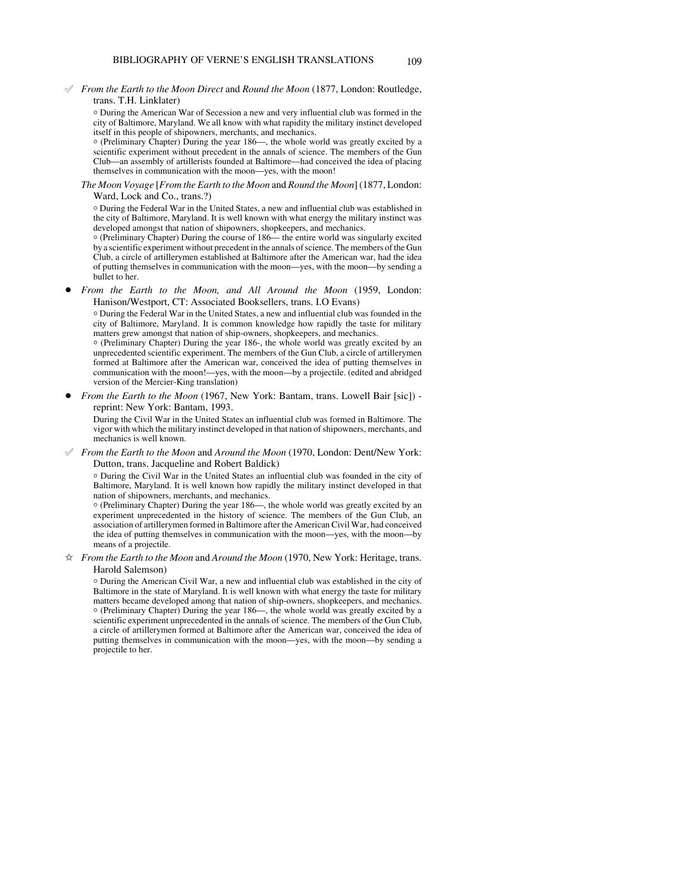✐ *From the Earth to the Moon Direct* and *Round the Moon* (1877, London: Routledge, trans. T.H. Linklater)

◦ During the American War of Secession a new and very influential club was formed in the city of Baltimore, Maryland. We all know with what rapidity the military instinct developed itself in this people of shipowners, merchants, and mechanics.

◦ (Preliminary Chapter) During the year 186—, the whole world was greatly excited by a scientific experiment without precedent in the annals of science. The members of the Gun Club—an assembly of artillerists founded at Baltimore—had conceived the idea of placing themselves in communication with the moon—yes, with the moon!

*The Moon Voyage* [*From the Earth to the Moon* and *Round the Moon*] (1877, London: Ward, Lock and Co., trans.?)

◦ During the Federal War in the United States, a new and influential club was established in the city of Baltimore, Maryland. It is well known with what energy the military instinct was developed amongst that nation of shipowners, shopkeepers, and mechanics.

◦ (Preliminary Chapter) During the course of 186— the entire world was singularly excited by a scientific experiment without precedent in the annals of science. The members of the Gun Club, a circle of artillerymen established at Baltimore after the American war, had the idea of putting themselves in communication with the moon—yes, with the moon—by sending a bullet to her.

- *From the Earth to the Moon, and All Around the Moon* (1959, London: Hanison/Westport, CT: Associated Booksellers, trans. I.O Evans)

  ◦ During the Federal War in the United States, a new and influential club was founded in the city of Baltimore, Maryland. It is common knowledge how rapidly the taste for military matters grew amongst that nation of ship-owners, shopkeepers, and mechanics.

  ◦ (Preliminary Chapter) During the year 186-, the whole world was greatly excited by an unprecedented scientific experiment. The members of the Gun Club, a circle of artillerymen formed at Baltimore after the American war, conceived the idea of putting themselves in communication with the moon!—yes, with the moon—by a projectile. (edited and abridged version of the Mercier-King translation)

- *From the Earth to the Moon* (1967, New York: Bantam, trans. Lowell Bair [sic]) - reprint: New York: Bantam, 1993.

  During the Civil War in the United States an influential club was formed in Baltimore. The vigor with which the military instinct developed in that nation of shipowners, merchants, and mechanics is well known.

✐ *From the Earth to the Moon* and *Around the Moon* (1970, London: Dent/New York: Dutton, trans. Jacqueline and Robert Baldick)

◦ During the Civil War in the United States an influential club was founded in the city of Baltimore, Maryland. It is well known how rapidly the military instinct developed in that nation of shipowners, merchants, and mechanics.

◦ (Preliminary Chapter) During the year 186—, the whole world was greatly excited by an experiment unprecedented in the history of science. The members of the Gun Club, an association of artillerymen formed in Baltimore after the American Civil War, had conceived the idea of putting themselves in communication with the moon—yes, with the moon—by means of a projectile.

☆ *From the Earth to the Moon* and *Around the Moon* (1970, New York: Heritage, trans. Harold Salemson)

◦ During the American Civil War, a new and influential club was established in the city of Baltimore in the state of Maryland. It is well known with what energy the taste for military matters became developed among that nation of ship-owners, shopkeepers, and mechanics.

◦ (Preliminary Chapter) During the year 186—, the whole world was greatly excited by a scientific experiment unprecedented in the annals of science. The members of the Gun Club, a circle of artillerymen formed at Baltimore after the American war, conceived the idea of putting themselves in communication with the moon—yes, with the moon—by sending a projectile to her.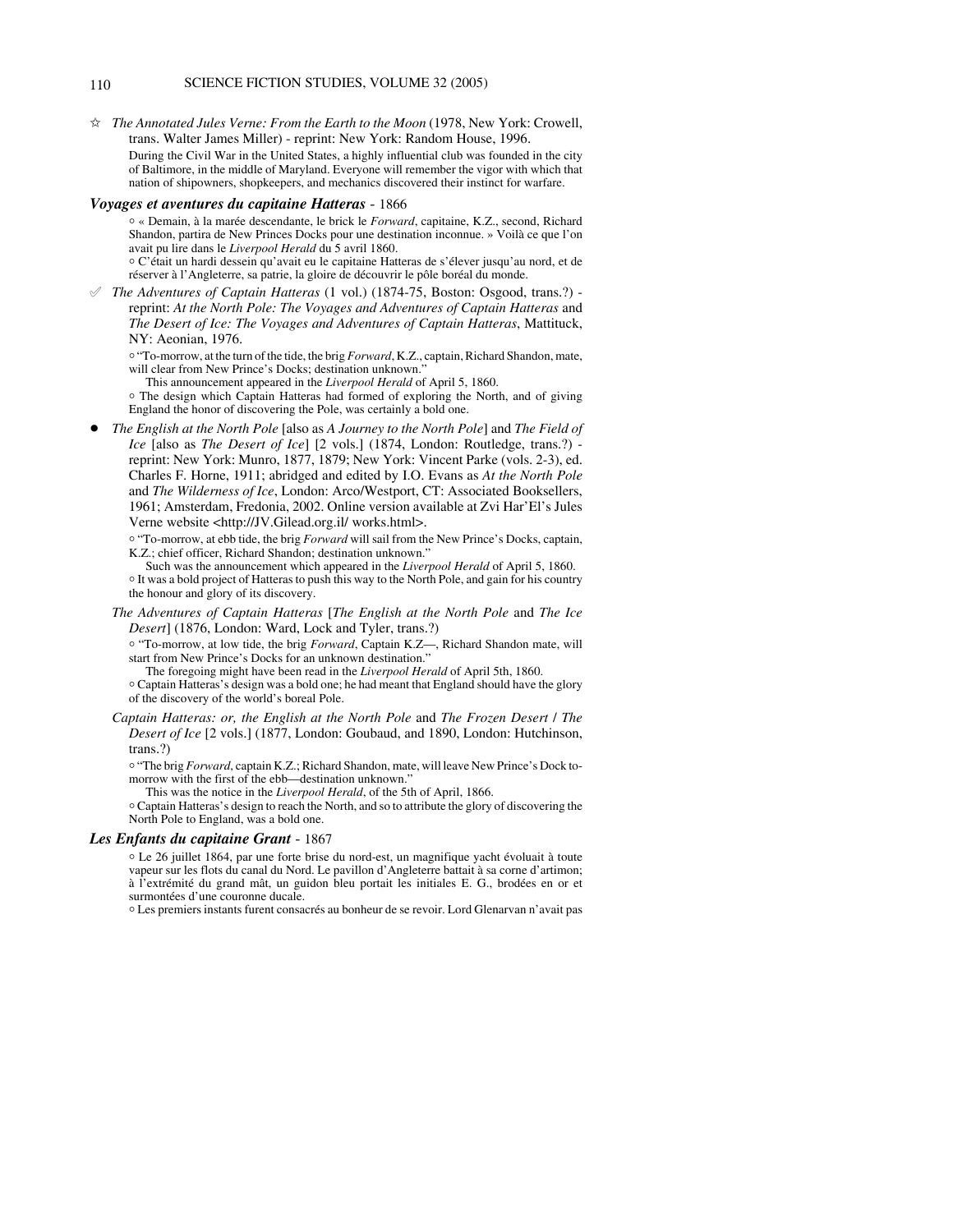☆ *The Annotated Jules Verne: From the Earth to the Moon* (1978, New York: Crowell, trans. Walter James Miller) - reprint: New York: Random House, 1996.

During the Civil War in the United States, a highly influential club was founded in the city of Baltimore, in the middle of Maryland. Everyone will remember the vigor with which that nation of shipowners, shopkeepers, and mechanics discovered their instinct for warfare.

***Voyages et aventures du capitaine Hatteras*** - 1866

○ « Demain, à la marée descendante, le brick le *Forward*, capitaine, K.Z., second, Richard Shandon, partira de New Princes Docks pour une destination inconnue. » Voilà ce que l'on avait pu lire dans le *Liverpool Herald* du 5 avril 1860.
○ C'était un hardi dessein qu'avait eu le capitaine Hatteras de s'élever jusqu'au nord, et de réserver à l'Angleterre, sa patrie, la gloire de découvrir le pôle boréal du monde.

✐ *The Adventures of Captain Hatteras* (1 vol.) (1874-75, Boston: Osgood, trans.?) - reprint: *At the North Pole: The Voyages and Adventures of Captain Hatteras* and *The Desert of Ice: The Voyages and Adventures of Captain Hatteras*, Mattituck, NY: Aeonian, 1976.

○ "To-morrow, at the turn of the tide, the brig *Forward*, K.Z., captain, Richard Shandon, mate, will clear from New Prince's Docks; destination unknown."
This announcement appeared in the *Liverpool Herald* of April 5, 1860.
○ The design which Captain Hatteras had formed of exploring the North, and of giving England the honor of discovering the Pole, was certainly a bold one.

● *The English at the North Pole* [also as *A Journey to the North Pole*] and *The Field of Ice* [also as *The Desert of Ice*] [2 vols.] (1874, London: Routledge, trans.?) - reprint: New York: Munro, 1877, 1879; New York: Vincent Parke (vols. 2-3), ed. Charles F. Horne, 1911; abridged and edited by I.O. Evans as *At the North Pole* and *The Wilderness of Ice*, London: Arco/Westport, CT: Associated Booksellers, 1961; Amsterdam, Fredonia, 2002. Online version available at Zvi Har'El's Jules Verne website <http://JV.Gilead.org.il/ works.html>.

○ "To-morrow, at ebb tide, the brig *Forward* will sail from the New Prince's Docks, captain, K.Z.; chief officer, Richard Shandon; destination unknown."
Such was the announcement which appeared in the *Liverpool Herald* of April 5, 1860.
○ It was a bold project of Hatteras to push this way to the North Pole, and gain for his country the honour and glory of its discovery.

*The Adventures of Captain Hatteras* [*The English at the North Pole* and *The Ice Desert*] (1876, London: Ward, Lock and Tyler, trans.?)

○ "To-morrow, at low tide, the brig *Forward*, Captain K.Z—, Richard Shandon mate, will start from New Prince's Docks for an unknown destination."
The foregoing might have been read in the *Liverpool Herald* of April 5th, 1860.
○ Captain Hatteras's design was a bold one; he had meant that England should have the glory of the discovery of the world's boreal Pole.

*Captain Hatteras: or, the English at the North Pole* and *The Frozen Desert* / *The Desert of Ice* [2 vols.] (1877, London: Goubaud, and 1890, London: Hutchinson, trans.?)

○ "The brig *Forward*, captain K.Z.; Richard Shandon, mate, will leave New Prince's Dock to-morrow with the first of the ebb—destination unknown."
This was the notice in the *Liverpool Herald*, of the 5th of April, 1866.
○ Captain Hatteras's design to reach the North, and so to attribute the glory of discovering the North Pole to England, was a bold one.

***Les Enfants du capitaine Grant*** - 1867

○ Le 26 juillet 1864, par une forte brise du nord-est, un magnifique yacht évoluait à toute vapeur sur les flots du canal du Nord. Le pavillon d'Angleterre battait à sa corne d'artimon; à l'extrémité du grand mât, un guidon bleu portait les initiales E. G., brodées en or et surmontées d'une couronne ducale.
○ Les premiers instants furent consacrés au bonheur de se revoir. Lord Glenarvan n'avait pas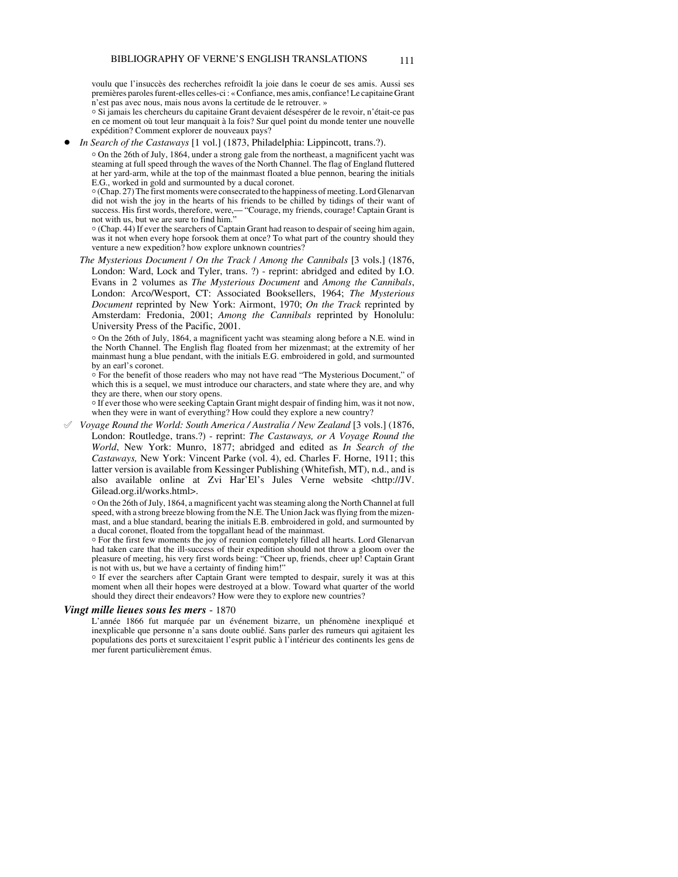voulu que l'insuccès des recherches refroidît la joie dans le coeur de ses amis. Aussi ses premières paroles furent-elles celles-ci : « Confiance, mes amis, confiance! Le capitaine Grant n'est pas avec nous, mais nous avons la certitude de le retrouver. »

○ Si jamais les chercheurs du capitaine Grant devaient désespérer de le revoir, n'était-ce pas en ce moment où tout leur manquait à la fois? Sur quel point du monde tenter une nouvelle expédition? Comment explorer de nouveaux pays?

- *In Search of the Castaways* [1 vol.] (1873, Philadelphia: Lippincott, trans.?).

  ○ On the 26th of July, 1864, under a strong gale from the northeast, a magnificent yacht was steaming at full speed through the waves of the North Channel. The flag of England fluttered at her yard-arm, while at the top of the mainmast floated a blue pennon, bearing the initials E.G., worked in gold and surmounted by a ducal coronet.

  ○ (Chap. 27) The first moments were consecrated to the happiness of meeting. Lord Glenarvan did not wish the joy in the hearts of his friends to be chilled by tidings of their want of success. His first words, therefore, were,— "Courage, my friends, courage! Captain Grant is not with us, but we are sure to find him."

  ○ (Chap. 44) If ever the searchers of Captain Grant had reason to despair of seeing him again, was it not when every hope forsook them at once? To what part of the country should they venture a new expedition? how explore unknown countries?

*The Mysterious Document / On the Track / Among the Cannibals* [3 vols.] (1876, London: Ward, Lock and Tyler, trans. ?) - reprint: abridged and edited by I.O. Evans in 2 volumes as *The Mysterious Document* and *Among the Cannibals*, London: Arco/Wesport, CT: Associated Booksellers, 1964; *The Mysterious Document* reprinted by New York: Airmont, 1970; *On the Track* reprinted by Amsterdam: Fredonia, 2001; *Among the Cannibals* reprinted by Honolulu: University Press of the Pacific, 2001.

○ On the 26th of July, 1864, a magnificent yacht was steaming along before a N.E. wind in the North Channel. The English flag floated from her mizenmast; at the extremity of her mainmast hung a blue pendant, with the initials E.G. embroidered in gold, and surmounted by an earl's coronet.

○ For the benefit of those readers who may not have read "The Mysterious Document," of which this is a sequel, we must introduce our characters, and state where they are, and why they are there, when our story opens.

○ If ever those who were seeking Captain Grant might despair of finding him, was it not now, when they were in want of everything? How could they explore a new country?

✐ *Voyage Round the World: South America / Australia / New Zealand* [3 vols.] (1876, London: Routledge, trans.?) - reprint: *The Castaways, or A Voyage Round the World*, New York: Munro, 1877; abridged and edited as *In Search of the Castaways,* New York: Vincent Parke (vol. 4), ed. Charles F. Horne, 1911; this latter version is available from Kessinger Publishing (Whitefish, MT), n.d., and is also available online at Zvi Har'El's Jules Verne website <http://JV.Gilead.org.il/works.html>.

○ On the 26th of July, 1864, a magnificent yacht was steaming along the North Channel at full speed, with a strong breeze blowing from the N.E. The Union Jack was flying from the mizen-mast, and a blue standard, bearing the initials E.B. embroidered in gold, and surmounted by a ducal coronet, floated from the topgallant head of the mainmast.

○ For the first few moments the joy of reunion completely filled all hearts. Lord Glenarvan had taken care that the ill-success of their expedition should not throw a gloom over the pleasure of meeting, his very first words being: "Cheer up, friends, cheer up! Captain Grant is not with us, but we have a certainty of finding him!"

○ If ever the searchers after Captain Grant were tempted to despair, surely it was at this moment when all their hopes were destroyed at a blow. Toward what quarter of the world should they direct their endeavors? How were they to explore new countries?

## *Vingt mille lieues sous les mers* - 1870

L'année 1866 fut marquée par un événement bizarre, un phénomène inexpliqué et inexplicable que personne n'a sans doute oublié. Sans parler des rumeurs qui agitaient les populations des ports et surexcitaient l'esprit public à l'intérieur des continents les gens de mer furent particulièrement émus.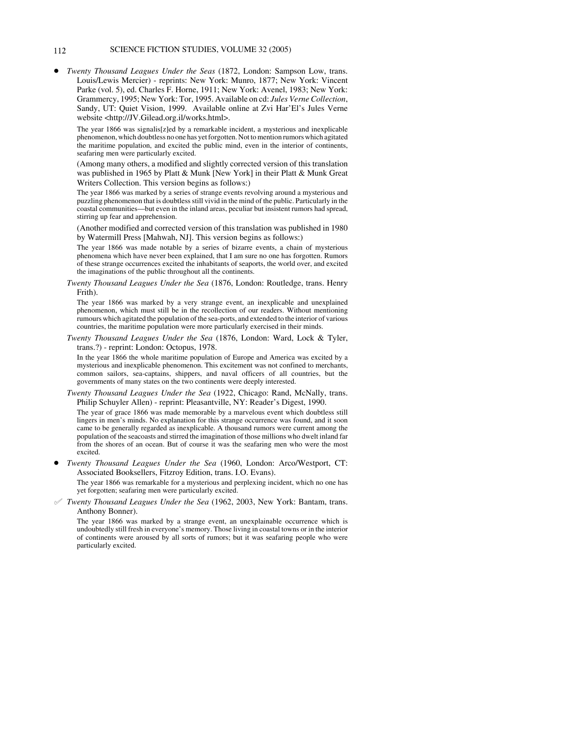- *Twenty Thousand Leagues Under the Seas* (1872, London: Sampson Low, trans. Louis/Lewis Mercier) - reprints: New York: Munro, 1877; New York: Vincent Parke (vol. 5), ed. Charles F. Horne, 1911; New York: Avenel, 1983; New York: Grammercy, 1995; New York: Tor, 1995. Available on cd: *Jules Verne Collection*, Sandy, UT: Quiet Vision, 1999. Available online at Zvi Har'El's Jules Verne website <http://JV.Gilead.org.il/works.html>.

  > The year 1866 was signalis[z]ed by a remarkable incident, a mysterious and inexplicable phenomenon, which doubtless no one has yet forgotten. Not to mention rumors which agitated the maritime population, and excited the public mind, even in the interior of continents, seafaring men were particularly excited.

  (Among many others, a modified and slightly corrected version of this translation was published in 1965 by Platt & Munk [New York] in their Platt & Munk Great Writers Collection. This version begins as follows:)

  > The year 1866 was marked by a series of strange events revolving around a mysterious and puzzling phenomenon that is doubtless still vivid in the mind of the public. Particularly in the coastal communities—but even in the inland areas, peculiar but insistent rumors had spread, stirring up fear and apprehension.

  (Another modified and corrected version of this translation was published in 1980 by Watermill Press [Mahwah, NJ]. This version begins as follows:)

  > The year 1866 was made notable by a series of bizarre events, a chain of mysterious phenomena which have never been explained, that I am sure no one has forgotten. Rumors of these strange occurrences excited the inhabitants of seaports, the world over, and excited the imaginations of the public throughout all the continents.

  *Twenty Thousand Leagues Under the Sea* (1876, London: Routledge, trans. Henry Frith).

  > The year 1866 was marked by a very strange event, an inexplicable and unexplained phenomenon, which must still be in the recollection of our readers. Without mentioning rumours which agitated the population of the sea-ports, and extended to the interior of various countries, the maritime population were more particularly exercised in their minds.

  *Twenty Thousand Leagues Under the Sea* (1876, London: Ward, Lock & Tyler, trans.?) - reprint: London: Octopus, 1978.

  > In the year 1866 the whole maritime population of Europe and America was excited by a mysterious and inexplicable phenomenon. This excitement was not confined to merchants, common sailors, sea-captains, shippers, and naval officers of all countries, but the governments of many states on the two continents were deeply interested.

  *Twenty Thousand Leagues Under the Sea* (1922, Chicago: Rand, McNally, trans. Philip Schuyler Allen) - reprint: Pleasantville, NY: Reader's Digest, 1990.

  > The year of grace 1866 was made memorable by a marvelous event which doubtless still lingers in men's minds. No explanation for this strange occurrence was found, and it soon came to be generally regarded as inexplicable. A thousand rumors were current among the population of the seacoasts and stirred the imagination of those millions who dwelt inland far from the shores of an ocean. But of course it was the seafaring men who were the most excited.

- *Twenty Thousand Leagues Under the Sea* (1960, London: Arco/Westport, CT: Associated Booksellers, Fitzroy Edition, trans. I.O. Evans).

  > The year 1866 was remarkable for a mysterious and perplexing incident, which no one has yet forgotten; seafaring men were particularly excited.

✓ *Twenty Thousand Leagues Under the Sea* (1962, 2003, New York: Bantam, trans. Anthony Bonner).

  > The year 1866 was marked by a strange event, an unexplainable occurrence which is undoubtedly still fresh in everyone's memory. Those living in coastal towns or in the interior of continents were aroused by all sorts of rumors; but it was seafaring people who were particularly excited.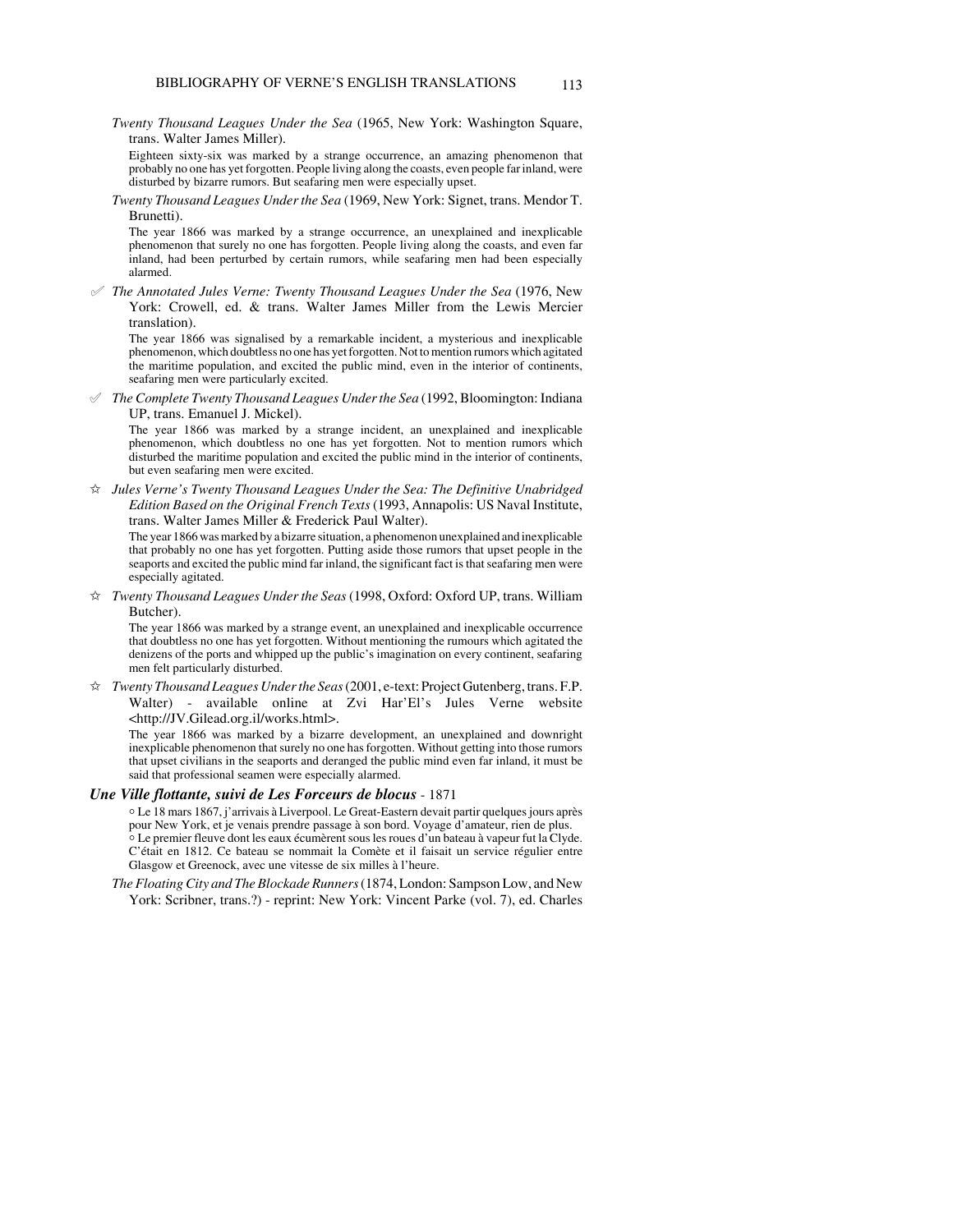*Twenty Thousand Leagues Under the Sea* (1965, New York: Washington Square, trans. Walter James Miller).

Eighteen sixty-six was marked by a strange occurrence, an amazing phenomenon that probably no one has yet forgotten. People living along the coasts, even people far inland, were disturbed by bizarre rumors. But seafaring men were especially upset.

*Twenty Thousand Leagues Under the Sea* (1969, New York: Signet, trans. Mendor T. Brunetti).

The year 1866 was marked by a strange occurrence, an unexplained and inexplicable phenomenon that surely no one has forgotten. People living along the coasts, and even far inland, had been perturbed by certain rumors, while seafaring men had been especially alarmed.

✓ *The Annotated Jules Verne: Twenty Thousand Leagues Under the Sea* (1976, New York: Crowell, ed. & trans. Walter James Miller from the Lewis Mercier translation).

The year 1866 was signalised by a remarkable incident, a mysterious and inexplicable phenomenon, which doubtless no one has yet forgotten. Not to mention rumors which agitated the maritime population, and excited the public mind, even in the interior of continents, seafaring men were particularly excited.

✓ *The Complete Twenty Thousand Leagues Under the Sea* (1992, Bloomington: Indiana UP, trans. Emanuel J. Mickel).

The year 1866 was marked by a strange incident, an unexplained and inexplicable phenomenon, which doubtless no one has yet forgotten. Not to mention rumors which disturbed the maritime population and excited the public mind in the interior of continents, but even seafaring men were excited.

☆ *Jules Verne's Twenty Thousand Leagues Under the Sea: The Definitive Unabridged Edition Based on the Original French Texts* (1993, Annapolis: US Naval Institute, trans. Walter James Miller & Frederick Paul Walter).

The year 1866 was marked by a bizarre situation, a phenomenon unexplained and inexplicable that probably no one has yet forgotten. Putting aside those rumors that upset people in the seaports and excited the public mind far inland, the significant fact is that seafaring men were especially agitated.

☆ *Twenty Thousand Leagues Under the Seas* (1998, Oxford: Oxford UP, trans. William Butcher).

The year 1866 was marked by a strange event, an unexplained and inexplicable occurrence that doubtless no one has yet forgotten. Without mentioning the rumours which agitated the denizens of the ports and whipped up the public's imagination on every continent, seafaring men felt particularly disturbed.

☆ *Twenty Thousand Leagues Under the Seas* (2001, e-text: Project Gutenberg, trans. F.P. Walter) - available online at Zvi Har'El's Jules Verne website <http://JV.Gilead.org.il/works.html>.

The year 1866 was marked by a bizarre development, an unexplained and downright inexplicable phenomenon that surely no one has forgotten. Without getting into those rumors that upset civilians in the seaports and deranged the public mind even far inland, it must be said that professional seamen were especially alarmed.

### *Une Ville flottante, suivi de Les Forceurs de blocus* - 1871

○ Le 18 mars 1867, j'arrivais à Liverpool. Le Great-Eastern devait partir quelques jours après pour New York, et je venais prendre passage à son bord. Voyage d'amateur, rien de plus.
○ Le premier fleuve dont les eaux écumèrent sous les roues d'un bateau à vapeur fut la Clyde. C'était en 1812. Ce bateau se nommait la Comète et il faisait un service régulier entre Glasgow et Greenock, avec une vitesse de six milles à l'heure.

*The Floating City and The Blockade Runners* (1874, London: Sampson Low, and New York: Scribner, trans.?) - reprint: New York: Vincent Parke (vol. 7), ed. Charles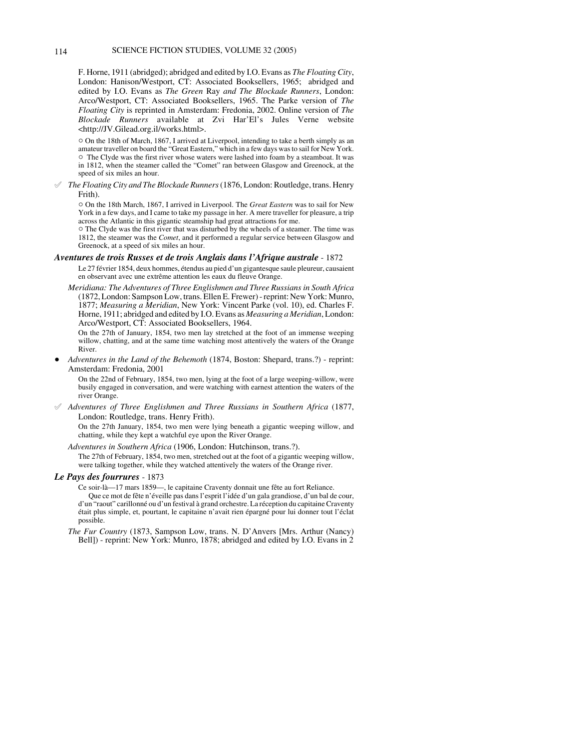F. Horne, 1911 (abridged); abridged and edited by I.O. Evans as *The Floating City*, London: Hanison/Westport, CT: Associated Booksellers, 1965; abridged and edited by I.O. Evans as *The Green* Ray *and The Blockade Runners*, London: Arco/Westport, CT: Associated Booksellers, 1965. The Parke version of *The Floating City* is reprinted in Amsterdam: Fredonia, 2002. Online version of *The Blockade Runners* available at Zvi Har'El's Jules Verne website <http://JV.Gilead.org.il/works.html>.

○ On the 18th of March, 1867, I arrived at Liverpool, intending to take a berth simply as an amateur traveller on board the "Great Eastern," which in a few days was to sail for New York.
○ The Clyde was the first river whose waters were lashed into foam by a steamboat. It was in 1812, when the steamer called the "Comet" ran between Glasgow and Greenock, at the speed of six miles an hour.

✐ *The Floating City and The Blockade Runners* (1876, London: Routledge, trans. Henry Frith).

○ On the 18th March, 1867, I arrived in Liverpool. The *Great Eastern* was to sail for New York in a few days, and I came to take my passage in her. A mere traveller for pleasure, a trip across the Atlantic in this gigantic steamship had great attractions for me.
○ The Clyde was the first river that was disturbed by the wheels of a steamer. The time was 1812, the steamer was the *Comet*, and it performed a regular service between Glasgow and Greenock, at a speed of six miles an hour.

***Aventures de trois Russes et de trois Anglais dans l'Afrique australe*** - 1872

Le 27 février 1854, deux hommes, étendus au pied d'un gigantesque saule pleureur, causaient en observant avec une extrême attention les eaux du fleuve Orange.

*Meridiana: The Adventures of Three Englishmen and Three Russians in South Africa* (1872, London: Sampson Low, trans. Ellen E. Frewer) - reprint: New York: Munro, 1877; *Measuring a Meridian*, New York: Vincent Parke (vol. 10), ed. Charles F. Horne, 1911; abridged and edited by I.O. Evans as *Measuring a Meridian*, London: Arco/Westport, CT: Associated Booksellers, 1964.

On the 27th of January, 1854, two men lay stretched at the foot of an immense weeping willow, chatting, and at the same time watching most attentively the waters of the Orange River.

● *Adventures in the Land of the Behemoth* (1874, Boston: Shepard, trans.?) - reprint: Amsterdam: Fredonia, 2001

On the 22nd of February, 1854, two men, lying at the foot of a large weeping-willow, were busily engaged in conversation, and were watching with earnest attention the waters of the river Orange.

✐ *Adventures of Three Englishmen and Three Russians in Southern Africa* (1877, London: Routledge, trans. Henry Frith).

On the 27th January, 1854, two men were lying beneath a gigantic weeping willow, and chatting, while they kept a watchful eye upon the River Orange.

*Adventures in Southern Africa* (1906, London: Hutchinson, trans.?).

The 27th of February, 1854, two men, stretched out at the foot of a gigantic weeping willow, were talking together, while they watched attentively the waters of the Orange river.

***Le Pays des fourrures*** - 1873

Ce soir-là—17 mars 1859—, le capitaine Craventy donnait une fête au fort Reliance.

Que ce mot de fête n'éveille pas dans l'esprit l'idée d'un gala grandiose, d'un bal de cour, d'un "raout" carillonné ou d'un festival à grand orchestre. La réception du capitaine Craventy était plus simple, et, pourtant, le capitaine n'avait rien épargné pour lui donner tout l'éclat possible.

*The Fur Country* (1873, Sampson Low, trans. N. D'Anvers [Mrs. Arthur (Nancy) Bell]) - reprint: New York: Munro, 1878; abridged and edited by I.O. Evans in 2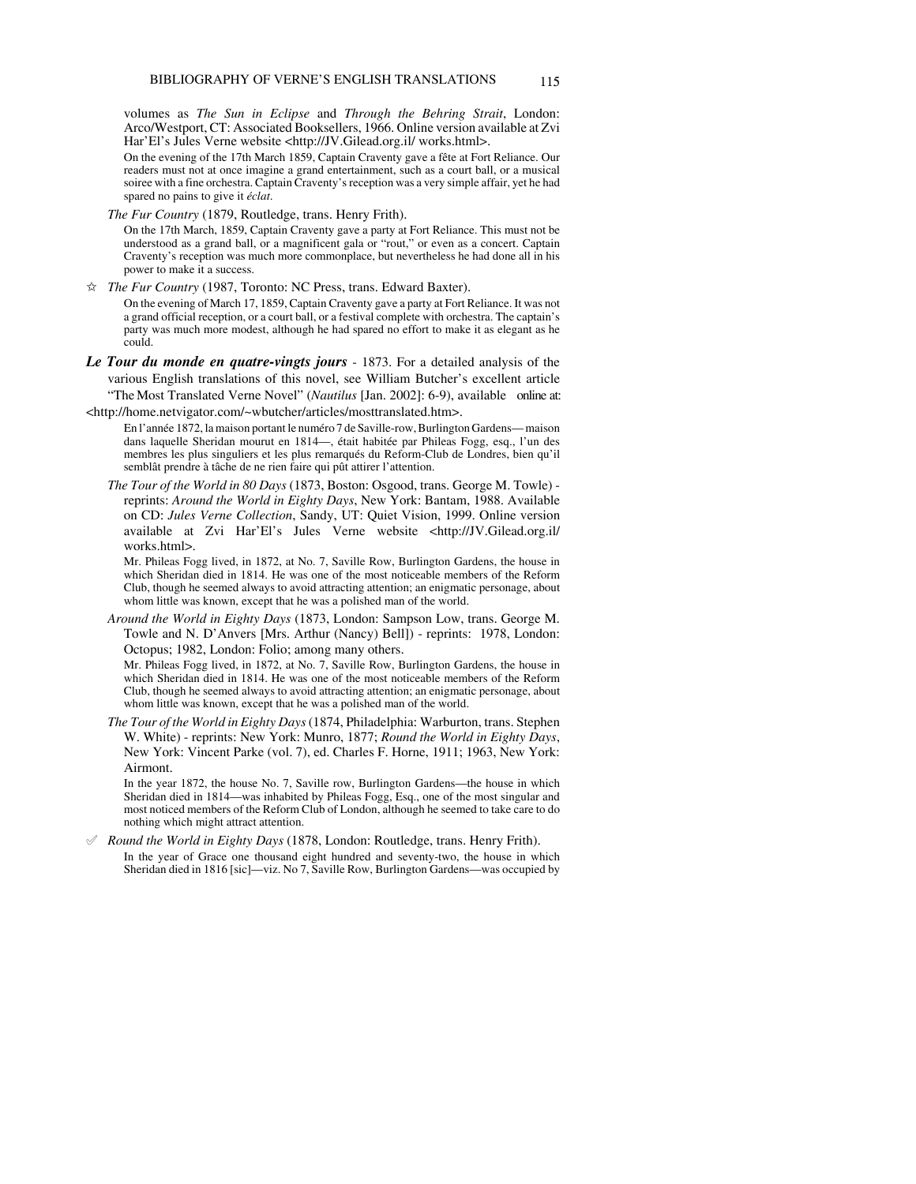volumes as *The Sun in Eclipse* and *Through the Behring Strait*, London: Arco/Westport, CT: Associated Booksellers, 1966. Online version available at Zvi Har'El's Jules Verne website <http://JV.Gilead.org.il/ works.html>.

> On the evening of the 17th March 1859, Captain Craventy gave a fête at Fort Reliance. Our readers must not at once imagine a grand entertainment, such as a court ball, or a musical soiree with a fine orchestra. Captain Craventy's reception was a very simple affair, yet he had spared no pains to give it *éclat*.

*The Fur Country* (1879, Routledge, trans. Henry Frith).

> On the 17th March, 1859, Captain Craventy gave a party at Fort Reliance. This must not be understood as a grand ball, or a magnificent gala or "rout," or even as a concert. Captain Craventy's reception was much more commonplace, but nevertheless he had done all in his power to make it a success.

☆ *The Fur Country* (1987, Toronto: NC Press, trans. Edward Baxter).

> On the evening of March 17, 1859, Captain Craventy gave a party at Fort Reliance. It was not a grand official reception, or a court ball, or a festival complete with orchestra. The captain's party was much more modest, although he had spared no effort to make it as elegant as he could.

***Le Tour du monde en quatre-vingts jours*** - 1873. For a detailed analysis of the various English translations of this novel, see William Butcher's excellent article "The Most Translated Verne Novel" (*Nautilus* [Jan. 2002]: 6-9), available online at: <http://home.netvigator.com/~wbutcher/articles/mosttranslated.htm>.

> En l'année 1872, la maison portant le numéro 7 de Saville-row, Burlington Gardens— maison dans laquelle Sheridan mourut en 1814—, était habitée par Phileas Fogg, esq., l'un des membres les plus singuliers et les plus remarqués du Reform-Club de Londres, bien qu'il semblât prendre à tâche de ne rien faire qui pût attirer l'attention.

*The Tour of the World in 80 Days* (1873, Boston: Osgood, trans. George M. Towle) - reprints: *Around the World in Eighty Days*, New York: Bantam, 1988. Available on CD: *Jules Verne Collection*, Sandy, UT: Quiet Vision, 1999. Online version available at Zvi Har'El's Jules Verne website <http://JV.Gilead.org.il/ works.html>.

> Mr. Phileas Fogg lived, in 1872, at No. 7, Saville Row, Burlington Gardens, the house in which Sheridan died in 1814. He was one of the most noticeable members of the Reform Club, though he seemed always to avoid attracting attention; an enigmatic personage, about whom little was known, except that he was a polished man of the world.

*Around the World in Eighty Days* (1873, London: Sampson Low, trans. George M. Towle and N. D'Anvers [Mrs. Arthur (Nancy) Bell]) - reprints: 1978, London: Octopus; 1982, London: Folio; among many others.

> Mr. Phileas Fogg lived, in 1872, at No. 7, Saville Row, Burlington Gardens, the house in which Sheridan died in 1814. He was one of the most noticeable members of the Reform Club, though he seemed always to avoid attracting attention; an enigmatic personage, about whom little was known, except that he was a polished man of the world.

*The Tour of the World in Eighty Days* (1874, Philadelphia: Warburton, trans. Stephen W. White) - reprints: New York: Munro, 1877; *Round the World in Eighty Days*, New York: Vincent Parke (vol. 7), ed. Charles F. Horne, 1911; 1963, New York: Airmont.

> In the year 1872, the house No. 7, Saville row, Burlington Gardens—the house in which Sheridan died in 1814—was inhabited by Phileas Fogg, Esq., one of the most singular and most noticed members of the Reform Club of London, although he seemed to take care to do nothing which might attract attention.

✐ *Round the World in Eighty Days* (1878, London: Routledge, trans. Henry Frith).

> In the year of Grace one thousand eight hundred and seventy-two, the house in which Sheridan died in 1816 [sic]—viz. No 7, Saville Row, Burlington Gardens—was occupied by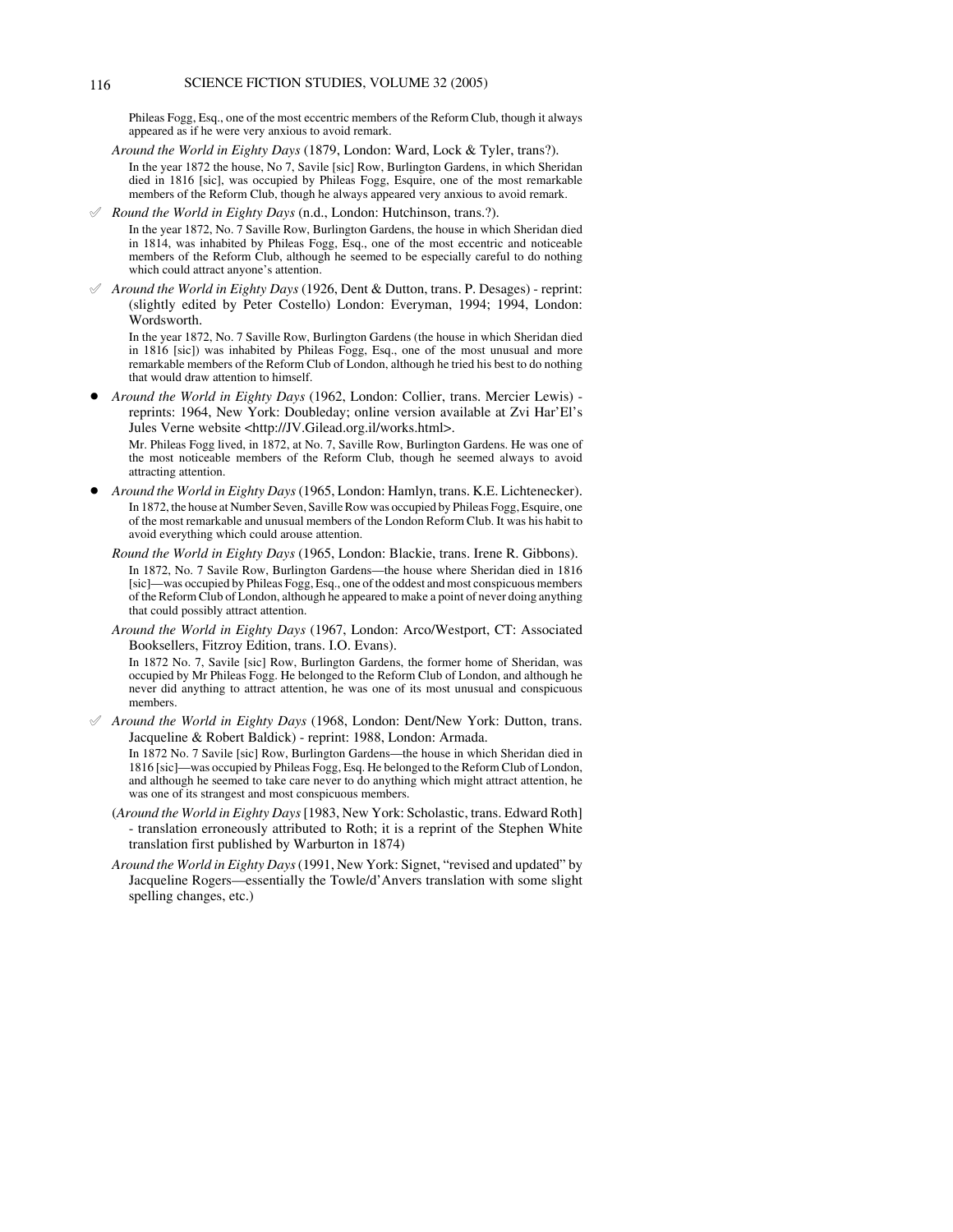Phileas Fogg, Esq., one of the most eccentric members of the Reform Club, though it always appeared as if he were very anxious to avoid remark.

*Around the World in Eighty Days* (1879, London: Ward, Lock & Tyler, trans?).

In the year 1872 the house, No 7, Savile [sic] Row, Burlington Gardens, in which Sheridan died in 1816 [sic], was occupied by Phileas Fogg, Esquire, one of the most remarkable members of the Reform Club, though he always appeared very anxious to avoid remark.

✐ *Round the World in Eighty Days* (n.d., London: Hutchinson, trans.?).

In the year 1872, No. 7 Saville Row, Burlington Gardens, the house in which Sheridan died in 1814, was inhabited by Phileas Fogg, Esq., one of the most eccentric and noticeable members of the Reform Club, although he seemed to be especially careful to do nothing which could attract anyone's attention.

✐ *Around the World in Eighty Days* (1926, Dent & Dutton, trans. P. Desages) - reprint: (slightly edited by Peter Costello) London: Everyman, 1994; 1994, London: Wordsworth.

In the year 1872, No. 7 Saville Row, Burlington Gardens (the house in which Sheridan died in 1816 [sic]) was inhabited by Phileas Fogg, Esq., one of the most unusual and more remarkable members of the Reform Club of London, although he tried his best to do nothing that would draw attention to himself.

- *Around the World in Eighty Days* (1962, London: Collier, trans. Mercier Lewis) - reprints: 1964, New York: Doubleday; online version available at Zvi Har'El's Jules Verne website <http://JV.Gilead.org.il/works.html>.

  Mr. Phileas Fogg lived, in 1872, at No. 7, Saville Row, Burlington Gardens. He was one of the most noticeable members of the Reform Club, though he seemed always to avoid attracting attention.

- *Around the World in Eighty Days* (1965, London: Hamlyn, trans. K.E. Lichtenecker).

  In 1872, the house at Number Seven, Saville Row was occupied by Phileas Fogg, Esquire, one of the most remarkable and unusual members of the London Reform Club. It was his habit to avoid everything which could arouse attention.

*Round the World in Eighty Days* (1965, London: Blackie, trans. Irene R. Gibbons).

In 1872, No. 7 Savile Row, Burlington Gardens—the house where Sheridan died in 1816 [sic]—was occupied by Phileas Fogg, Esq., one of the oddest and most conspicuous members of the Reform Club of London, although he appeared to make a point of never doing anything that could possibly attract attention.

*Around the World in Eighty Days* (1967, London: Arco/Westport, CT: Associated Booksellers, Fitzroy Edition, trans. I.O. Evans).

In 1872 No. 7, Savile [sic] Row, Burlington Gardens, the former home of Sheridan, was occupied by Mr Phileas Fogg. He belonged to the Reform Club of London, and although he never did anything to attract attention, he was one of its most unusual and conspicuous members.

✐ *Around the World in Eighty Days* (1968, London: Dent/New York: Dutton, trans. Jacqueline & Robert Baldick) - reprint: 1988, London: Armada.

In 1872 No. 7 Savile [sic] Row, Burlington Gardens—the house in which Sheridan died in 1816 [sic]—was occupied by Phileas Fogg, Esq. He belonged to the Reform Club of London, and although he seemed to take care never to do anything which might attract attention, he was one of its strangest and most conspicuous members.

(*Around the World in Eighty Days* [1983, New York: Scholastic, trans. Edward Roth] - translation erroneously attributed to Roth; it is a reprint of the Stephen White translation first published by Warburton in 1874)

*Around the World in Eighty Days* (1991, New York: Signet, "revised and updated" by Jacqueline Rogers—essentially the Towle/d'Anvers translation with some slight spelling changes, etc.)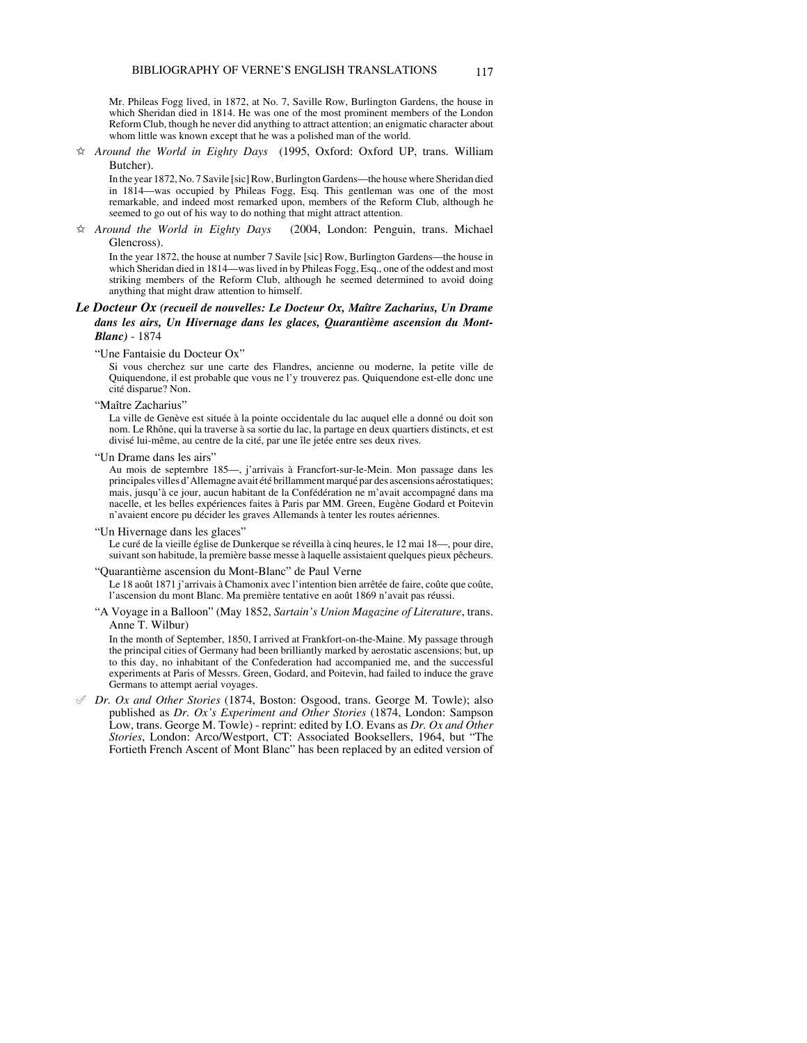Mr. Phileas Fogg lived, in 1872, at No. 7, Saville Row, Burlington Gardens, the house in which Sheridan died in 1814. He was one of the most prominent members of the London Reform Club, though he never did anything to attract attention; an enigmatic character about whom little was known except that he was a polished man of the world.

☆ *Around the World in Eighty Days* (1995, Oxford: Oxford UP, trans. William Butcher).

In the year 1872, No. 7 Savile [sic] Row, Burlington Gardens—the house where Sheridan died in 1814—was occupied by Phileas Fogg, Esq. This gentleman was one of the most remarkable, and indeed most remarked upon, members of the Reform Club, although he seemed to go out of his way to do nothing that might attract attention.

☆ *Around the World in Eighty Days* (2004, London: Penguin, trans. Michael Glencross).

In the year 1872, the house at number 7 Savile [sic] Row, Burlington Gardens—the house in which Sheridan died in 1814—was lived in by Phileas Fogg, Esq., one of the oddest and most striking members of the Reform Club, although he seemed determined to avoid doing anything that might draw attention to himself.

***Le Docteur Ox (recueil de nouvelles: Le Docteur Ox, Maître Zacharius, Un Drame dans les airs, Un Hivernage dans les glaces, Quarantième ascension du Mont-Blanc)*** - 1874

"Une Fantaisie du Docteur Ox"

Si vous cherchez sur une carte des Flandres, ancienne ou moderne, la petite ville de Quiquendone, il est probable que vous ne l'y trouverez pas. Quiquendone est-elle donc une cité disparue? Non.

"Maître Zacharius"

La ville de Genève est située à la pointe occidentale du lac auquel elle a donné ou doit son nom. Le Rhône, qui la traverse à sa sortie du lac, la partage en deux quartiers distincts, et est divisé lui-même, au centre de la cité, par une île jetée entre ses deux rives.

"Un Drame dans les airs"

Au mois de septembre 185—, j'arrivais à Francfort-sur-le-Mein. Mon passage dans les principales villes d'Allemagne avait été brillamment marqué par des ascensions aérostatiques; mais, jusqu'à ce jour, aucun habitant de la Confédération ne m'avait accompagné dans ma nacelle, et les belles expériences faites à Paris par MM. Green, Eugène Godard et Poitevin n'avaient encore pu décider les graves Allemands à tenter les routes aériennes.

"Un Hivernage dans les glaces"

Le curé de la vieille église de Dunkerque se réveilla à cinq heures, le 12 mai 18—, pour dire, suivant son habitude, la première basse messe à laquelle assistaient quelques pieux pêcheurs.

"Quarantième ascension du Mont-Blanc" de Paul Verne

Le 18 août 1871 j'arrivais à Chamonix avec l'intention bien arrêtée de faire, coûte que coûte, l'ascension du mont Blanc. Ma première tentative en août 1869 n'avait pas réussi.

"A Voyage in a Balloon" (May 1852, *Sartain's Union Magazine of Literature*, trans. Anne T. Wilbur)

In the month of September, 1850, I arrived at Frankfort-on-the-Maine. My passage through the principal cities of Germany had been brilliantly marked by aerostatic ascensions; but, up to this day, no inhabitant of the Confederation had accompanied me, and the successful experiments at Paris of Messrs. Green, Godard, and Poitevin, had failed to induce the grave Germans to attempt aerial voyages.

✐ *Dr. Ox and Other Stories* (1874, Boston: Osgood, trans. George M. Towle); also published as *Dr. Ox's Experiment and Other Stories* (1874, London: Sampson Low, trans. George M. Towle) - reprint: edited by I.O. Evans as *Dr. Ox and Other Stories*, London: Arco/Westport, CT: Associated Booksellers, 1964, but "The Fortieth French Ascent of Mont Blanc" has been replaced by an edited version of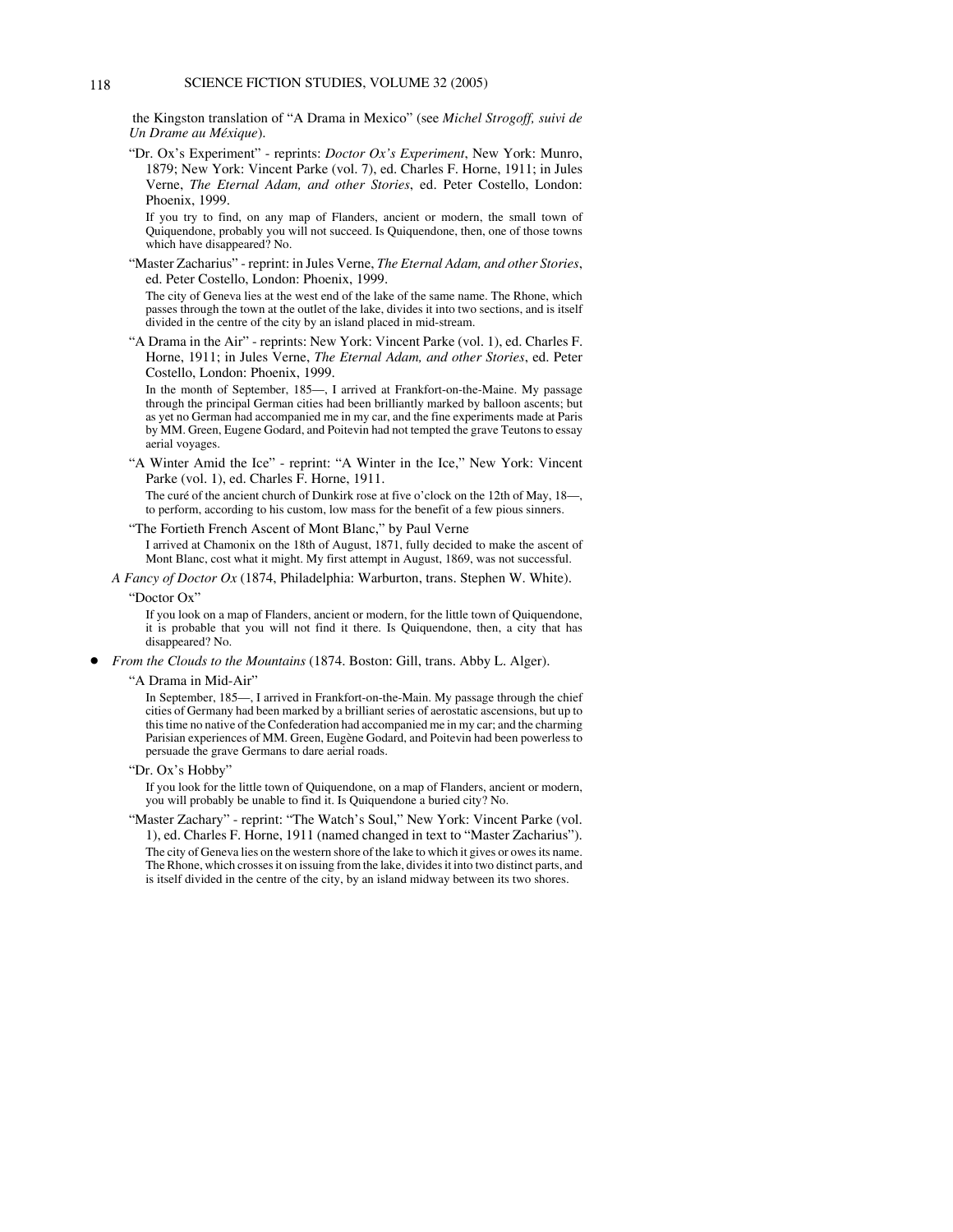the Kingston translation of "A Drama in Mexico" (see *Michel Strogoff, suivi de Un Drame au Mexique*).

"Dr. Ox's Experiment" - reprints: *Doctor Ox's Experiment*, New York: Munro, 1879; New York: Vincent Parke (vol. 7), ed. Charles F. Horne, 1911; in Jules Verne, *The Eternal Adam, and other Stories*, ed. Peter Costello, London: Phoenix, 1999.

> If you try to find, on any map of Flanders, ancient or modern, the small town of Quiquendone, probably you will not succeed. Is Quiquendone, then, one of those towns which have disappeared? No.

"Master Zacharius" - reprint: in Jules Verne, *The Eternal Adam, and other Stories*, ed. Peter Costello, London: Phoenix, 1999.

> The city of Geneva lies at the west end of the lake of the same name. The Rhone, which passes through the town at the outlet of the lake, divides it into two sections, and is itself divided in the centre of the city by an island placed in mid-stream.

"A Drama in the Air" - reprints: New York: Vincent Parke (vol. 1), ed. Charles F. Horne, 1911; in Jules Verne, *The Eternal Adam, and other Stories*, ed. Peter Costello, London: Phoenix, 1999.

> In the month of September, 185—, I arrived at Frankfort-on-the-Maine. My passage through the principal German cities had been brilliantly marked by balloon ascents; but as yet no German had accompanied me in my car, and the fine experiments made at Paris by MM. Green, Eugene Godard, and Poitevin had not tempted the grave Teutons to essay aerial voyages.

"A Winter Amid the Ice" - reprint: "A Winter in the Ice," New York: Vincent Parke (vol. 1), ed. Charles F. Horne, 1911.

> The curé of the ancient church of Dunkirk rose at five o'clock on the 12th of May, 18—, to perform, according to his custom, low mass for the benefit of a few pious sinners.

"The Fortieth French Ascent of Mont Blanc," by Paul Verne

> I arrived at Chamonix on the 18th of August, 1871, fully decided to make the ascent of Mont Blanc, cost what it might. My first attempt in August, 1869, was not successful.

*A Fancy of Doctor Ox* (1874, Philadelphia: Warburton, trans. Stephen W. White).

"Doctor Ox"

> If you look on a map of Flanders, ancient or modern, for the little town of Quiquendone, it is probable that you will not find it there. Is Quiquendone, then, a city that has disappeared? No.

- *From the Clouds to the Mountains* (1874. Boston: Gill, trans. Abby L. Alger).

"A Drama in Mid-Air"

> In September, 185—, I arrived in Frankfort-on-the-Main. My passage through the chief cities of Germany had been marked by a brilliant series of aerostatic ascensions, but up to this time no native of the Confederation had accompanied me in my car; and the charming Parisian experiences of MM. Green, Eugène Godard, and Poitevin had been powerless to persuade the grave Germans to dare aerial roads.

"Dr. Ox's Hobby"

> If you look for the little town of Quiquendone, on a map of Flanders, ancient or modern, you will probably be unable to find it. Is Quiquendone a buried city? No.

"Master Zachary" - reprint: "The Watch's Soul," New York: Vincent Parke (vol. 1), ed. Charles F. Horne, 1911 (named changed in text to "Master Zacharius").

> The city of Geneva lies on the western shore of the lake to which it gives or owes its name. The Rhone, which crosses it on issuing from the lake, divides it into two distinct parts, and is itself divided in the centre of the city, by an island midway between its two shores.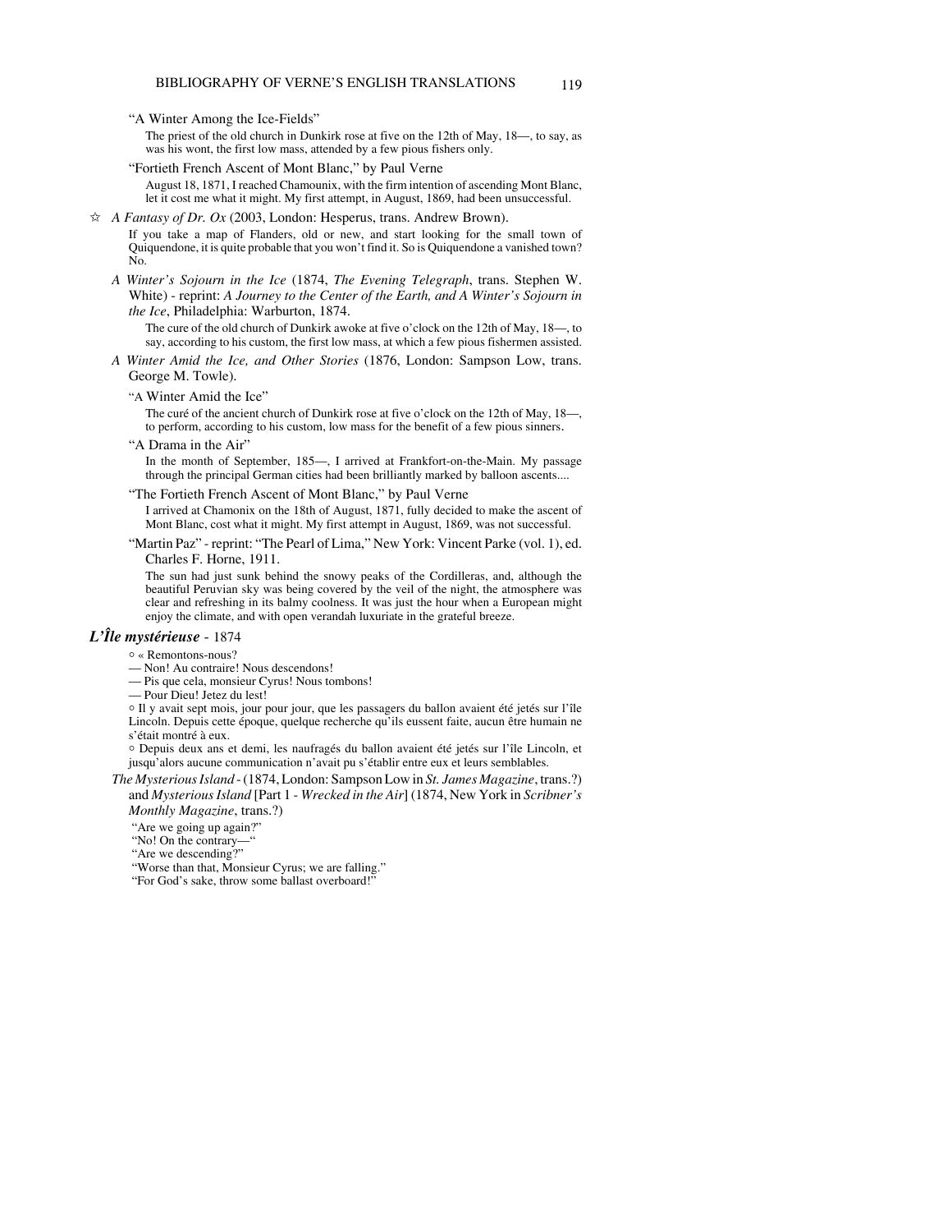"A Winter Among the Ice-Fields"

The priest of the old church in Dunkirk rose at five on the 12th of May, 18—, to say, as was his wont, the first low mass, attended by a few pious fishers only.

"Fortieth French Ascent of Mont Blanc," by Paul Verne

August 18, 1871, I reached Chamounix, with the firm intention of ascending Mont Blanc, let it cost me what it might. My first attempt, in August, 1869, had been unsuccessful.

☆ *A Fantasy of Dr. Ox* (2003, London: Hesperus, trans. Andrew Brown).

If you take a map of Flanders, old or new, and start looking for the small town of Quiquendone, it is quite probable that you won't find it. So is Quiquendone a vanished town? No.

*A Winter's Sojourn in the Ice* (1874, *The Evening Telegraph*, trans. Stephen W. White) - reprint: *A Journey to the Center of the Earth, and A Winter's Sojourn in the Ice*, Philadelphia: Warburton, 1874.

The cure of the old church of Dunkirk awoke at five o'clock on the 12th of May, 18—, to say, according to his custom, the first low mass, at which a few pious fishermen assisted.

*A Winter Amid the Ice, and Other Stories* (1876, London: Sampson Low, trans. George M. Towle).

"A Winter Amid the Ice"

The curé of the ancient church of Dunkirk rose at five o'clock on the 12th of May, 18—, to perform, according to his custom, low mass for the benefit of a few pious sinners.

"A Drama in the Air"

In the month of September, 185—, I arrived at Frankfort-on-the-Main. My passage through the principal German cities had been brilliantly marked by balloon ascents....

"The Fortieth French Ascent of Mont Blanc," by Paul Verne

I arrived at Chamonix on the 18th of August, 1871, fully decided to make the ascent of Mont Blanc, cost what it might. My first attempt in August, 1869, was not successful.

"Martin Paz" - reprint: "The Pearl of Lima," New York: Vincent Parke (vol. 1), ed. Charles F. Horne, 1911.

The sun had just sunk behind the snowy peaks of the Cordilleras, and, although the beautiful Peruvian sky was being covered by the veil of the night, the atmosphere was clear and refreshing in its balmy coolness. It was just the hour when a European might enjoy the climate, and with open verandah luxuriate in the grateful breeze.

## *L'Île mystérieuse* - 1874

○ « Remontons-nous?
— Non! Au contraire! Nous descendons!
— Pis que cela, monsieur Cyrus! Nous tombons!
— Pour Dieu! Jetez du lest!

○ Il y avait sept mois, jour pour jour, que les passagers du ballon avaient été jetés sur l'île Lincoln. Depuis cette époque, quelque recherche qu'ils eussent faite, aucun être humain ne s'était montré à eux.

○ Depuis deux ans et demi, les naufragés du ballon avaient été jetés sur l'île Lincoln, et jusqu'alors aucune communication n'avait pu s'établir entre eux et leurs semblables.

*The Mysterious Island* - (1874, London: Sampson Low in *St. James Magazine*, trans.?) and *Mysterious Island* [Part 1 - *Wrecked in the Air*] (1874, New York in *Scribner's Monthly Magazine*, trans.?)

"Are we going up again?"
"No! On the contrary—"
"Are we descending?"
"Worse than that, Monsieur Cyrus; we are falling."
"For God's sake, throw some ballast overboard!"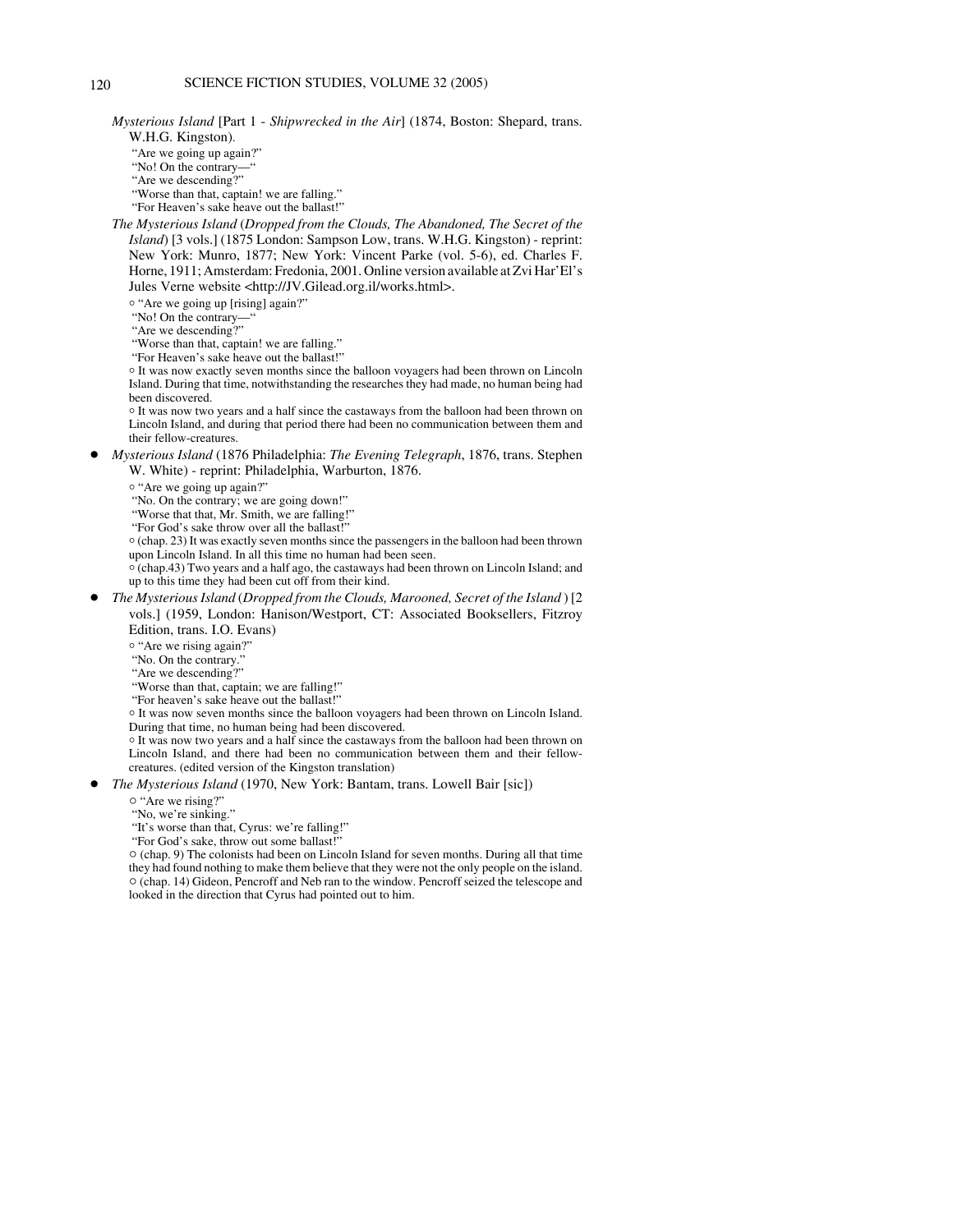*Mysterious Island* [Part 1 - *Shipwrecked in the Air*] (1874, Boston: Shepard, trans. W.H.G. Kingston).

"Are we going up again?"
"No! On the contrary—"
"Are we descending?"
"Worse than that, captain! we are falling."
"For Heaven's sake heave out the ballast!"

*The Mysterious Island* (*Dropped from the Clouds, The Abandoned, The Secret of the Island*) [3 vols.] (1875 London: Sampson Low, trans. W.H.G. Kingston) - reprint: New York: Munro, 1877; New York: Vincent Parke (vol. 5-6), ed. Charles F. Horne, 1911; Amsterdam: Fredonia, 2001. Online version available at Zvi Har'El's Jules Verne website <http://JV.Gilead.org.il/works.html>.

○ "Are we going up [rising] again?"
"No! On the contrary—"
"Are we descending?"
"Worse than that, captain! we are falling."
"For Heaven's sake heave out the ballast!"

○ It was now exactly seven months since the balloon voyagers had been thrown on Lincoln Island. During that time, notwithstanding the researches they had made, no human being had been discovered.

○ It was now two years and a half since the castaways from the balloon had been thrown on Lincoln Island, and during that period there had been no communication between them and their fellow-creatures.

- *Mysterious Island* (1876 Philadelphia: *The Evening Telegraph*, 1876, trans. Stephen W. White) - reprint: Philadelphia, Warburton, 1876.

  ○ "Are we going up again?"
  "No. On the contrary; we are going down!"
  "Worse that that, Mr. Smith, we are falling!"
  "For God's sake throw over all the ballast!"

  ○ (chap. 23) It was exactly seven months since the passengers in the balloon had been thrown upon Lincoln Island. In all this time no human had been seen.

  ○ (chap.43) Two years and a half ago, the castaways had been thrown on Lincoln Island; and up to this time they had been cut off from their kind.

- *The Mysterious Island* (*Dropped from the Clouds, Marooned, Secret of the Island* ) [2 vols.] (1959, London: Hanison/Westport, CT: Associated Booksellers, Fitzroy Edition, trans. I.O. Evans)

  ○ "Are we rising again?"
  "No. On the contrary."
  "Are we descending?"
  "Worse than that, captain; we are falling!"
  "For heaven's sake heave out the ballast!"

  ○ It was now seven months since the balloon voyagers had been thrown on Lincoln Island. During that time, no human being had been discovered.

  ○ It was now two years and a half since the castaways from the balloon had been thrown on Lincoln Island, and there had been no communication between them and their fellow-creatures. (edited version of the Kingston translation)

- *The Mysterious Island* (1970, New York: Bantam, trans. Lowell Bair [sic])

  ○ "Are we rising?"
  "No, we're sinking."
  "It's worse than that, Cyrus: we're falling!"
  "For God's sake, throw out some ballast!"

  ○ (chap. 9) The colonists had been on Lincoln Island for seven months. During all that time they had found nothing to make them believe that they were not the only people on the island.

  ○ (chap. 14) Gideon, Pencroff and Neb ran to the window. Pencroff seized the telescope and looked in the direction that Cyrus had pointed out to him.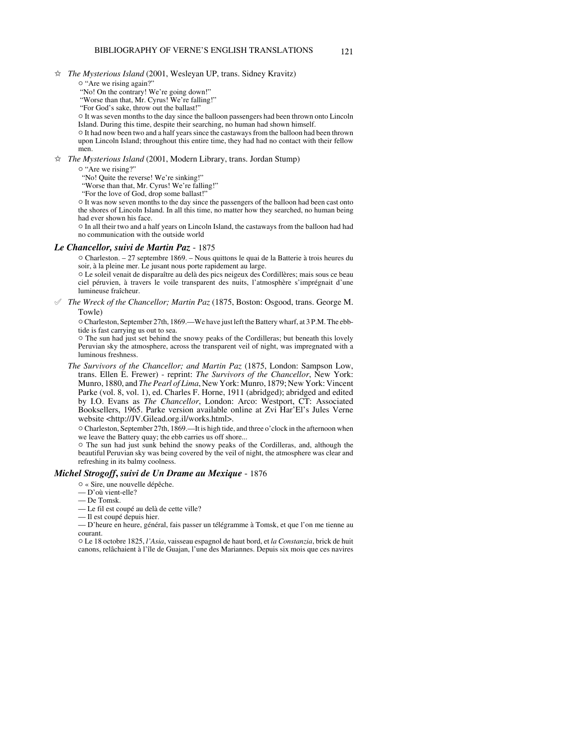☆ *The Mysterious Island* (2001, Wesleyan UP, trans. Sidney Kravitz)

○ "Are we rising again?"
"No! On the contrary! We're going down!"
"Worse than that, Mr. Cyrus! We're falling!"
"For God's sake, throw out the ballast!"

○ It was seven months to the day since the balloon passengers had been thrown onto Lincoln Island. During this time, despite their searching, no human had shown himself.

○ It had now been two and a half years since the castaways from the balloon had been thrown upon Lincoln Island; throughout this entire time, they had had no contact with their fellow men.

☆ *The Mysterious Island* (2001, Modern Library, trans. Jordan Stump)

○ "Are we rising?"
"No! Quite the reverse! We're sinking!"
"Worse than that, Mr. Cyrus! We're falling!"
"For the love of God, drop some ballast!"

○ It was now seven months to the day since the passengers of the balloon had been cast onto the shores of Lincoln Island. In all this time, no matter how they searched, no human being had ever shown his face.

○ In all their two and a half years on Lincoln Island, the castaways from the balloon had had no communication with the outside world

### *Le Chancellor, suivi de Martin Paz* - 1875

○ Charleston. – 27 septembre 1869. – Nous quittons le quai de la Batterie à trois heures du soir, à la pleine mer. Le jusant nous porte rapidement au large.

○ Le soleil venait de disparaître au delà des pics neigeux des Cordillères; mais sous ce beau ciel péruvien, à travers le voile transparent des nuits, l'atmosphère s'imprégnait d'une lumineuse fraîcheur.

✓ *The Wreck of the Chancellor; Martin Paz* (1875, Boston: Osgood, trans. George M. Towle)

○ Charleston, September 27th, 1869.—We have just left the Battery wharf, at 3 P.M. The ebb-tide is fast carrying us out to sea.

○ The sun had just set behind the snowy peaks of the Cordilleras; but beneath this lovely Peruvian sky the atmosphere, across the transparent veil of night, was impregnated with a luminous freshness.

*The Survivors of the Chancellor; and Martin Paz* (1875, London: Sampson Low, trans. Ellen E. Frewer) - reprint: *The Survivors of the Chancellor*, New York: Munro, 1880, and *The Pearl of Lima*, New York: Munro, 1879; New York: Vincent Parke (vol. 8, vol. 1), ed. Charles F. Horne, 1911 (abridged); abridged and edited by I.O. Evans as *The Chancellor*, London: Arco: Westport, CT: Associated Booksellers, 1965. Parke version available online at Zvi Har'El's Jules Verne website <http://JV.Gilead.org.il/works.html>.

○ Charleston, September 27th, 1869.—It is high tide, and three o'clock in the afternoon when we leave the Battery quay; the ebb carries us off shore...

○ The sun had just sunk behind the snowy peaks of the Cordilleras, and, although the beautiful Peruvian sky was being covered by the veil of night, the atmosphere was clear and refreshing in its balmy coolness.

### *Michel Strogoff, suivi de Un Drame au Mexique* - 1876

○ « Sire, une nouvelle dépêche.
— D'où vient-elle?
— De Tomsk.
— Le fil est coupé au delà de cette ville?
— Il est coupé depuis hier.
— D'heure en heure, général, fais passer un télégramme à Tomsk, et que l'on me tienne au courant.

○ Le 18 octobre 1825, *l'Asia*, vaisseau espagnol de haut bord, et *la Constanzia*, brick de huit canons, relâchaient à l'île de Guajan, l'une des Mariannes. Depuis six mois que ces navires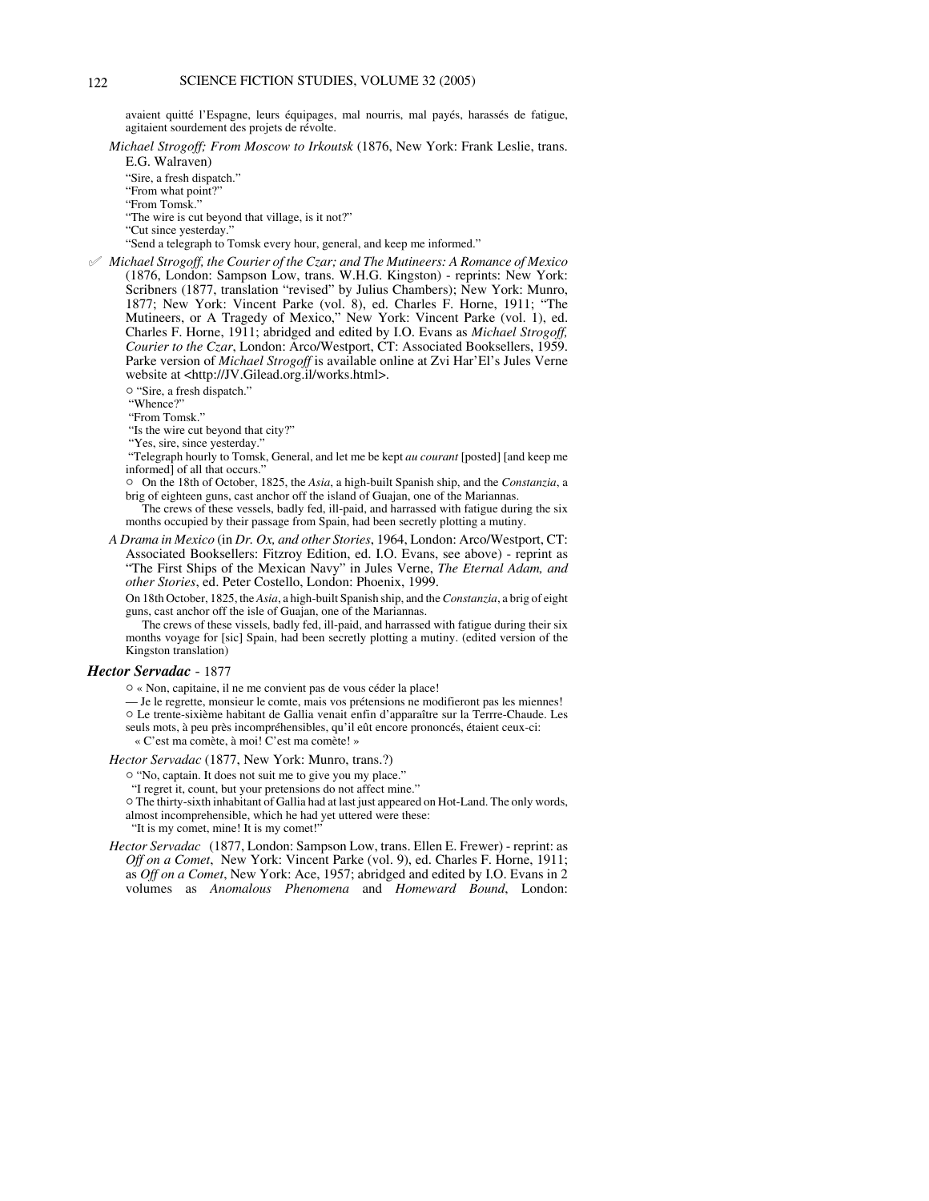avaient quitté l'Espagne, leurs équipages, mal nourris, mal payés, harassés de fatigue, agitaient sourdement des projets de révolte.

*Michael Strogoff; From Moscow to Irkoutsk* (1876, New York: Frank Leslie, trans. E.G. Walraven)

"Sire, a fresh dispatch."
"From what point?"
"From Tomsk."
"The wire is cut beyond that village, is it not?"
"Cut since yesterday."
"Send a telegraph to Tomsk every hour, general, and keep me informed."

✐ *Michael Strogoff, the Courier of the Czar; and The Mutineers: A Romance of Mexico* (1876, London: Sampson Low, trans. W.H.G. Kingston) - reprints: New York: Scribners (1877, translation "revised" by Julius Chambers); New York: Munro, 1877; New York: Vincent Parke (vol. 8), ed. Charles F. Horne, 1911; "The Mutineers, or A Tragedy of Mexico," New York: Vincent Parke (vol. 1), ed. Charles F. Horne, 1911; abridged and edited by I.O. Evans as *Michael Strogoff, Courier to the Czar*, London: Arco/Westport, CT: Associated Booksellers, 1959. Parke version of *Michael Strogoff* is available online at Zvi Har'El's Jules Verne website at <http://JV.Gilead.org.il/works.html>.

○ "Sire, a fresh dispatch."
"Whence?"
"From Tomsk."
"Is the wire cut beyond that city?"
"Yes, sire, since yesterday."
"Telegraph hourly to Tomsk, General, and let me be kept *au courant* [posted] [and keep me informed] of all that occurs."

○ On the 18th of October, 1825, the *Asia*, a high-built Spanish ship, and the *Constanzia*, a brig of eighteen guns, cast anchor off the island of Guajan, one of the Mariannas.

The crews of these vessels, badly fed, ill-paid, and harrassed with fatigue during the six months occupied by their passage from Spain, had been secretly plotting a mutiny.

*A Drama in Mexico* (in *Dr. Ox, and other Stories*, 1964, London: Arco/Westport, CT: Associated Booksellers: Fitzroy Edition, ed. I.O. Evans, see above) - reprint as "The First Ships of the Mexican Navy" in Jules Verne, *The Eternal Adam, and other Stories*, ed. Peter Costello, London: Phoenix, 1999.

On 18th October, 1825, the *Asia*, a high-built Spanish ship, and the *Constanzia*, a brig of eight guns, cast anchor off the isle of Guajan, one of the Mariannas.

The crews of these vissels, badly fed, ill-paid, and harrassed with fatigue during their six months voyage for [sic] Spain, had been secretly plotting a mutiny. (edited version of the Kingston translation)

### *Hector Servadac* - 1877

○ « Non, capitaine, il ne me convient pas de vous céder la place!
— Je le regrette, monsieur le comte, mais vos prétensions ne modifieront pas les miennes!
○ Le trente-sixième habitant de Gallia venait enfin d'apparaître sur la Terrre-Chaude. Les seuls mots, à peu près incompréhensibles, qu'il eût encore prononcés, étaient ceux-ci:
« C'est ma comète, à moi! C'est ma comète! »

*Hector Servadac* (1877, New York: Munro, trans.?)

○ "No, captain. It does not suit me to give you my place."
"I regret it, count, but your pretensions do not affect mine."
○ The thirty-sixth inhabitant of Gallia had at last just appeared on Hot-Land. The only words, almost incomprehensible, which he had yet uttered were these:
"It is my comet, mine! It is my comet!"

*Hector Servadac* (1877, London: Sampson Low, trans. Ellen E. Frewer) - reprint: as *Off on a Comet*, New York: Vincent Parke (vol. 9), ed. Charles F. Horne, 1911; as *Off on a Comet*, New York: Ace, 1957; abridged and edited by I.O. Evans in 2 volumes as *Anomalous Phenomena* and *Homeward Bound*, London: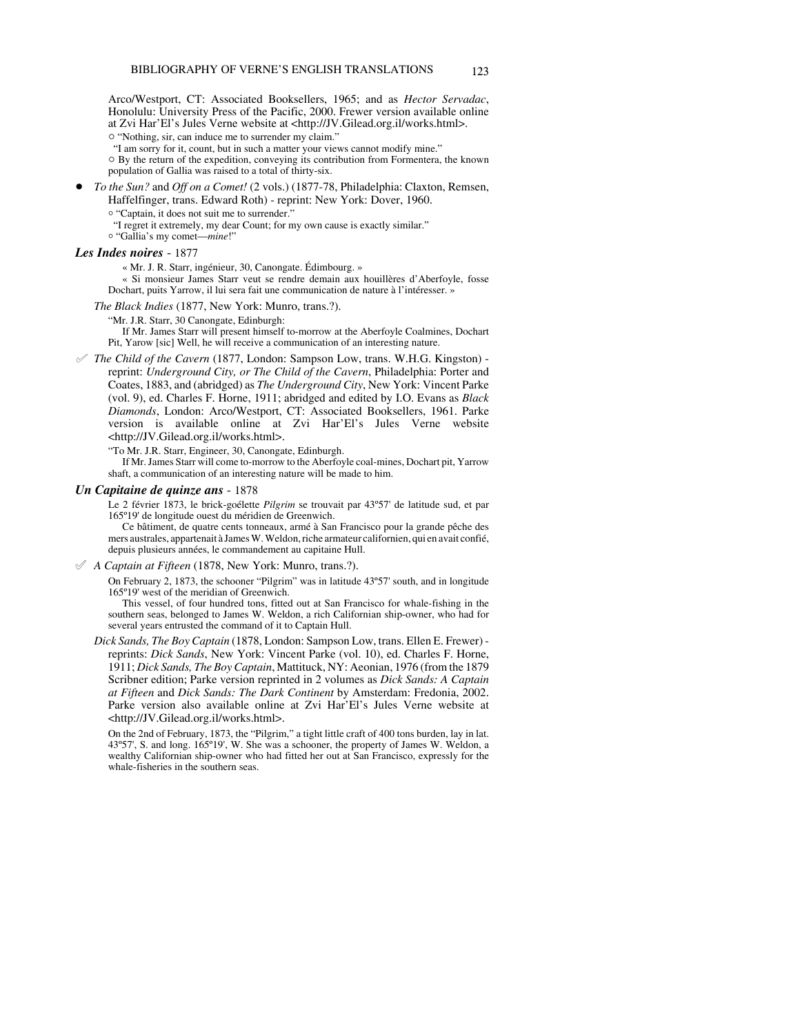Arco/Westport, CT: Associated Booksellers, 1965; and as *Hector Servadac*, Honolulu: University Press of the Pacific, 2000. Frewer version available online at Zvi Har'El's Jules Verne website at <http://JV.Gilead.org.il/works.html>.

○ "Nothing, sir, can induce me to surrender my claim."
"I am sorry for it, count, but in such a matter your views cannot modify mine."
○ By the return of the expedition, conveying its contribution from Formentera, the known population of Gallia was raised to a total of thirty-six.

- *To the Sun?* and *Off on a Comet!* (2 vols.) (1877-78, Philadelphia: Claxton, Remsen, Haffelfinger, trans. Edward Roth) - reprint: New York: Dover, 1960.
  ○ "Captain, it does not suit me to surrender."
  "I regret it extremely, my dear Count; for my own cause is exactly similar."
  ○ "Gallia's my comet—*mine*!"

### *Les Indes noires* - 1877

« Mr. J. R. Starr, ingénieur, 30, Canongate. Édimbourg. »
« Si monsieur James Starr veut se rendre demain aux houillères d'Aberfoyle, fosse Dochart, puits Yarrow, il lui sera fait une communication de nature à l'intéresser. »

*The Black Indies* (1877, New York: Munro, trans.?).

"Mr. J.R. Starr, 30 Canongate, Edinburgh:
If Mr. James Starr will present himself to-morrow at the Aberfoyle Coalmines, Dochart Pit, Yarow [sic] Well, he will receive a communication of an interesting nature.

✓ *The Child of the Cavern* (1877, London: Sampson Low, trans. W.H.G. Kingston) - reprint: *Underground City, or The Child of the Cavern*, Philadelphia: Porter and Coates, 1883, and (abridged) as *The Underground City*, New York: Vincent Parke (vol. 9), ed. Charles F. Horne, 1911; abridged and edited by I.O. Evans as *Black Diamonds*, London: Arco/Westport, CT: Associated Booksellers, 1961. Parke version is available online at Zvi Har'El's Jules Verne website <http://JV.Gilead.org.il/works.html>.

"To Mr. J.R. Starr, Engineer, 30, Canongate, Edinburgh.
If Mr. James Starr will come to-morrow to the Aberfoyle coal-mines, Dochart pit, Yarrow shaft, a communication of an interesting nature will be made to him.

### *Un Capitaine de quinze ans* - 1878

Le 2 février 1873, le brick-goélette *Pilgrim* se trouvait par 43º57' de latitude sud, et par 165º19' de longitude ouest du méridien de Greenwich.
Ce bâtiment, de quatre cents tonneaux, armé à San Francisco pour la grande pêche des mers australes, appartenait à James W. Weldon, riche armateur californien, qui en avait confié, depuis plusieurs années, le commandement au capitaine Hull.

✓ *A Captain at Fifteen* (1878, New York: Munro, trans.?).

On February 2, 1873, the schooner "Pilgrim" was in latitude 43º57' south, and in longitude 165º19' west of the meridian of Greenwich.
This vessel, of four hundred tons, fitted out at San Francisco for whale-fishing in the southern seas, belonged to James W. Weldon, a rich Californian ship-owner, who had for several years entrusted the command of it to Captain Hull.

*Dick Sands, The Boy Captain* (1878, London: Sampson Low, trans. Ellen E. Frewer) - reprints: *Dick Sands*, New York: Vincent Parke (vol. 10), ed. Charles F. Horne, 1911; *Dick Sands, The Boy Captain*, Mattituck, NY: Aeonian, 1976 (from the 1879 Scribner edition; Parke version reprinted in 2 volumes as *Dick Sands: A Captain at Fifteen* and *Dick Sands: The Dark Continent* by Amsterdam: Fredonia, 2002. Parke version also available online at Zvi Har'El's Jules Verne website at <http://JV.Gilead.org.il/works.html>.

On the 2nd of February, 1873, the "Pilgrim," a tight little craft of 400 tons burden, lay in lat. 43º57', S. and long. 165º19', W. She was a schooner, the property of James W. Weldon, a wealthy Californian ship-owner who had fitted her out at San Francisco, expressly for the whale-fisheries in the southern seas.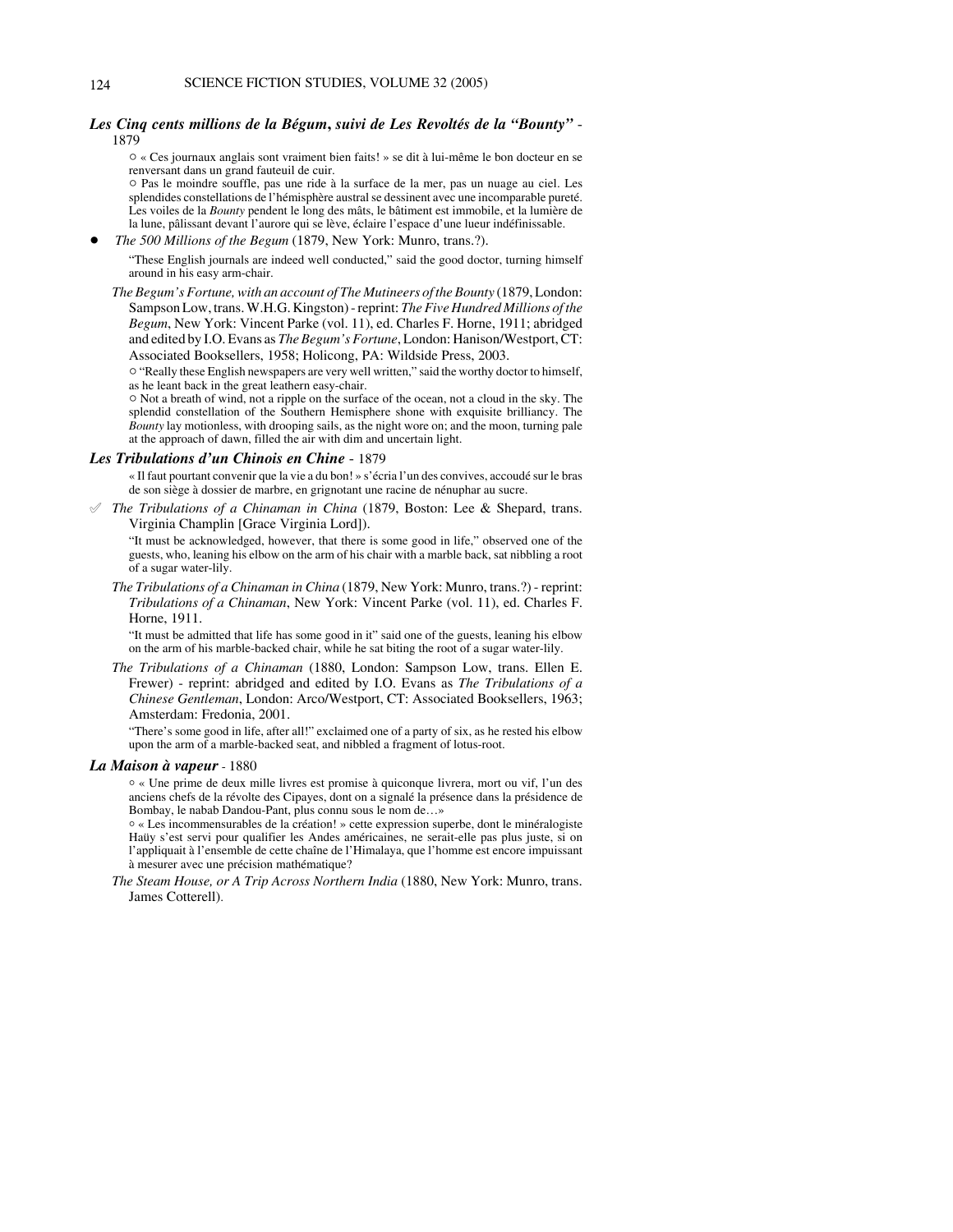***Les Cinq cents millions de la Bégum, suivi de Les Revoltés de la "Bounty"*** - 1879

○ « Ces journaux anglais sont vraiment bien faits! » se dit à lui-même le bon docteur en se renversant dans un grand fauteuil de cuir.

○ Pas le moindre souffle, pas une ride à la surface de la mer, pas un nuage au ciel. Les splendides constellations de l'hémisphère austral se dessinent avec une incomparable pureté. Les voiles de la *Bounty* pendent le long des mâts, le bâtiment est immobile, et la lumière de la lune, pâlissant devant l'aurore qui se lève, éclaire l'espace d'une lueur indéfinissable.

- *The 500 Millions of the Begum* (1879, New York: Munro, trans.?).

  "These English journals are indeed well conducted," said the good doctor, turning himself around in his easy arm-chair.

*The Begum's Fortune, with an account of The Mutineers of the Bounty* (1879, London: Sampson Low, trans. W.H.G. Kingston) - reprint: *The Five Hundred Millions of the Begum*, New York: Vincent Parke (vol. 11), ed. Charles F. Horne, 1911; abridged and edited by I.O. Evans as *The Begum's Fortune*, London: Hanison/Westport, CT: Associated Booksellers, 1958; Holicong, PA: Wildside Press, 2003.

○ "Really these English newspapers are very well written," said the worthy doctor to himself, as he leant back in the great leathern easy-chair.

○ Not a breath of wind, not a ripple on the surface of the ocean, not a cloud in the sky. The splendid constellation of the Southern Hemisphere shone with exquisite brilliancy. The *Bounty* lay motionless, with drooping sails, as the night wore on; and the moon, turning pale at the approach of dawn, filled the air with dim and uncertain light.

***Les Tribulations d'un Chinois en Chine*** - 1879

« Il faut pourtant convenir que la vie a du bon! » s'écria l'un des convives, accoudé sur le bras de son siège à dossier de marbre, en grignotant une racine de nénuphar au sucre.

✐ *The Tribulations of a Chinaman in China* (1879, Boston: Lee & Shepard, trans. Virginia Champlin [Grace Virginia Lord]).

  "It must be acknowledged, however, that there is some good in life," observed one of the guests, who, leaning his elbow on the arm of his chair with a marble back, sat nibbling a root of a sugar water-lily.

*The Tribulations of a Chinaman in China* (1879, New York: Munro, trans.?) - reprint: *Tribulations of a Chinaman*, New York: Vincent Parke (vol. 11), ed. Charles F. Horne, 1911.

"It must be admitted that life has some good in it" said one of the guests, leaning his elbow on the arm of his marble-backed chair, while he sat biting the root of a sugar water-lily.

*The Tribulations of a Chinaman* (1880, London: Sampson Low, trans. Ellen E. Frewer) - reprint: abridged and edited by I.O. Evans as *The Tribulations of a Chinese Gentleman*, London: Arco/Westport, CT: Associated Booksellers, 1963; Amsterdam: Fredonia, 2001.

"There's some good in life, after all!" exclaimed one of a party of six, as he rested his elbow upon the arm of a marble-backed seat, and nibbled a fragment of lotus-root.

***La Maison à vapeur*** - 1880

○ « Une prime de deux mille livres est promise à quiconque livrera, mort ou vif, l'un des anciens chefs de la révolte des Cipayes, dont on a signalé la présence dans la présidence de Bombay, le nabab Dandou-Pant, plus connu sous le nom de…»

○ « Les incommensurables de la création! » cette expression superbe, dont le minéralogiste Haüy s'est servi pour qualifier les Andes américaines, ne serait-elle pas plus juste, si on l'appliquait à l'ensemble de cette chaîne de l'Himalaya, que l'homme est encore impuissant à mesurer avec une précision mathématique?

*The Steam House, or A Trip Across Northern India* (1880, New York: Munro, trans. James Cotterell).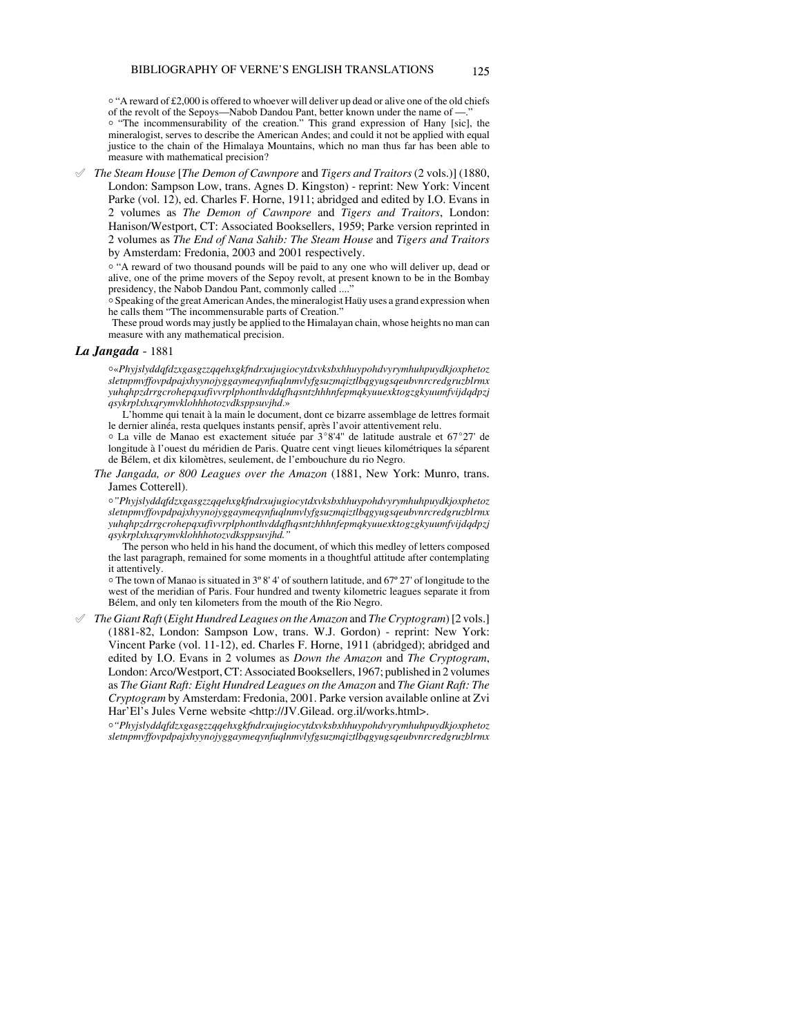○ "A reward of £2,000 is offered to whoever will deliver up dead or alive one of the old chiefs of the revolt of the Sepoys—Nabob Dandou Pant, better known under the name of —."
○ "The incommensurability of the creation." This grand expression of Hany [sic], the mineralogist, serves to describe the American Andes; and could it not be applied with equal justice to the chain of the Himalaya Mountains, which no man thus far has been able to measure with mathematical precision?

✐ *The Steam House* [*The Demon of Cawnpore* and *Tigers and Traitors* (2 vols.)] (1880, London: Sampson Low, trans. Agnes D. Kingston) - reprint: New York: Vincent Parke (vol. 12), ed. Charles F. Horne, 1911; abridged and edited by I.O. Evans in 2 volumes as *The Demon of Cawnpore* and *Tigers and Traitors*, London: Hanison/Westport, CT: Associated Booksellers, 1959; Parke version reprinted in 2 volumes as *The End of Nana Sahib: The Steam House* and *Tigers and Traitors* by Amsterdam: Fredonia, 2003 and 2001 respectively.

○ "A reward of two thousand pounds will be paid to any one who will deliver up, dead or alive, one of the prime movers of the Sepoy revolt, at present known to be in the Bombay presidency, the Nabob Dandou Pant, commonly called ...."
○ Speaking of the great American Andes, the mineralogist Haüy uses a grand expression when he calls them "The incommensurable parts of Creation."
These proud words may justly be applied to the Himalayan chain, whose heights no man can measure with any mathematical precision.

### *La Jangada* - 1881

○«*Phyjslyddqfdzxgasgzzqqehxgkfndrxujugiocytdxvksbxhhuypohdvyrymhuhpuydkjoxphetoz sletnpmvffovpdpajxhyynojyggaymeqynfuqlnmvlyfgsuzmqiztlbqgyugsqeubvnrcredgruzblrmx yuhqhpzdrrgcrohepqxufivvrplphonthvddqfhqsntzhhhnfepmqkyuuexktogzgkyuumfvijdqdpzj qsykrplxhxqrymvklohhhotozvdksppsuvjhd*.»
L'homme qui tenait à la main le document, dont ce bizarre assemblage de lettres formait le dernier alinéa, resta quelques instants pensif, après l'avoir attentivement relu.
○ La ville de Manao est exactement située par 3°8'4" de latitude australe et 67°27' de longitude à l'ouest du méridien de Paris. Quatre cent vingt lieues kilométriques la séparent de Bélem, et dix kilomètres, seulement, de l'embouchure du rio Negro.

*The Jangada, or 800 Leagues over the Amazon* (1881, New York: Munro, trans. James Cotterell).

○*"Phyjslyddqfdzxgasgzzqqehxgkfndrxujugiocytdxvksbxhhuypohdvyrymhuhpuydkjoxphetoz sletnpmvffovpdpajxhyynojyggaymeqynfuqlnmvlyfgsuzmqiztlbqgyugsqeubvnrcredgruzblrmx yuhqhpzdrrgcrohepqxufivvrplphonthvddqfhqsntzhhhnfepmqkyuuexktogzgkyuumfvijdqdpzj qsykrplxhxqrymvklohhhotozvdksppsuvjhd."*
The person who held in his hand the document, of which this medley of letters composed the last paragraph, remained for some moments in a thoughtful attitude after contemplating it attentively.
○ The town of Manao is situated in 3º 8' 4' of southern latitude, and 67º 27' of longitude to the west of the meridian of Paris. Four hundred and twenty kilometric leagues separate it from Bélem, and only ten kilometers from the mouth of the Rio Negro.

✐ *The Giant Raft* (*Eight Hundred Leagues on the Amazon* and *The Cryptogram*) [2 vols.] (1881-82, London: Sampson Low, trans. W.J. Gordon) - reprint: New York: Vincent Parke (vol. 11-12), ed. Charles F. Horne, 1911 (abridged); abridged and edited by I.O. Evans in 2 volumes as *Down the Amazon* and *The Cryptogram*, London: Arco/Westport, CT: Associated Booksellers, 1967; published in 2 volumes as *The Giant Raft: Eight Hundred Leagues on the Amazon* and *The Giant Raft: The Cryptogram* by Amsterdam: Fredonia, 2001. Parke version available online at Zvi Har'El's Jules Verne website <http://JV.Gilead. org.il/works.html>.

○*"Phyjslyddqfdzxgasgzzqqehxgkfndrxujugiocytdxvksbxhhuypohdvyrymhuhpuydkjoxphetoz sletnpmvffovpdpajxhyynojyggaymeqynfuqlnmvlyfgsuzmqiztlbqgyugsqeubvnrcredgruzblrmx*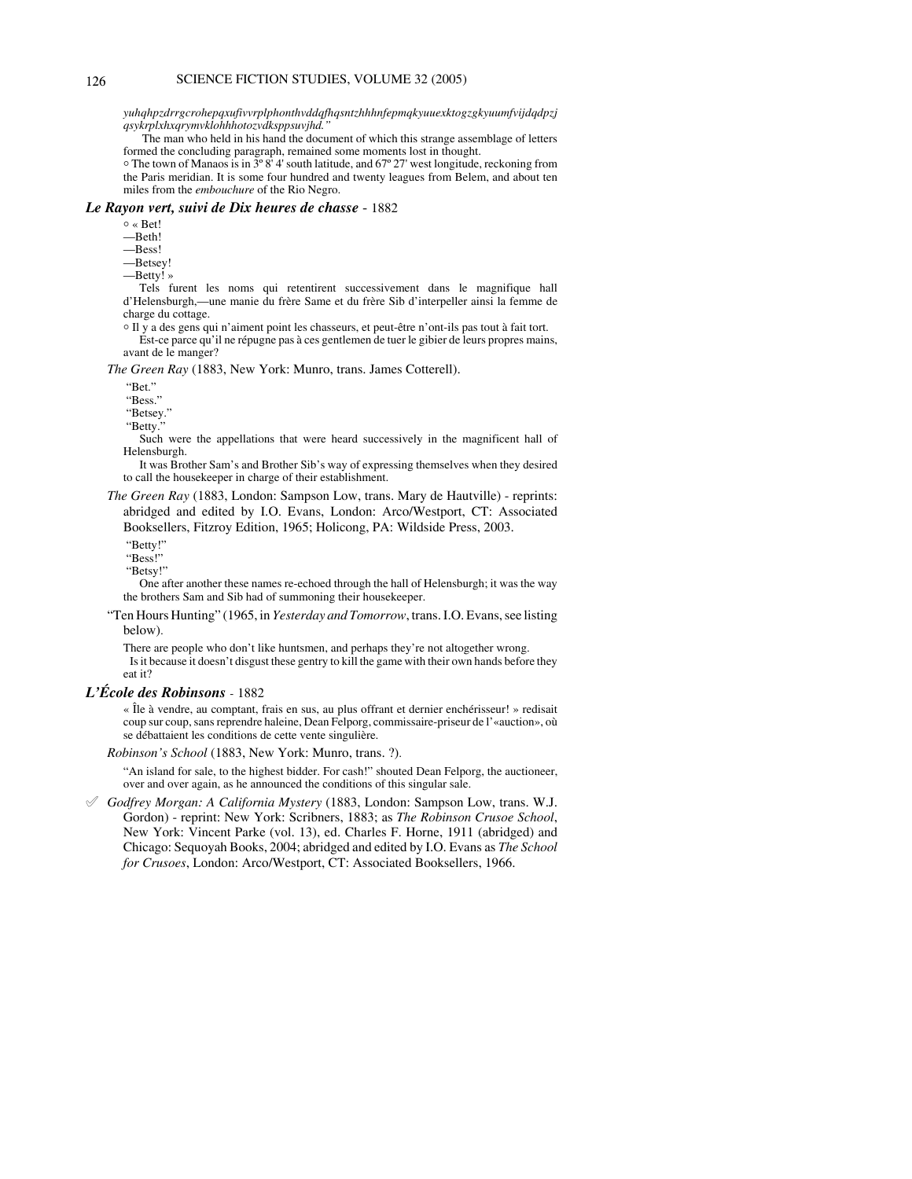*yuhqhpzdrrgcrohepqxufivvrplphonthvddqfhqsntzhhhnfepmqkyuuexktogzgkyuumfvijdqdpzj qsykrplxhxqrymvklohhhotozvdksppsuvjhd."*

The man who held in his hand the document of which this strange assemblage of letters formed the concluding paragraph, remained some moments lost in thought.

○ The town of Manaos is in 3º 8' 4' south latitude, and 67º 27' west longitude, reckoning from the Paris meridian. It is some four hundred and twenty leagues from Belem, and about ten miles from the *embouchure* of the Rio Negro.

### *Le Rayon vert, suivi de Dix heures de chasse* - 1882

○ « Bet!
—Beth!
—Bess!
—Betsey!
—Betty! »

Tels furent les noms qui retentirent successivement dans le magnifique hall d'Helensburgh,—une manie du frère Same et du frère Sib d'interpeller ainsi la femme de charge du cottage.

○ Il y a des gens qui n'aiment point les chasseurs, et peut-être n'ont-ils pas tout à fait tort.
Est-ce parce qu'il ne répugne pas à ces gentlemen de tuer le gibier de leurs propres mains, avant de le manger?

*The Green Ray* (1883, New York: Munro, trans. James Cotterell).

"Bet."
"Bess."
"Betsey."
"Betty."

Such were the appellations that were heard successively in the magnificent hall of Helensburgh.

It was Brother Sam's and Brother Sib's way of expressing themselves when they desired to call the housekeeper in charge of their establishment.

*The Green Ray* (1883, London: Sampson Low, trans. Mary de Hautville) - reprints: abridged and edited by I.O. Evans, London: Arco/Westport, CT: Associated Booksellers, Fitzroy Edition, 1965; Holicong, PA: Wildside Press, 2003.

"Betty!"
"Bess!"
"Betsy!"

One after another these names re-echoed through the hall of Helensburgh; it was the way the brothers Sam and Sib had of summoning their housekeeper.

"Ten Hours Hunting" (1965, in *Yesterday and Tomorrow*, trans. I.O. Evans, see listing below).

There are people who don't like huntsmen, and perhaps they're not altogether wrong.
Is it because it doesn't disgust these gentry to kill the game with their own hands before they eat it?

### *L'École des Robinsons* - 1882

« Île à vendre, au comptant, frais en sus, au plus offrant et dernier enchérisseur! » redisait coup sur coup, sans reprendre haleine, Dean Felporg, commissaire-priseur de l'«auction», où se débattaient les conditions de cette vente singulière.

*Robinson's School* (1883, New York: Munro, trans. ?).

"An island for sale, to the highest bidder. For cash!" shouted Dean Felporg, the auctioneer, over and over again, as he announced the conditions of this singular sale.

✐ *Godfrey Morgan: A California Mystery* (1883, London: Sampson Low, trans. W.J. Gordon) - reprint: New York: Scribners, 1883; as *The Robinson Crusoe School*, New York: Vincent Parke (vol. 13), ed. Charles F. Horne, 1911 (abridged) and Chicago: Sequoyah Books, 2004; abridged and edited by I.O. Evans as *The School for Crusoes*, London: Arco/Westport, CT: Associated Booksellers, 1966.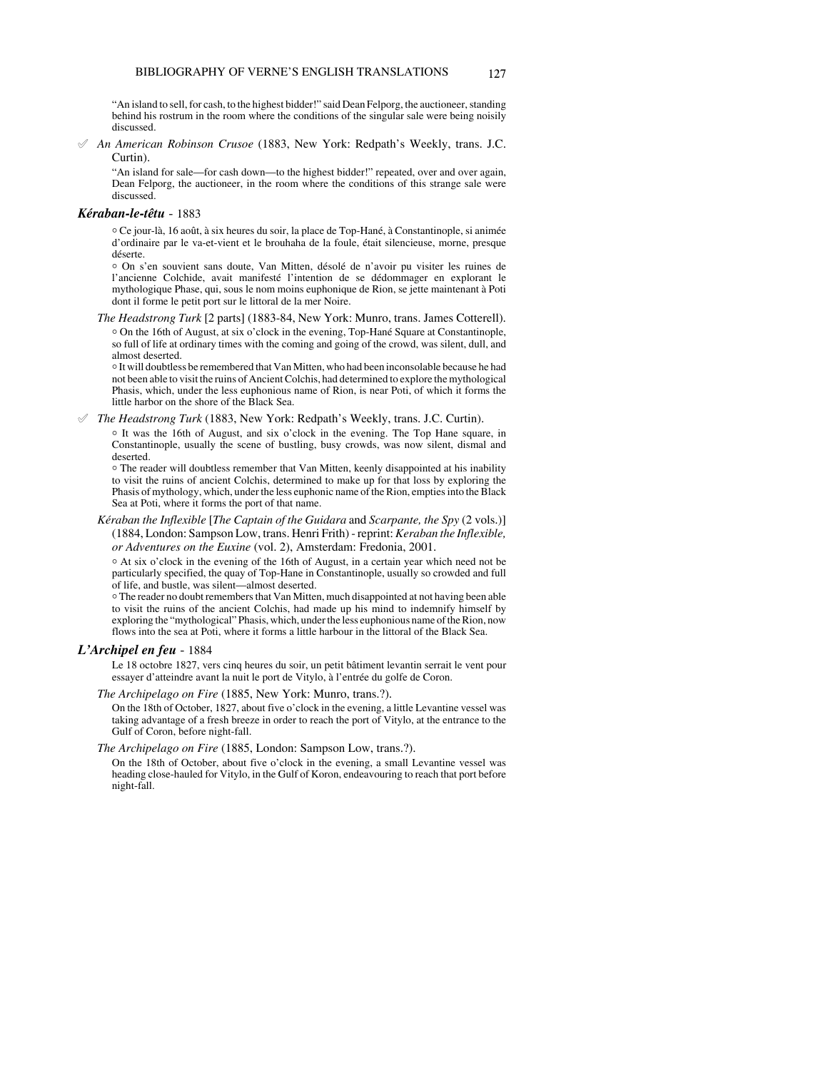"An island to sell, for cash, to the highest bidder!" said Dean Felporg, the auctioneer, standing behind his rostrum in the room where the conditions of the singular sale were being noisily discussed.

✐ *An American Robinson Crusoe* (1883, New York: Redpath's Weekly, trans. J.C. Curtin).

"An island for sale—for cash down—to the highest bidder!" repeated, over and over again, Dean Felporg, the auctioneer, in the room where the conditions of this strange sale were discussed.

### *Kéraban-le-têtu* - 1883

○ Ce jour-là, 16 août, à six heures du soir, la place de Top-Hané, à Constantinople, si animée d'ordinaire par le va-et-vient et le brouhaha de la foule, était silencieuse, morne, presque déserte.

○ On s'en souvient sans doute, Van Mitten, désolé de n'avoir pu visiter les ruines de l'ancienne Colchide, avait manifesté l'intention de se dédommager en explorant le mythologique Phase, qui, sous le nom moins euphonique de Rion, se jette maintenant à Poti dont il forme le petit port sur le littoral de la mer Noire.

*The Headstrong Turk* [2 parts] (1883-84, New York: Munro, trans. James Cotterell).

○ On the 16th of August, at six o'clock in the evening, Top-Hané Square at Constantinople, so full of life at ordinary times with the coming and going of the crowd, was silent, dull, and almost deserted.

○ It will doubtless be remembered that Van Mitten, who had been inconsolable because he had not been able to visit the ruins of Ancient Colchis, had determined to explore the mythological Phasis, which, under the less euphonious name of Rion, is near Poti, of which it forms the little harbor on the shore of the Black Sea.

✐ *The Headstrong Turk* (1883, New York: Redpath's Weekly, trans. J.C. Curtin).

○ It was the 16th of August, and six o'clock in the evening. The Top Hane square, in Constantinople, usually the scene of bustling, busy crowds, was now silent, dismal and deserted.

○ The reader will doubtless remember that Van Mitten, keenly disappointed at his inability to visit the ruins of ancient Colchis, determined to make up for that loss by exploring the Phasis of mythology, which, under the less euphonic name of the Rion, empties into the Black Sea at Poti, where it forms the port of that name.

*Kéraban the Inflexible* [*The Captain of the Guidara* and *Scarpante, the Spy* (2 vols.)] (1884, London: Sampson Low, trans. Henri Frith) - reprint: *Keraban the Inflexible, or Adventures on the Euxine* (vol. 2), Amsterdam: Fredonia, 2001.

○ At six o'clock in the evening of the 16th of August, in a certain year which need not be particularly specified, the quay of Top-Hane in Constantinople, usually so crowded and full of life, and bustle, was silent—almost deserted.

○ The reader no doubt remembers that Van Mitten, much disappointed at not having been able to visit the ruins of the ancient Colchis, had made up his mind to indemnify himself by exploring the "mythological" Phasis, which, under the less euphonious name of the Rion, now flows into the sea at Poti, where it forms a little harbour in the littoral of the Black Sea.

### *L'Archipel en feu* - 1884

Le 18 octobre 1827, vers cinq heures du soir, un petit bâtiment levantin serrait le vent pour essayer d'atteindre avant la nuit le port de Vitylo, à l'entrée du golfe de Coron.

*The Archipelago on Fire* (1885, New York: Munro, trans.?).

On the 18th of October, 1827, about five o'clock in the evening, a little Levantine vessel was taking advantage of a fresh breeze in order to reach the port of Vitylo, at the entrance to the Gulf of Coron, before night-fall.

*The Archipelago on Fire* (1885, London: Sampson Low, trans.?).

On the 18th of October, about five o'clock in the evening, a small Levantine vessel was heading close-hauled for Vitylo, in the Gulf of Koron, endeavouring to reach that port before night-fall.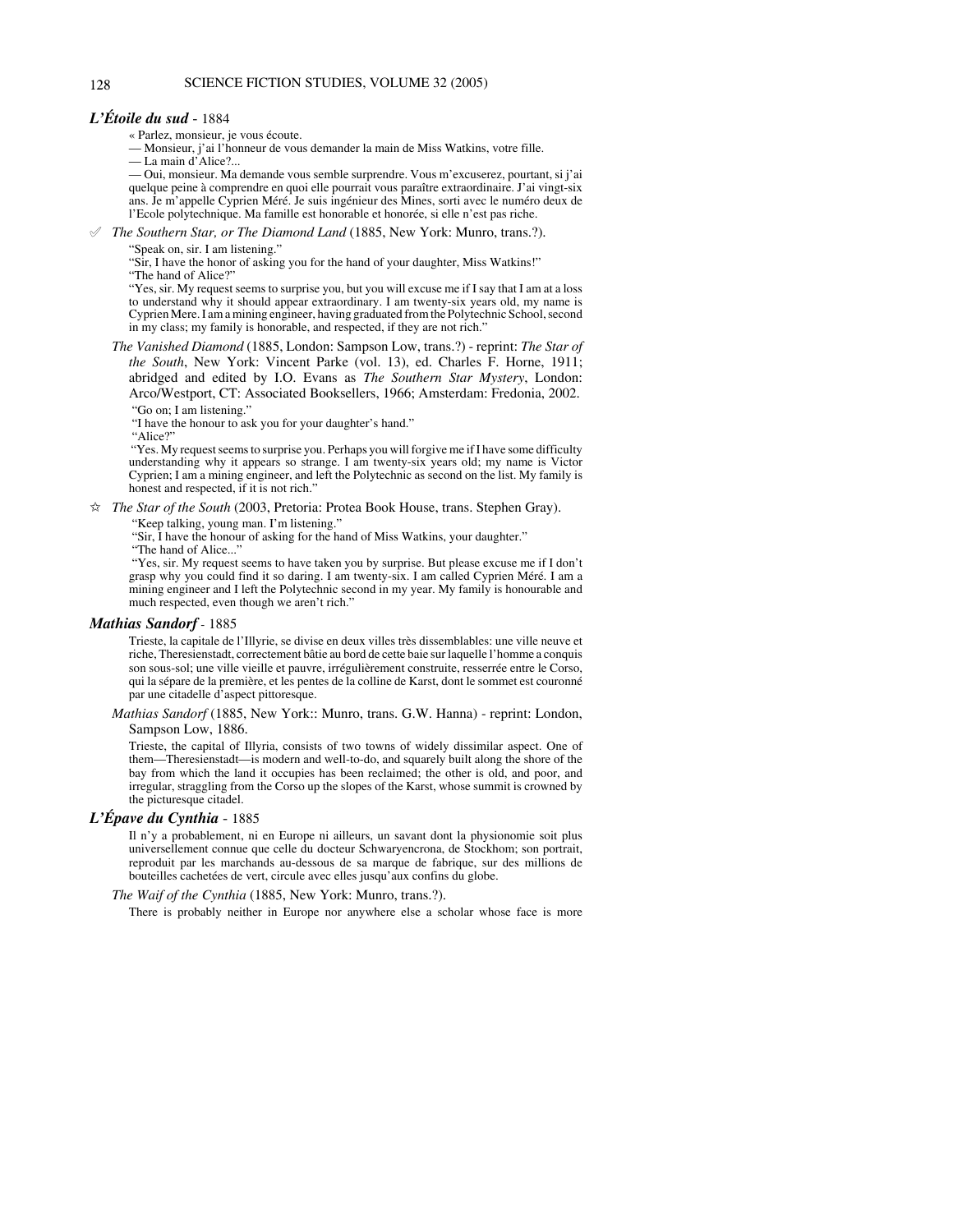### *L'Étoile du sud* - 1884

« Parlez, monsieur, je vous écoute.
— Monsieur, j'ai l'honneur de vous demander la main de Miss Watkins, votre fille.
— La main d'Alice?...
— Oui, monsieur. Ma demande vous semble surprendre. Vous m'excuserez, pourtant, si j'ai quelque peine à comprendre en quoi elle pourrait vous paraître extraordinaire. J'ai vingt-six ans. Je m'appelle Cyprien Méré. Je suis ingénieur des Mines, sorti avec le numéro deux de l'Ecole polytechnique. Ma famille est honorable et honorée, si elle n'est pas riche.

✐ *The Southern Star, or The Diamond Land* (1885, New York: Munro, trans.?).

"Speak on, sir. I am listening."
"Sir, I have the honor of asking you for the hand of your daughter, Miss Watkins!"
"The hand of Alice?"
"Yes, sir. My request seems to surprise you, but you will excuse me if I say that I am at a loss to understand why it should appear extraordinary. I am twenty-six years old, my name is Cyprien Mere. I am a mining engineer, having graduated from the Polytechnic School, second in my class; my family is honorable, and respected, if they are not rich."

*The Vanished Diamond* (1885, London: Sampson Low, trans.?) - reprint: *The Star of the South*, New York: Vincent Parke (vol. 13), ed. Charles F. Horne, 1911; abridged and edited by I.O. Evans as *The Southern Star Mystery*, London: Arco/Westport, CT: Associated Booksellers, 1966; Amsterdam: Fredonia, 2002.

"Go on; I am listening."
"I have the honour to ask you for your daughter's hand."
"Alice?"
"Yes. My request seems to surprise you. Perhaps you will forgive me if I have some difficulty understanding why it appears so strange. I am twenty-six years old; my name is Victor Cyprien; I am a mining engineer, and left the Polytechnic as second on the list. My family is honest and respected, if it is not rich."

☆ *The Star of the South* (2003, Pretoria: Protea Book House, trans. Stephen Gray).

"Keep talking, young man. I'm listening."
"Sir, I have the honour of asking for the hand of Miss Watkins, your daughter."
"The hand of Alice..."
"Yes, sir. My request seems to have taken you by surprise. But please excuse me if I don't grasp why you could find it so daring. I am twenty-six. I am called Cyprien Méré. I am a mining engineer and I left the Polytechnic second in my year. My family is honourable and much respected, even though we aren't rich."

### *Mathias Sandorf* - 1885

Trieste, la capitale de l'Illyrie, se divise en deux villes très dissemblables: une ville neuve et riche, Theresienstadt, correctement bâtie au bord de cette baie sur laquelle l'homme a conquis son sous-sol; une ville vieille et pauvre, irrégulièrement construite, resserrée entre le Corso, qui la sépare de la première, et les pentes de la colline de Karst, dont le sommet est couronné par une citadelle d'aspect pittoresque.

*Mathias Sandorf* (1885, New York:: Munro, trans. G.W. Hanna) - reprint: London, Sampson Low, 1886.

Trieste, the capital of Illyria, consists of two towns of widely dissimilar aspect. One of them—Theresienstadt—is modern and well-to-do, and squarely built along the shore of the bay from which the land it occupies has been reclaimed; the other is old, and poor, and irregular, straggling from the Corso up the slopes of the Karst, whose summit is crowned by the picturesque citadel.

### *L'Épave du Cynthia* - 1885

Il n'y a probablement, ni en Europe ni ailleurs, un savant dont la physionomie soit plus universellement connue que celle du docteur Schwaryencrona, de Stockhom; son portrait, reproduit par les marchands au-dessous de sa marque de fabrique, sur des millions de bouteilles cachetées de vert, circule avec elles jusqu'aux confins du globe.

*The Waif of the Cynthia* (1885, New York: Munro, trans.?).

There is probably neither in Europe nor anywhere else a scholar whose face is more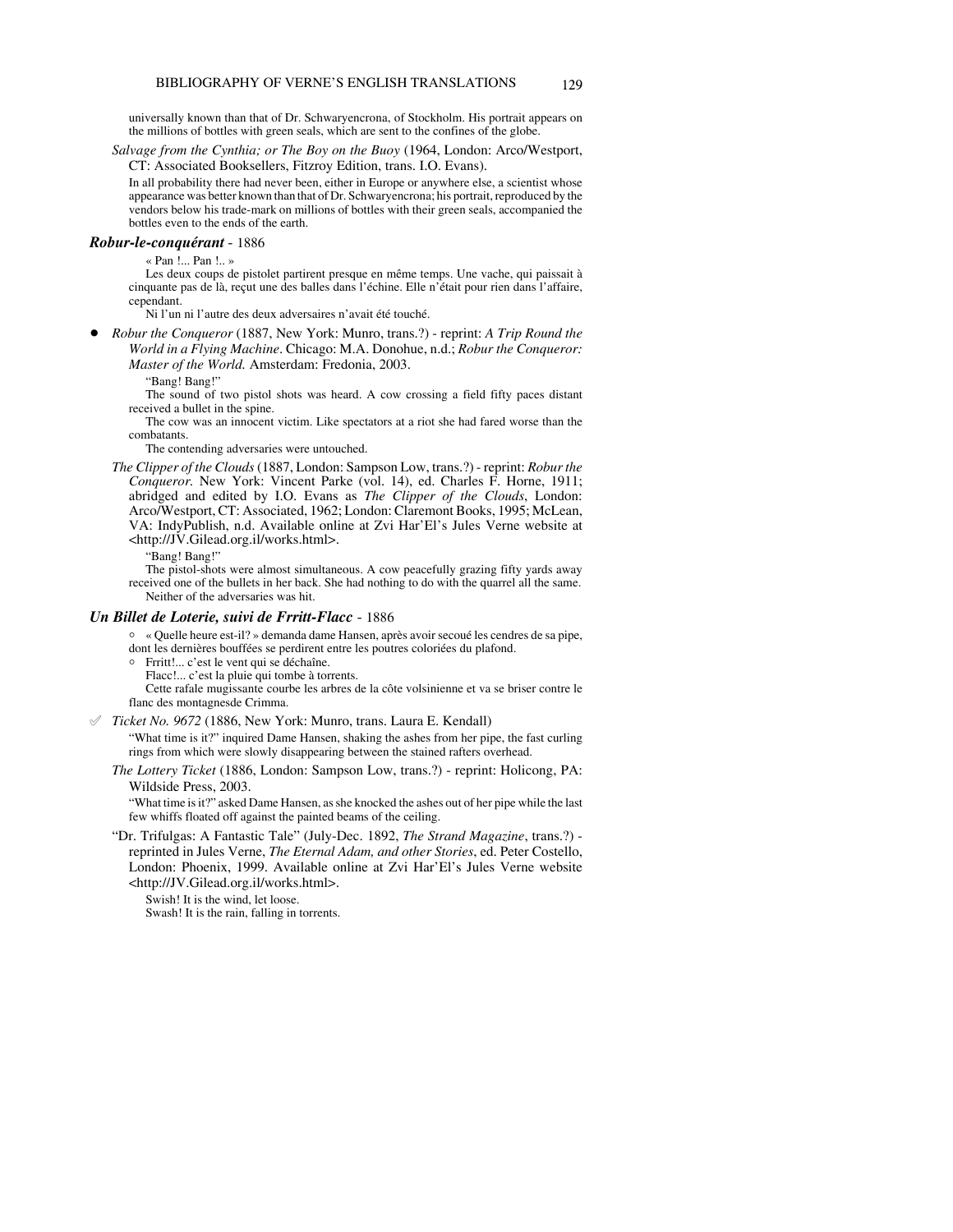universally known than that of Dr. Schwaryencrona, of Stockholm. His portrait appears on the millions of bottles with green seals, which are sent to the confines of the globe.

*Salvage from the Cynthia; or The Boy on the Buoy* (1964, London: Arco/Westport, CT: Associated Booksellers, Fitzroy Edition, trans. I.O. Evans).

In all probability there had never been, either in Europe or anywhere else, a scientist whose appearance was better known than that of Dr. Schwaryencrona; his portrait, reproduced by the vendors below his trade-mark on millions of bottles with their green seals, accompanied the bottles even to the ends of the earth.

### *Robur-le-conquérant* - 1886

« Pan !... Pan !.. »

Les deux coups de pistolet partirent presque en même temps. Une vache, qui paissait à cinquante pas de là, reçut une des balles dans l'échine. Elle n'était pour rien dans l'affaire, cependant.

Ni l'un ni l'autre des deux adversaires n'avait été touché.

- *Robur the Conqueror* (1887, New York: Munro, trans.?) - reprint: *A Trip Round the World in a Flying Machine*. Chicago: M.A. Donohue, n.d.; *Robur the Conqueror: Master of the World.* Amsterdam: Fredonia, 2003.

"Bang! Bang!"

The sound of two pistol shots was heard. A cow crossing a field fifty paces distant received a bullet in the spine.

The cow was an innocent victim. Like spectators at a riot she had fared worse than the combatants.

The contending adversaries were untouched.

*The Clipper of the Clouds* (1887, London: Sampson Low, trans.?) - reprint: *Robur the Conqueror.* New York: Vincent Parke (vol. 14), ed. Charles F. Horne, 1911; abridged and edited by I.O. Evans as *The Clipper of the Clouds*, London: Arco/Westport, CT: Associated, 1962; London: Claremont Books, 1995; McLean, VA: IndyPublish, n.d. Available online at Zvi Har'El's Jules Verne website at <http://JV.Gilead.org.il/works.html>.

"Bang! Bang!"

The pistol-shots were almost simultaneous. A cow peacefully grazing fifty yards away received one of the bullets in her back. She had nothing to do with the quarrel all the same.

Neither of the adversaries was hit.

### *Un Billet de Loterie, suivi de Frritt-Flacc* - 1886

○ « Quelle heure est-il? » demanda dame Hansen, après avoir secoué les cendres de sa pipe, dont les dernières bouffées se perdirent entre les poutres coloriées du plafond.

○ Frritt!... c'est le vent qui se déchaîne.

Flacc!... c'est la pluie qui tombe à torrents.

Cette rafale mugissante courbe les arbres de la côte volsinienne et va se briser contre le flanc des montagnesde Crimma.

✓ *Ticket No. 9672* (1886, New York: Munro, trans. Laura E. Kendall)

"What time is it?" inquired Dame Hansen, shaking the ashes from her pipe, the fast curling rings from which were slowly disappearing between the stained rafters overhead.

*The Lottery Ticket* (1886, London: Sampson Low, trans.?) - reprint: Holicong, PA: Wildside Press, 2003.

"What time is it?" asked Dame Hansen, as she knocked the ashes out of her pipe while the last few whiffs floated off against the painted beams of the ceiling.

"Dr. Trifulgas: A Fantastic Tale" (July-Dec. 1892, *The Strand Magazine*, trans.?) - reprinted in Jules Verne, *The Eternal Adam, and other Stories*, ed. Peter Costello, London: Phoenix, 1999. Available online at Zvi Har'El's Jules Verne website <http://JV.Gilead.org.il/works.html>.

Swish! It is the wind, let loose.

Swash! It is the rain, falling in torrents.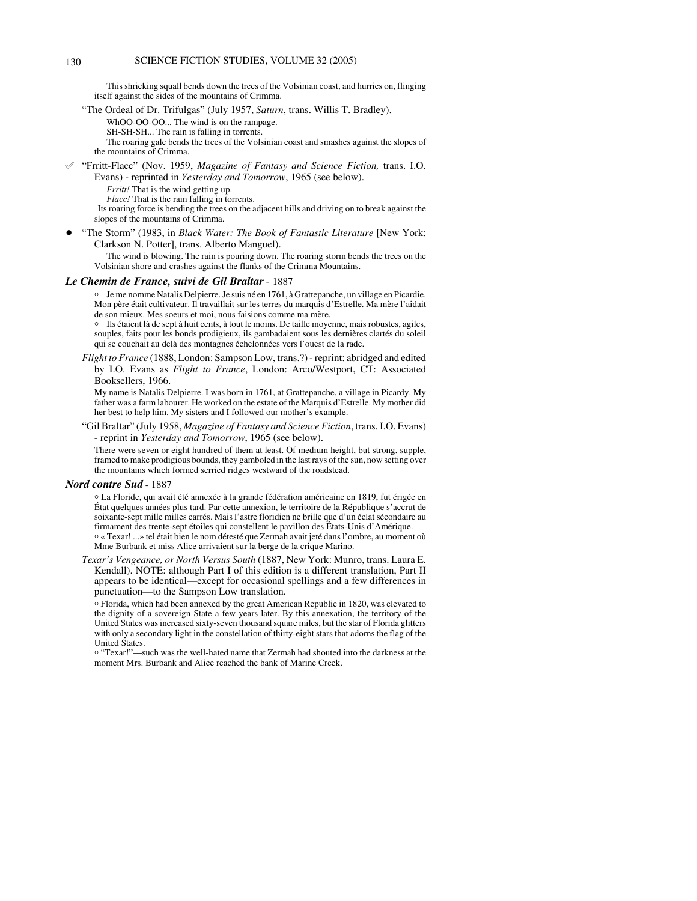This shrieking squall bends down the trees of the Volsinian coast, and hurries on, flinging itself against the sides of the mountains of Crimma.

"The Ordeal of Dr. Trifulgas" (July 1957, *Saturn*, trans. Willis T. Bradley).

WhOO-OO-OO... The wind is on the rampage.
SH-SH-SH... The rain is falling in torrents.
The roaring gale bends the trees of the Volsinian coast and smashes against the slopes of the mountains of Crimma.

✐ "Frritt-Flacc" (Nov. 1959, *Magazine of Fantasy and Science Fiction,* trans. I.O. Evans) - reprinted in *Yesterday and Tomorrow*, 1965 (see below).

*Frritt!* That is the wind getting up.
*Flacc!* That is the rain falling in torrents.
Its roaring force is bending the trees on the adjacent hills and driving on to break against the slopes of the mountains of Crimma.

● "The Storm" (1983, in *Black Water: The Book of Fantastic Literature* [New York: Clarkson N. Potter], trans. Alberto Manguel).

The wind is blowing. The rain is pouring down. The roaring storm bends the trees on the Volsinian shore and crashes against the flanks of the Crimma Mountains.

***Le Chemin de France, suivi de Gil Braltar*** - 1887

○ Je me nomme Natalis Delpierre. Je suis né en 1761, à Grattepanche, un village en Picardie. Mon père était cultivateur. Il travaillait sur les terres du marquis d'Estrelle. Ma mère l'aidait de son mieux. Mes soeurs et moi, nous faisions comme ma mère.
○ Ils étaient là de sept à huit cents, à tout le moins. De taille moyenne, mais robustes, agiles, souples, faits pour les bonds prodigieux, ils gambadaient sous les dernières clartés du soleil qui se couchait au delà des montagnes échelonnées vers l'ouest de la rade.

*Flight to France* (1888, London: Sampson Low, trans.?) - reprint: abridged and edited by I.O. Evans as *Flight to France*, London: Arco/Westport, CT: Associated Booksellers, 1966.

My name is Natalis Delpierre. I was born in 1761, at Grattepanche, a village in Picardy. My father was a farm labourer. He worked on the estate of the Marquis d'Estrelle. My mother did her best to help him. My sisters and I followed our mother's example.

"Gil Braltar" (July 1958, *Magazine of Fantasy and Science Fiction*, trans. I.O. Evans) - reprint in *Yesterday and Tomorrow*, 1965 (see below).

There were seven or eight hundred of them at least. Of medium height, but strong, supple, framed to make prodigious bounds, they gamboled in the last rays of the sun, now setting over the mountains which formed serried ridges westward of the roadstead.

***Nord contre Sud*** - 1887

○ La Floride, qui avait été annexée à la grande fédération américaine en 1819, fut érigée en État quelques années plus tard. Par cette annexion, le territoire de la République s'accrut de soixante-sept mille milles carrés. Mais l'astre floridien ne brille que d'un éclat sécondaire au firmament des trente-sept étoiles qui constellent le pavillon des États-Unis d'Amérique.
○ « Texar! ...» tel était bien le nom détesté que Zermah avait jeté dans l'ombre, au moment où Mme Burbank et miss Alice arrivaient sur la berge de la crique Marino.

*Texar's Vengeance, or North Versus South* (1887, New York: Munro, trans. Laura E. Kendall). NOTE: although Part I of this edition is a different translation, Part II appears to be identical—except for occasional spellings and a few differences in punctuation—to the Sampson Low translation.

○ Florida, which had been annexed by the great American Republic in 1820, was elevated to the dignity of a sovereign State a few years later. By this annexation, the territory of the United States was increased sixty-seven thousand square miles, but the star of Florida glitters with only a secondary light in the constellation of thirty-eight stars that adorns the flag of the United States.
○ "Texar!"—such was the well-hated name that Zermah had shouted into the darkness at the moment Mrs. Burbank and Alice reached the bank of Marine Creek.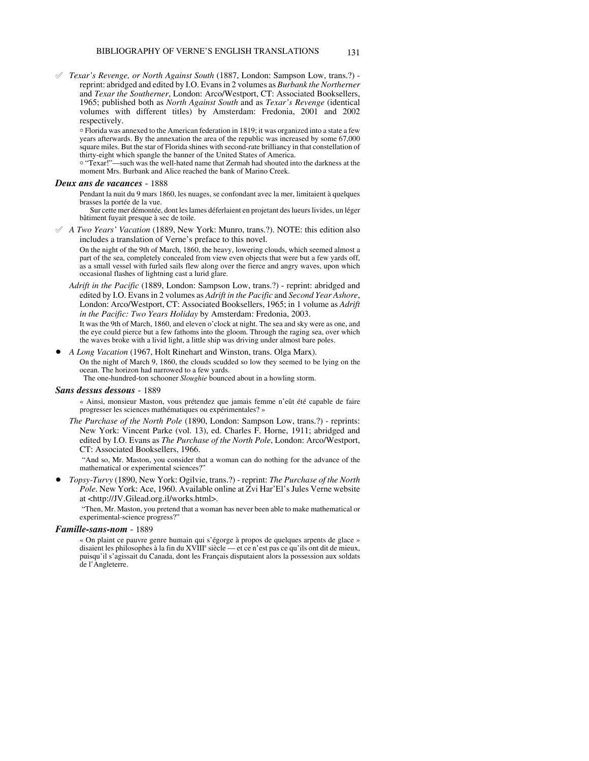✓ *Texar's Revenge, or North Against South* (1887, London: Sampson Low, trans.?) - reprint: abridged and edited by I.O. Evans in 2 volumes as *Burbank the Northerner* and *Texar the Southerner*, London: Arco/Westport, CT: Associated Booksellers, 1965; published both as *North Against South* and as *Texar's Revenge* (identical volumes with different titles) by Amsterdam: Fredonia, 2001 and 2002 respectively.

○ Florida was annexed to the American federation in 1819; it was organized into a state a few years afterwards. By the annexation the area of the republic was increased by some 67,000 square miles. But the star of Florida shines with second-rate brilliancy in that constellation of thirty-eight which spangle the banner of the United States of America.

○ "Texar!"—such was the well-hated name that Zermah had shouted into the darkness at the moment Mrs. Burbank and Alice reached the bank of Marino Creek.

### *Deux ans de vacances* - 1888

Pendant la nuit du 9 mars 1860, les nuages, se confondant avec la mer, limitaient à quelques brasses la portée de la vue.

Sur cette mer démontée, dont les lames déferlaient en projetant des lueurs livides, un léger bâtiment fuyait presque à sec de toile.

✓ *A Two Years' Vacation* (1889, New York: Munro, trans.?). NOTE: this edition also includes a translation of Verne's preface to this novel.

On the night of the 9th of March, 1860, the heavy, lowering clouds, which seemed almost a part of the sea, completely concealed from view even objects that were but a few yards off, as a small vessel with furled sails flew along over the fierce and angry waves, upon which occasional flashes of lightning cast a lurid glare.

*Adrift in the Pacific* (1889, London: Sampson Low, trans.?) - reprint: abridged and edited by I.O. Evans in 2 volumes as *Adrift in the Pacific* and *Second Year Ashore*, London: Arco/Westport, CT: Associated Booksellers, 1965; in 1 volume as *Adrift in the Pacific: Two Years Holiday* by Amsterdam: Fredonia, 2003.

It was the 9th of March, 1860, and eleven o'clock at night. The sea and sky were as one, and the eye could pierce but a few fathoms into the gloom. Through the raging sea, over which the waves broke with a livid light, a little ship was driving under almost bare poles.

- *A Long Vacation* (1967, Holt Rinehart and Winston, trans. Olga Marx).

On the night of March 9, 1860, the clouds scudded so low they seemed to be lying on the ocean. The horizon had narrowed to a few yards.

The one-hundred-ton schooner *Sloughie* bounced about in a howling storm.

### *Sans dessus dessous* - 1889

« Ainsi, monsieur Maston, vous prétendez que jamais femme n'eût été capable de faire progresser les sciences mathématiques ou expérimentales? »

*The Purchase of the North Pole* (1890, London: Sampson Low, trans.?) - reprints: New York: Vincent Parke (vol. 13), ed. Charles F. Horne, 1911; abridged and edited by I.O. Evans as *The Purchase of the North Pole*, London: Arco/Westport, CT: Associated Booksellers, 1966.

"And so, Mr. Maston, you consider that a woman can do nothing for the advance of the mathematical or experimental sciences?"

- *Topsy-Turvy* (1890, New York: Ogilvie, trans.?) - reprint: *The Purchase of the North Pole*. New York: Ace, 1960. Available online at Zvi Har'El's Jules Verne website at <http://JV.Gilead.org.il/works.html>.

"Then, Mr. Maston, you pretend that a woman has never been able to make mathematical or experimental-science progress?"

### *Famille-sans-nom* - 1889

« On plaint ce pauvre genre humain qui s'égorge à propos de quelques arpents de glace » disaient les philosophes à la fin du XVIII[e] siècle — et ce n'est pas ce qu'ils ont dit de mieux, puisqu'il s'agissait du Canada, dont les Français disputaient alors la possession aux soldats de l'Angleterre.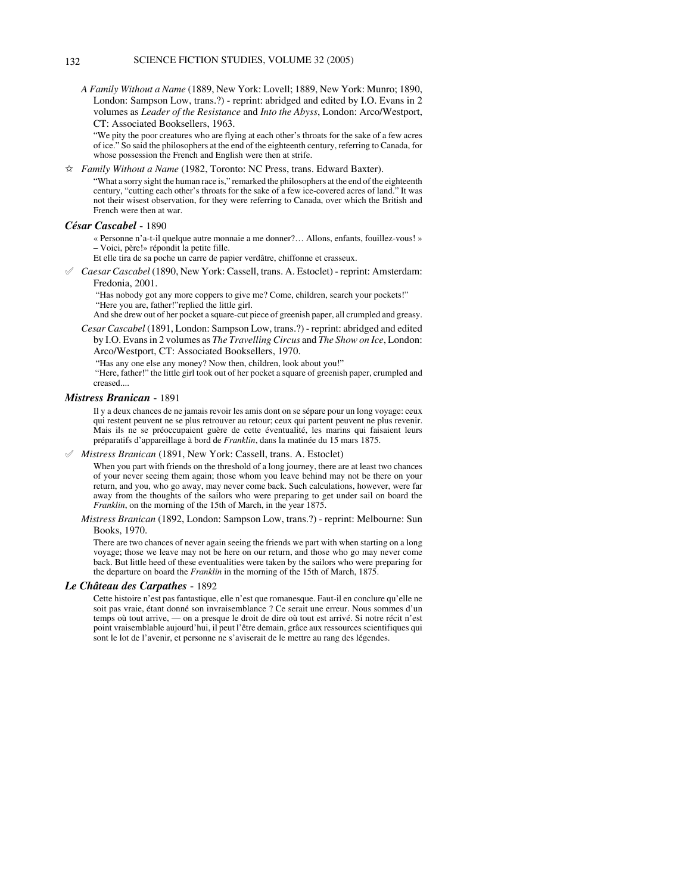*A Family Without a Name* (1889, New York: Lovell; 1889, New York: Munro; 1890, London: Sampson Low, trans.?) - reprint: abridged and edited by I.O. Evans in 2 volumes as *Leader of the Resistance* and *Into the Abyss*, London: Arco/Westport, CT: Associated Booksellers, 1963.

"We pity the poor creatures who are flying at each other's throats for the sake of a few acres of ice." So said the philosophers at the end of the eighteenth century, referring to Canada, for whose possession the French and English were then at strife.

☆ *Family Without a Name* (1982, Toronto: NC Press, trans. Edward Baxter).

"What a sorry sight the human race is," remarked the philosophers at the end of the eighteenth century, "cutting each other's throats for the sake of a few ice-covered acres of land." It was not their wisest observation, for they were referring to Canada, over which the British and French were then at war.

### *César Cascabel* - 1890

« Personne n'a-t-il quelque autre monnaie a me donner?… Allons, enfants, fouillez-vous! »
– Voici, père!» répondit la petite fille.
Et elle tira de sa poche un carre de papier verdâtre, chiffonne et crasseux.

✐ *Caesar Cascabel* (1890, New York: Cassell, trans. A. Estoclet) - reprint: Amsterdam: Fredonia, 2001.

"Has nobody got any more coppers to give me? Come, children, search your pockets!"
"Here you are, father!"replied the little girl.
And she drew out of her pocket a square-cut piece of greenish paper, all crumpled and greasy.

*Cesar Cascabel* (1891, London: Sampson Low, trans.?) - reprint: abridged and edited by I.O. Evans in 2 volumes as *The Travelling Circus* and *The Show on Ice*, London: Arco/Westport, CT: Associated Booksellers, 1970.

"Has any one else any money? Now then, children, look about you!"
"Here, father!" the little girl took out of her pocket a square of greenish paper, crumpled and creased....

### *Mistress Branican* - 1891

Il y a deux chances de ne jamais revoir les amis dont on se sépare pour un long voyage: ceux qui restent peuvent ne se plus retrouver au retour; ceux qui partent peuvent ne plus revenir. Mais ils ne se préoccupaient guère de cette éventualité, les marins qui faisaient leurs préparatifs d'appareillage à bord de *Franklin*, dans la matinée du 15 mars 1875.

✐ *Mistress Branican* (1891, New York: Cassell, trans. A. Estoclet)

When you part with friends on the threshold of a long journey, there are at least two chances of your never seeing them again; those whom you leave behind may not be there on your return, and you, who go away, may never come back. Such calculations, however, were far away from the thoughts of the sailors who were preparing to get under sail on board the *Franklin*, on the morning of the 15th of March, in the year 1875.

*Mistress Branican* (1892, London: Sampson Low, trans.?) - reprint: Melbourne: Sun Books, 1970.

There are two chances of never again seeing the friends we part with when starting on a long voyage; those we leave may not be here on our return, and those who go may never come back. But little heed of these eventualities were taken by the sailors who were preparing for the departure on board the *Franklin* in the morning of the 15th of March, 1875.

### *Le Château des Carpathes* - 1892

Cette histoire n'est pas fantastique, elle n'est que romanesque. Faut-il en conclure qu'elle ne soit pas vraie, étant donné son invraisemblance ? Ce serait une erreur. Nous sommes d'un temps où tout arrive, — on a presque le droit de dire où tout est arrivé. Si notre récit n'est point vraisemblable aujourd'hui, il peut l'être demain, grâce aux ressources scientifiques qui sont le lot de l'avenir, et personne ne s'aviserait de le mettre au rang des légendes.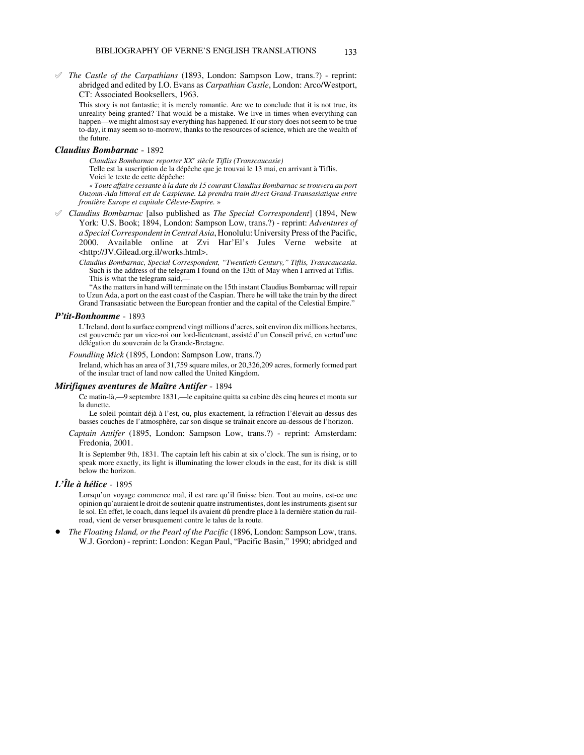✐ *The Castle of the Carpathians* (1893, London: Sampson Low, trans.?) - reprint: abridged and edited by I.O. Evans as *Carpathian Castle*, London: Arco/Westport, CT: Associated Booksellers, 1963.

This story is not fantastic; it is merely romantic. Are we to conclude that it is not true, its unreality being granted? That would be a mistake. We live in times when everything can happen—we might almost say everything has happened. If our story does not seem to be true to-day, it may seem so to-morrow, thanks to the resources of science, which are the wealth of the future.

### *Claudius Bombarnac* - 1892

*Claudius Bombarnac reporter XXe siècle Tiflis (Transcaucasie)*
Telle est la suscription de la dépêche que je trouvai le 13 mai, en arrivant à Tiflis.
Voici le texte de cette dépêche:

*« Toute affaire cessante à la date du 15 courant Claudius Bombarnac se trouvera au port Ouzoun-Ada littoral est de Caspienne. Là prendra train direct Grand-Transasiatique entre frontière Europe et capitale Céleste-Empire. »*

✐ *Claudius Bombarnac* [also published as *The Special Correspondent*] (1894, New York: U.S. Book; 1894, London: Sampson Low, trans.?) - reprint: *Adventures of a Special Correspondent in Central Asia*, Honolulu: University Press of the Pacific, 2000. Available online at Zvi Har'El's Jules Verne website at <http://JV.Gilead.org.il/works.html>.

*Claudius Bombarnac, Special Correspondent, "Twentieth Century," Tiflis, Transcaucasia.*
Such is the address of the telegram I found on the 13th of May when I arrived at Tiflis.
This is what the telegram said,—

"As the matters in hand will terminate on the 15th instant Claudius Bombarnac will repair to Uzun Ada, a port on the east coast of the Caspian. There he will take the train by the direct Grand Transasiatic between the European frontier and the capital of the Celestial Empire."

### *P'tit-Bonhomme* - 1893

L'Ireland, dont la surface comprend vingt millions d'acres, soit environ dix millions hectares, est gouvernée par un vice-roi our lord-lieutenant, assisté d'un Conseil privé, en vertud'une délégation du souverain de la Grande-Bretagne.

*Foundling Mick* (1895, London: Sampson Low, trans.?)

Ireland, which has an area of 31,759 square miles, or 20,326,209 acres, formerly formed part of the insular tract of land now called the United Kingdom.

### *Mirifiques aventures de Maître Antifer* - 1894

Ce matin-là,—9 septembre 1831,—le capitaine quitta sa cabine dès cinq heures et monta sur la dunette.

Le soleil pointait déjà à l'est, ou, plus exactement, la réfraction l'élevait au-dessus des basses couches de l'atmosphère, car son disque se traînait encore au-dessous de l'horizon.

*Captain Antifer* (1895, London: Sampson Low, trans.?) - reprint: Amsterdam: Fredonia, 2001.

It is September 9th, 1831. The captain left his cabin at six o'clock. The sun is rising, or to speak more exactly, its light is illuminating the lower clouds in the east, for its disk is still below the horizon.

### *L'Île à hélice* - 1895

Lorsqu'un voyage commence mal, il est rare qu'il finisse bien. Tout au moins, est-ce une opinion qu'auraient le droit de soutenir quatre instrumentistes, dont les instruments gisent sur le sol. En effet, le coach, dans lequel ils avaient dû prendre place à la dernière station du railroad, vient de verser brusquement contre le talus de la route.

- *The Floating Island, or the Pearl of the Pacific* (1896, London: Sampson Low, trans. W.J. Gordon) - reprint: London: Kegan Paul, "Pacific Basin," 1990; abridged and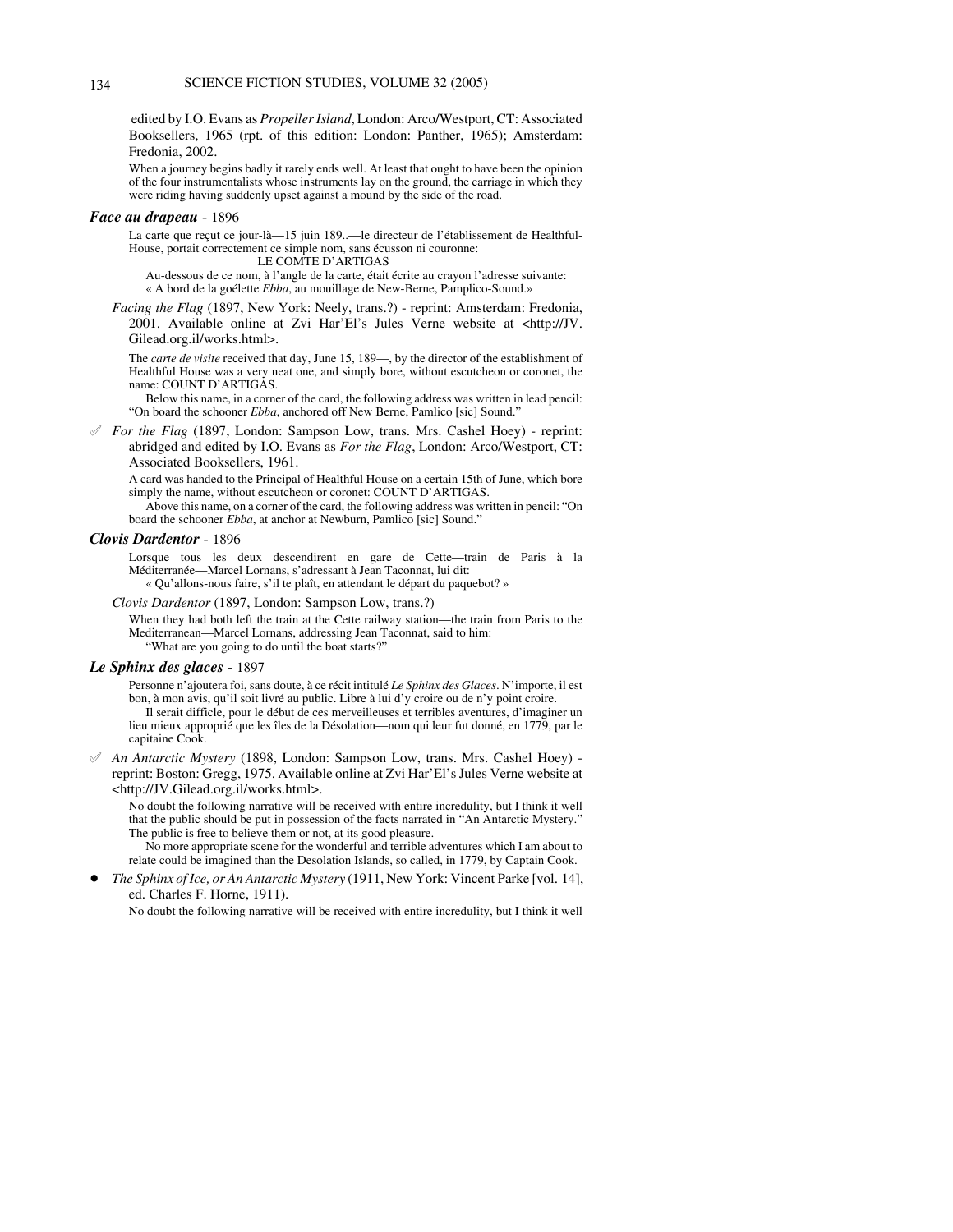edited by I.O. Evans as *Propeller Island*, London: Arco/Westport, CT: Associated Booksellers, 1965 (rpt. of this edition: London: Panther, 1965); Amsterdam: Fredonia, 2002.

When a journey begins badly it rarely ends well. At least that ought to have been the opinion of the four instrumentalists whose instruments lay on the ground, the carriage in which they were riding having suddenly upset against a mound by the side of the road.

### *Face au drapeau* - 1896

La carte que reçut ce jour-là—15 juin 189..—le directeur de l'établissement de Healthful-House, portait correctement ce simple nom, sans écusson ni couronne:

LE COMTE D'ARTIGAS

Au-dessous de ce nom, à l'angle de la carte, était écrite au crayon l'adresse suivante: « A bord de la goélette *Ebba*, au mouillage de New-Berne, Pamplico-Sound.»

*Facing the Flag* (1897, New York: Neely, trans.?) - reprint: Amsterdam: Fredonia, 2001. Available online at Zvi Har'El's Jules Verne website at <http://JV.Gilead.org.il/works.html>.

The *carte de visite* received that day, June 15, 189—, by the director of the establishment of Healthful House was a very neat one, and simply bore, without escutcheon or coronet, the name: COUNT D'ARTIGAS.

Below this name, in a corner of the card, the following address was written in lead pencil: "On board the schooner *Ebba*, anchored off New Berne, Pamlico [sic] Sound."

✓ *For the Flag* (1897, London: Sampson Low, trans. Mrs. Cashel Hoey) - reprint: abridged and edited by I.O. Evans as *For the Flag*, London: Arco/Westport, CT: Associated Booksellers, 1961.

A card was handed to the Principal of Healthful House on a certain 15th of June, which bore simply the name, without escutcheon or coronet: COUNT D'ARTIGAS.

Above this name, on a corner of the card, the following address was written in pencil: "On board the schooner *Ebba*, at anchor at Newburn, Pamlico [sic] Sound."

### *Clovis Dardentor* - 1896

Lorsque tous les deux descendirent en gare de Cette—train de Paris à la Méditerranée—Marcel Lornans, s'adressant à Jean Taconnat, lui dit:

« Qu'allons-nous faire, s'il te plaît, en attendant le départ du paquebot? »

*Clovis Dardentor* (1897, London: Sampson Low, trans.?)

When they had both left the train at the Cette railway station—the train from Paris to the Mediterranean—Marcel Lornans, addressing Jean Taconnat, said to him:

"What are you going to do until the boat starts?"

### *Le Sphinx des glaces* - 1897

Personne n'ajoutera foi, sans doute, à ce récit intitulé *Le Sphinx des Glaces*. N'importe, il est bon, à mon avis, qu'il soit livré au public. Libre à lui d'y croire ou de n'y point croire.

Il serait difficile, pour le début de ces merveilleuses et terribles aventures, d'imaginer un lieu mieux approprié que les îles de la Désolation—nom qui leur fut donné, en 1779, par le capitaine Cook.

✓ *An Antarctic Mystery* (1898, London: Sampson Low, trans. Mrs. Cashel Hoey) - reprint: Boston: Gregg, 1975. Available online at Zvi Har'El's Jules Verne website at <http://JV.Gilead.org.il/works.html>.

No doubt the following narrative will be received with entire incredulity, but I think it well that the public should be put in possession of the facts narrated in "An Antarctic Mystery." The public is free to believe them or not, at its good pleasure.

No more appropriate scene for the wonderful and terrible adventures which I am about to relate could be imagined than the Desolation Islands, so called, in 1779, by Captain Cook.

- *The Sphinx of Ice, or An Antarctic Mystery* (1911, New York: Vincent Parke [vol. 14], ed. Charles F. Horne, 1911).

No doubt the following narrative will be received with entire incredulity, but I think it well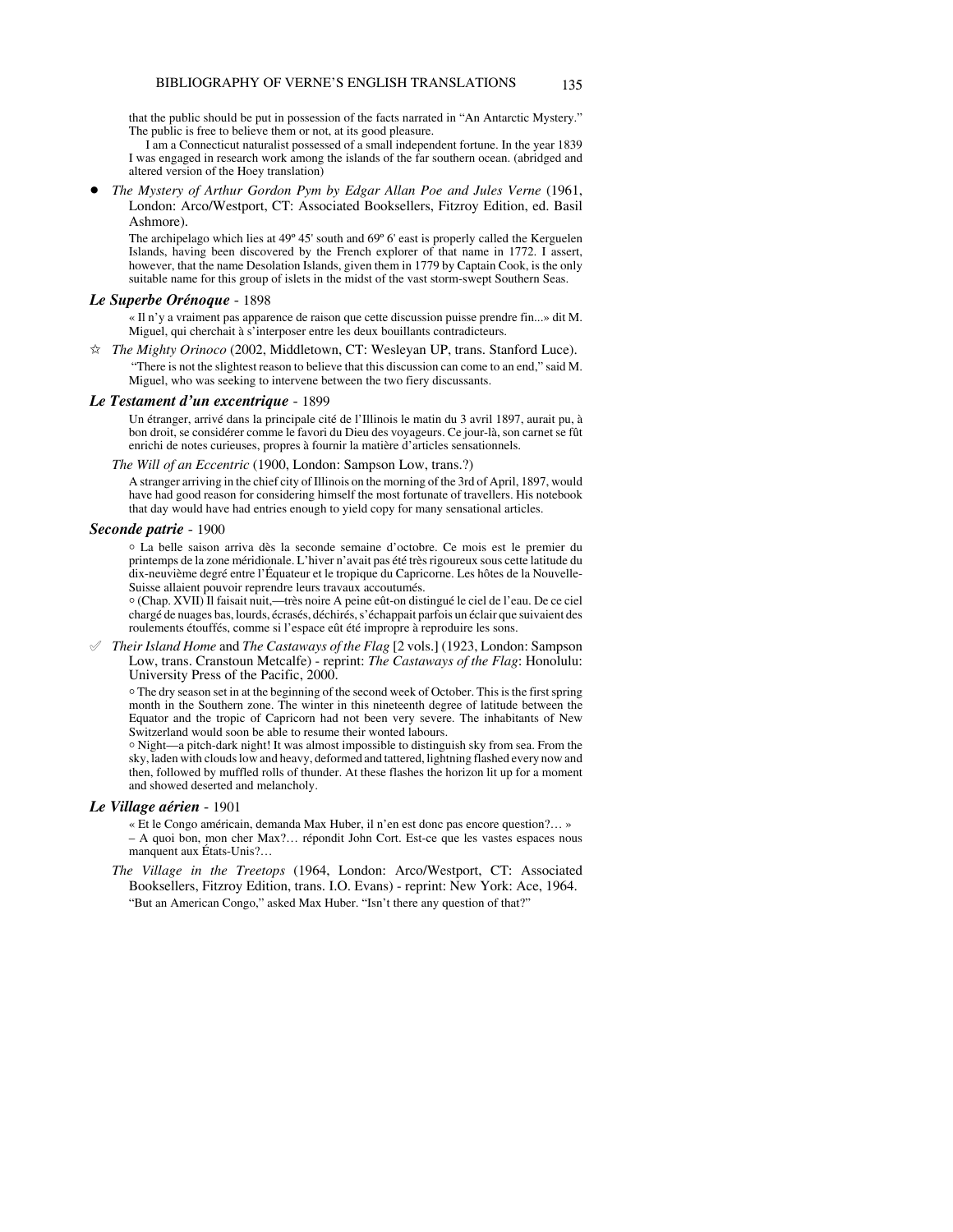that the public should be put in possession of the facts narrated in "An Antarctic Mystery." The public is free to believe them or not, at its good pleasure.

I am a Connecticut naturalist possessed of a small independent fortune. In the year 1839 I was engaged in research work among the islands of the far southern ocean. (abridged and altered version of the Hoey translation)

- *The Mystery of Arthur Gordon Pym by Edgar Allan Poe and Jules Verne* (1961, London: Arco/Westport, CT: Associated Booksellers, Fitzroy Edition, ed. Basil Ashmore).

  The archipelago which lies at 49º 45' south and 69º 6' east is properly called the Kerguelen Islands, having been discovered by the French explorer of that name in 1772. I assert, however, that the name Desolation Islands, given them in 1779 by Captain Cook, is the only suitable name for this group of islets in the midst of the vast storm-swept Southern Seas.

### *Le Superbe Orénoque* - 1898

« Il n'y a vraiment pas apparence de raison que cette discussion puisse prendre fin...» dit M. Miguel, qui cherchait à s'interposer entre les deux bouillants contradicteurs.

☆ *The Mighty Orinoco* (2002, Middletown, CT: Wesleyan UP, trans. Stanford Luce).

"There is not the slightest reason to believe that this discussion can come to an end," said M. Miguel, who was seeking to intervene between the two fiery discussants.

### *Le Testament d'un excentrique* - 1899

Un étranger, arrivé dans la principale cité de l'Illinois le matin du 3 avril 1897, aurait pu, à bon droit, se considérer comme le favori du Dieu des voyageurs. Ce jour-là, son carnet se fût enrichi de notes curieuses, propres à fournir la matière d'articles sensationnels.

*The Will of an Eccentric* (1900, London: Sampson Low, trans.?)

A stranger arriving in the chief city of Illinois on the morning of the 3rd of April, 1897, would have had good reason for considering himself the most fortunate of travellers. His notebook that day would have had entries enough to yield copy for many sensational articles.

### *Seconde patrie* - 1900

○ La belle saison arriva dès la seconde semaine d'octobre. Ce mois est le premier du printemps de la zone méridionale. L'hiver n'avait pas été très rigoureux sous cette latitude du dix-neuvième degré entre l'Équateur et le tropique du Capricorne. Les hôtes de la Nouvelle-Suisse allaient pouvoir reprendre leurs travaux accoutumés.

○ (Chap. XVII) Il faisait nuit,—très noire A peine eût-on distingué le ciel de l'eau. De ce ciel chargé de nuages bas, lourds, écrasés, déchirés, s'échappait parfois un éclair que suivaient des roulements étouffés, comme si l'espace eût été impropre à reproduire les sons.

✐ *Their Island Home* and *The Castaways of the Flag* [2 vols.] (1923, London: Sampson Low, trans. Cranstoun Metcalfe) - reprint: *The Castaways of the Flag*: Honolulu: University Press of the Pacific, 2000.

○ The dry season set in at the beginning of the second week of October. This is the first spring month in the Southern zone. The winter in this nineteenth degree of latitude between the Equator and the tropic of Capricorne had not been very severe. The inhabitants of New Switzerland would soon be able to resume their wonted labours.

○ Night—a pitch-dark night! It was almost impossible to distinguish sky from sea. From the sky, laden with clouds low and heavy, deformed and tattered, lightning flashed every now and then, followed by muffled rolls of thunder. At these flashes the horizon lit up for a moment and showed deserted and melancholy.

### *Le Village aérien* - 1901

« Et le Congo américain, demanda Max Huber, il n'en est donc pas encore question?… »
– A quoi bon, mon cher Max?… répondit John Cort. Est-ce que les vastes espaces nous manquent aux États-Unis?…

*The Village in the Treetops* (1964, London: Arco/Westport, CT: Associated Booksellers, Fitzroy Edition, trans. I.O. Evans) - reprint: New York: Ace, 1964.

"But an American Congo," asked Max Huber. "Isn't there any question of that?"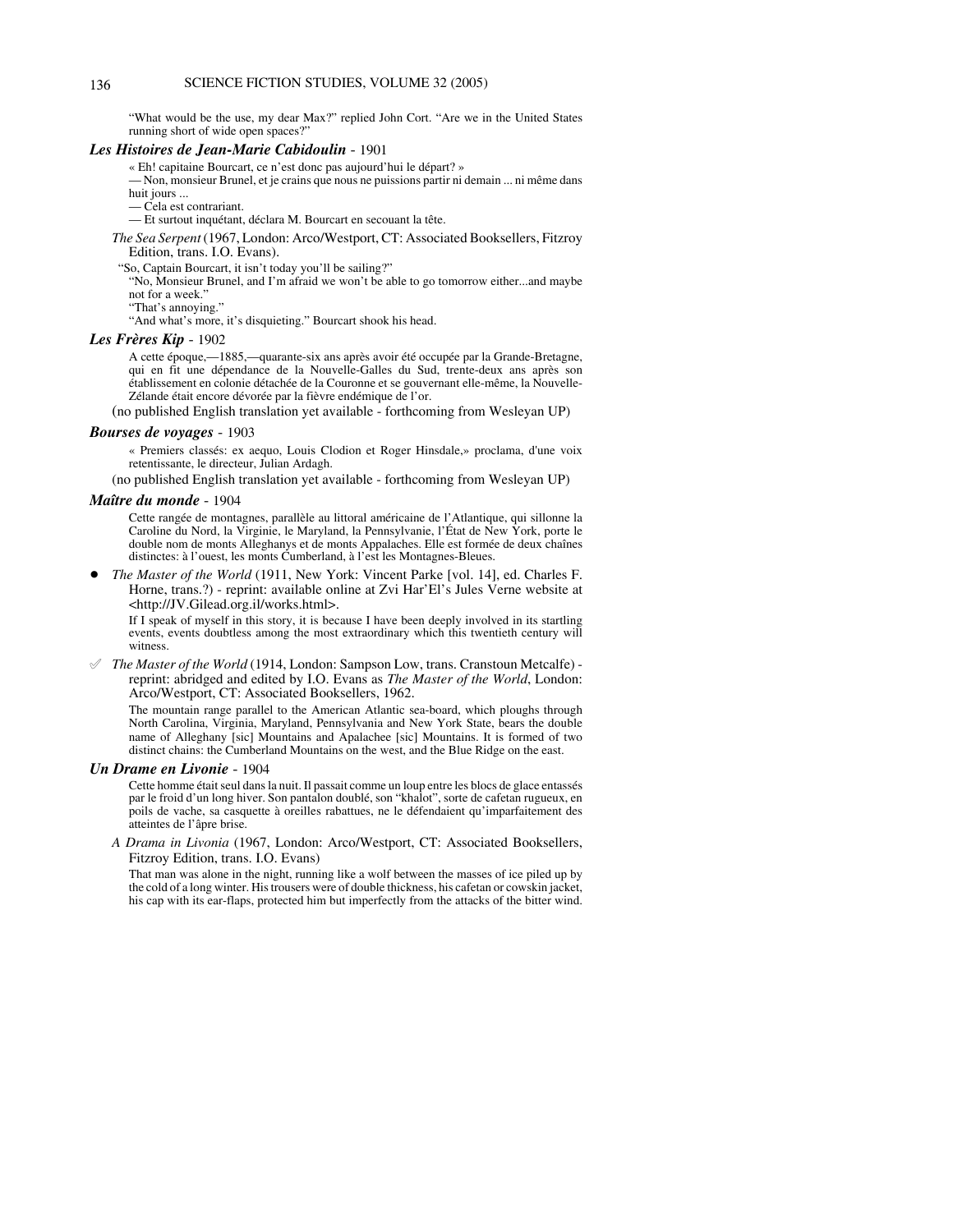"What would be the use, my dear Max?" replied John Cort. "Are we in the United States running short of wide open spaces?"

### *Les Histoires de Jean-Marie Cabidoulin* - 1901

« Eh! capitaine Bourcart, ce n'est donc pas aujourd'hui le départ? »
— Non, monsieur Brunel, et je crains que nous ne puissions partir ni demain ... ni même dans huit jours ...
— Cela est contrariant.
— Et surtout inquétant, déclara M. Bourcart en secouant la tête.

*The Sea Serpent* (1967, London: Arco/Westport, CT: Associated Booksellers, Fitzroy Edition, trans. I.O. Evans).

"So, Captain Bourcart, it isn't today you'll be sailing?"
"No, Monsieur Brunel, and I'm afraid we won't be able to go tomorrow either...and maybe not for a week."
"That's annoying."
"And what's more, it's disquieting." Bourcart shook his head.

### *Les Frères Kip* - 1902

A cette époque,—1885,—quarante-six ans après avoir été occupée par la Grande-Bretagne, qui en fit une dépendance de la Nouvelle-Galles du Sud, trente-deux ans après son établissement en colonie détachée de la Couronne et se gouvernant elle-même, la Nouvelle-Zélande était encore dévorée par la fièvre endémique de l'or.

(no published English translation yet available - forthcoming from Wesleyan UP)

### *Bourses de voyages* - 1903

« Premiers classés: ex aequo, Louis Clodion et Roger Hinsdale,» proclama, d'une voix retentissante, le directeur, Julian Ardagh.

(no published English translation yet available - forthcoming from Wesleyan UP)

### *Maître du monde* - 1904

Cette rangée de montagnes, parallèle au littoral américaine de l'Atlantique, qui sillonne la Caroline du Nord, la Virginie, le Maryland, la Pennsylvanie, l'État de New York, porte le double nom de monts Alleghanys et de monts Appalaches. Elle est formée de deux chaînes distinctes: à l'ouest, les monts Cumberland, à l'est les Montagnes-Bleues.

- *The Master of the World* (1911, New York: Vincent Parke [vol. 14], ed. Charles F. Horne, trans.?) - reprint: available online at Zvi Har'El's Jules Verne website at <http://JV.Gilead.org.il/works.html>.

  If I speak of myself in this story, it is because I have been deeply involved in its startling events, events doubtless among the most extraordinary which this twentieth century will witness.

✐ *The Master of the World* (1914, London: Sampson Low, trans. Cranstoun Metcalfe) - reprint: abridged and edited by I.O. Evans as *The Master of the World*, London: Arco/Westport, CT: Associated Booksellers, 1962.

The mountain range parallel to the American Atlantic sea-board, which ploughs through North Carolina, Virginia, Maryland, Pennsylvania and New York State, bears the double name of Alleghany [sic] Mountains and Apalachee [sic] Mountains. It is formed of two distinct chains: the Cumberland Mountains on the west, and the Blue Ridge on the east.

### *Un Drame en Livonie* - 1904

Cette homme était seul dans la nuit. Il passait comme un loup entre les blocs de glace entassés par le froid d'un long hiver. Son pantalon doublé, son "khalot", sorte de cafetan rugueux, en poils de vache, sa casquette à oreilles rabattues, ne le défendaient qu'imparfaitement des atteintes de l'âpre brise.

*A Drama in Livonia* (1967, London: Arco/Westport, CT: Associated Booksellers, Fitzroy Edition, trans. I.O. Evans)

That man was alone in the night, running like a wolf between the masses of ice piled up by the cold of a long winter. His trousers were of double thickness, his cafetan or cowskin jacket, his cap with its ear-flaps, protected him but imperfectly from the attacks of the bitter wind.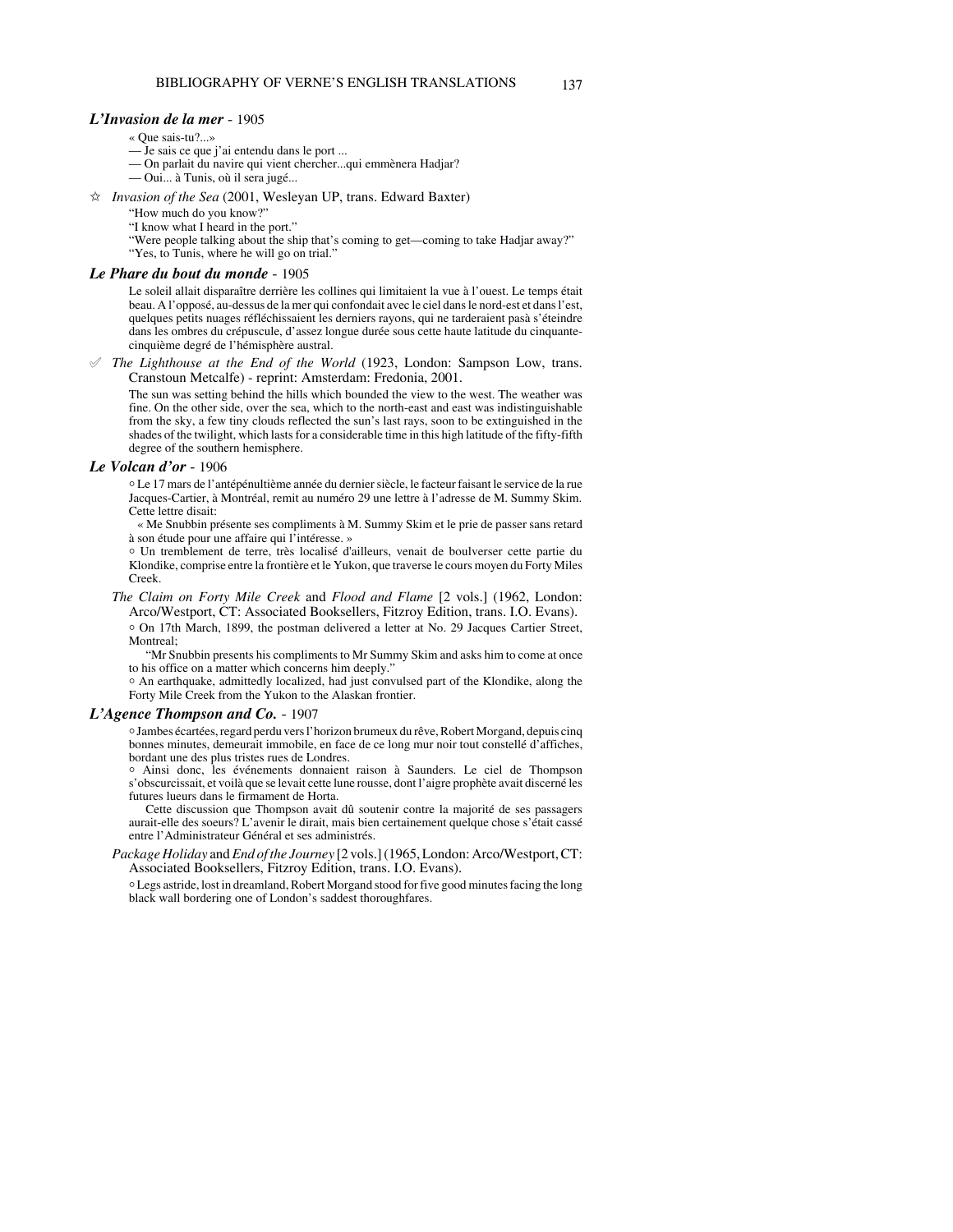### *L'Invasion de la mer* - 1905

« Que sais-tu?...»
— Je sais ce que j'ai entendu dans le port ...
— On parlait du navire qui vient chercher...qui emmènera Hadjar?
— Oui... à Tunis, où il sera jugé...

☆ *Invasion of the Sea* (2001, Wesleyan UP, trans. Edward Baxter)

"How much do you know?"
"I know what I heard in the port."
"Were people talking about the ship that's coming to get—coming to take Hadjar away?"
"Yes, to Tunis, where he will go on trial."

### *Le Phare du bout du monde* - 1905

Le soleil allait disparaître derrière les collines qui limitaient la vue à l'ouest. Le temps était beau. A l'opposé, au-dessus de la mer qui confondait avec le ciel dans le nord-est et dans l'est, quelques petits nuages réfléchissaient les derniers rayons, qui ne tarderaient pasà s'éteindre dans les ombres du crépuscule, d'assez longue durée sous cette haute latitude du cinquante-cinquième degré de l'hémisphère austral.

✐ *The Lighthouse at the End of the World* (1923, London: Sampson Low, trans. Cranstoun Metcalfe) - reprint: Amsterdam: Fredonia, 2001.

The sun was setting behind the hills which bounded the view to the west. The weather was fine. On the other side, over the sea, which to the north-east and east was indistinguishable from the sky, a few tiny clouds reflected the sun's last rays, soon to be extinguished in the shades of the twilight, which lasts for a considerable time in this high latitude of the fifty-fifth degree of the southern hemisphere.

### *Le Volcan d'or* - 1906

○ Le 17 mars de l'antépénultième année du dernier siècle, le facteur faisant le service de la rue Jacques-Cartier, à Montréal, remit au numéro 29 une lettre à l'adresse de M. Summy Skim. Cette lettre disait:

« Me Snubbin présente ses compliments à M. Summy Skim et le prie de passer sans retard à son étude pour une affaire qui l'intéresse. »

○ Un tremblement de terre, très localisé d'ailleurs, venait de boulverser cette partie du Klondike, comprise entre la frontière et le Yukon, que traverse le cours moyen du Forty Miles Creek.

*The Claim on Forty Mile Creek* and *Flood and Flame* [2 vols.] (1962, London: Arco/Westport, CT: Associated Booksellers, Fitzroy Edition, trans. I.O. Evans).

○ On 17th March, 1899, the postman delivered a letter at No. 29 Jacques Cartier Street, Montreal;

"Mr Snubbin presents his compliments to Mr Summy Skim and asks him to come at once to his office on a matter which concerns him deeply."

○ An earthquake, admittedly localized, had just convulsed part of the Klondike, along the Forty Mile Creek from the Yukon to the Alaskan frontier.

### *L'Agence Thompson and Co.* - 1907

○ Jambes écartées, regard perdu vers l'horizon brumeux du rêve, Robert Morgand, depuis cinq bonnes minutes, demeurait immobile, en face de ce long mur noir tout constellé d'affiches, bordant une des plus tristes rues de Londres.

○ Ainsi donc, les événements donnaient raison à Saunders. Le ciel de Thompson s'obscurcissait, et voilà que se levait cette lune rousse, dont l'aigre prophète avait discerné les futures lueurs dans le firmament de Horta.

Cette discussion que Thompson avait dû soutenir contre la majorité de ses passagers aurait-elle des soeurs? L'avenir le dirait, mais bien certainement quelque chose s'était cassé entre l'Administrateur Général et ses administrés.

*Package Holiday* and *End of the Journey* [2 vols.] (1965, London: Arco/Westport, CT: Associated Booksellers, Fitzroy Edition, trans. I.O. Evans).

○ Legs astride, lost in dreamland, Robert Morgand stood for five good minutes facing the long black wall bordering one of London's saddest thoroughfares.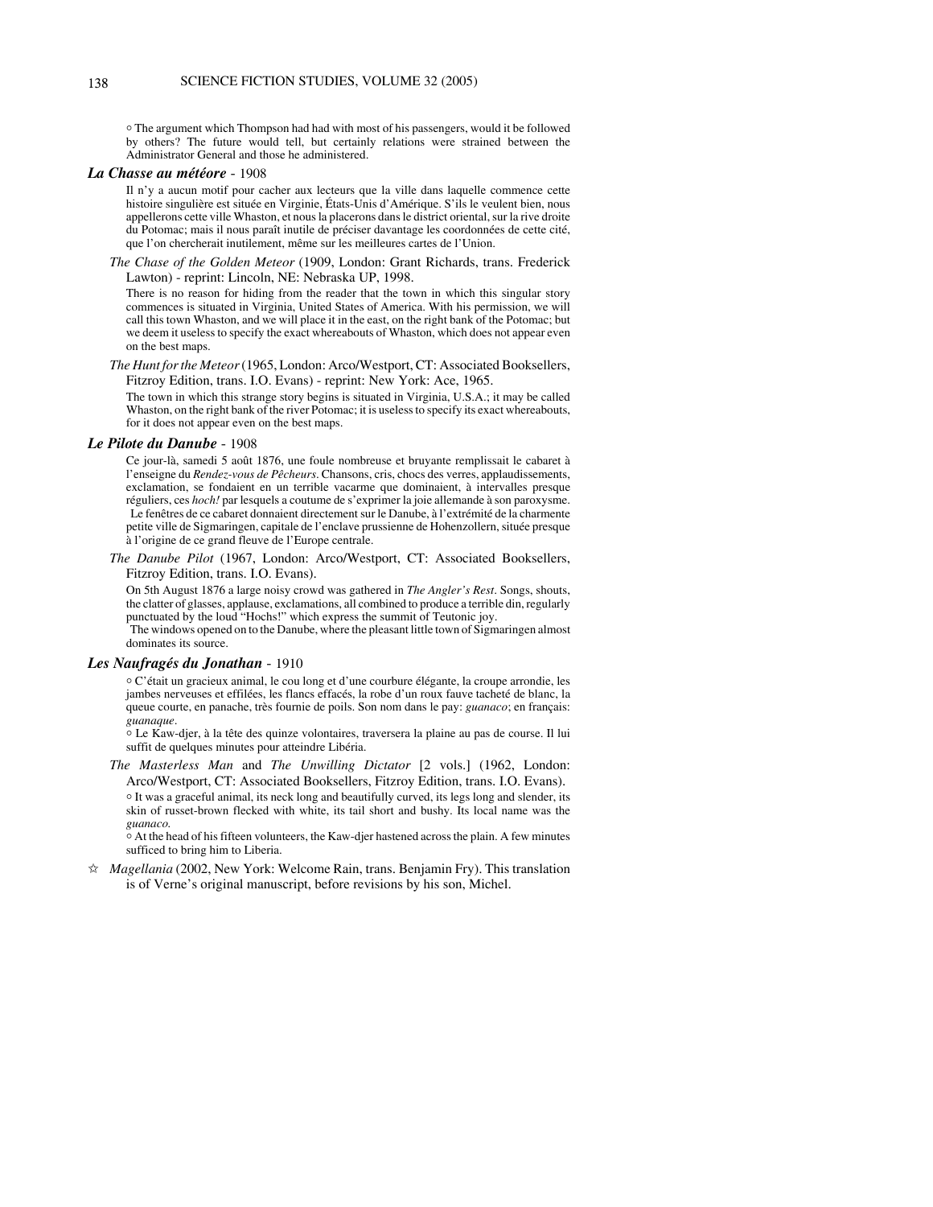○ The argument which Thompson had had with most of his passengers, would it be followed by others? The future would tell, but certainly relations were strained between the Administrator General and those he administered.

***La Chasse au météore*** - 1908

Il n'y a aucun motif pour cacher aux lecteurs que la ville dans laquelle commence cette histoire singulière est située en Virginie, États-Unis d'Amérique. S'ils le veulent bien, nous appellerons cette ville Whaston, et nous la placerons dans le district oriental, sur la rive droite du Potomac; mais il nous paraît inutile de préciser davantage les coordonnées de cette cité, que l'on chercherait inutilement, même sur les meilleures cartes de l'Union.

*The Chase of the Golden Meteor* (1909, London: Grant Richards, trans. Frederick Lawton) - reprint: Lincoln, NE: Nebraska UP, 1998.

There is no reason for hiding from the reader that the town in which this singular story commences is situated in Virginia, United States of America. With his permission, we will call this town Whaston, and we will place it in the east, on the right bank of the Potomac; but we deem it useless to specify the exact whereabouts of Whaston, which does not appear even on the best maps.

*The Hunt for the Meteor* (1965, London: Arco/Westport, CT: Associated Booksellers, Fitzroy Edition, trans. I.O. Evans) - reprint: New York: Ace, 1965.

The town in which this strange story begins is situated in Virginia, U.S.A.; it may be called Whaston, on the right bank of the river Potomac; it is useless to specify its exact whereabouts, for it does not appear even on the best maps.

***Le Pilote du Danube*** - 1908

Ce jour-là, samedi 5 août 1876, une foule nombreuse et bruyante remplissait le cabaret à l'enseigne du *Rendez-vous des Pêcheurs*. Chansons, cris, chocs des verres, applaudissements, exclamation, se fondaient en un terrible vacarme que dominaient, à intervalles presque réguliers, ces *hoch!* par lesquels a coutume de s'exprimer la joie allemande à son paroxysme.

Le fenêtres de ce cabaret donnaient directement sur le Danube, à l'extrémité de la charmente petite ville de Sigmaringen, capitale de l'enclave prussienne de Hohenzollern, située presque à l'origine de ce grand fleuve de l'Europe centrale.

*The Danube Pilot* (1967, London: Arco/Westport, CT: Associated Booksellers, Fitzroy Edition, trans. I.O. Evans).

On 5th August 1876 a large noisy crowd was gathered in *The Angler's Rest*. Songs, shouts, the clatter of glasses, applause, exclamations, all combined to produce a terrible din, regularly punctuated by the loud "Hochs!" which express the summit of Teutonic joy.

The windows opened on to the Danube, where the pleasant little town of Sigmaringen almost dominates its source.

***Les Naufragés du Jonathan*** - 1910

○ C'était un gracieux animal, le cou long et d'une courbure élégante, la croupe arrondie, les jambes nerveuses et effilées, les flancs effacés, la robe d'un roux fauve tacheté de blanc, la queue courte, en panache, très fournie de poils. Son nom dans le pay: *guanaco*; en français: *guanaque*.

○ Le Kaw-djer, à la tête des quinze volontaires, traversera la plaine au pas de course. Il lui suffit de quelques minutes pour atteindre Libéria.

*The Masterless Man* and *The Unwilling Dictator* [2 vols.] (1962, London: Arco/Westport, CT: Associated Booksellers, Fitzroy Edition, trans. I.O. Evans).

○ It was a graceful animal, its neck long and beautifully curved, its legs long and slender, its skin of russet-brown flecked with white, its tail short and bushy. Its local name was the *guanaco*.

○ At the head of his fifteen volunteers, the Kaw-djer hastened across the plain. A few minutes sufficed to bring him to Liberia.

☆ *Magellania* (2002, New York: Welcome Rain, trans. Benjamin Fry). This translation is of Verne's original manuscript, before revisions by his son, Michel.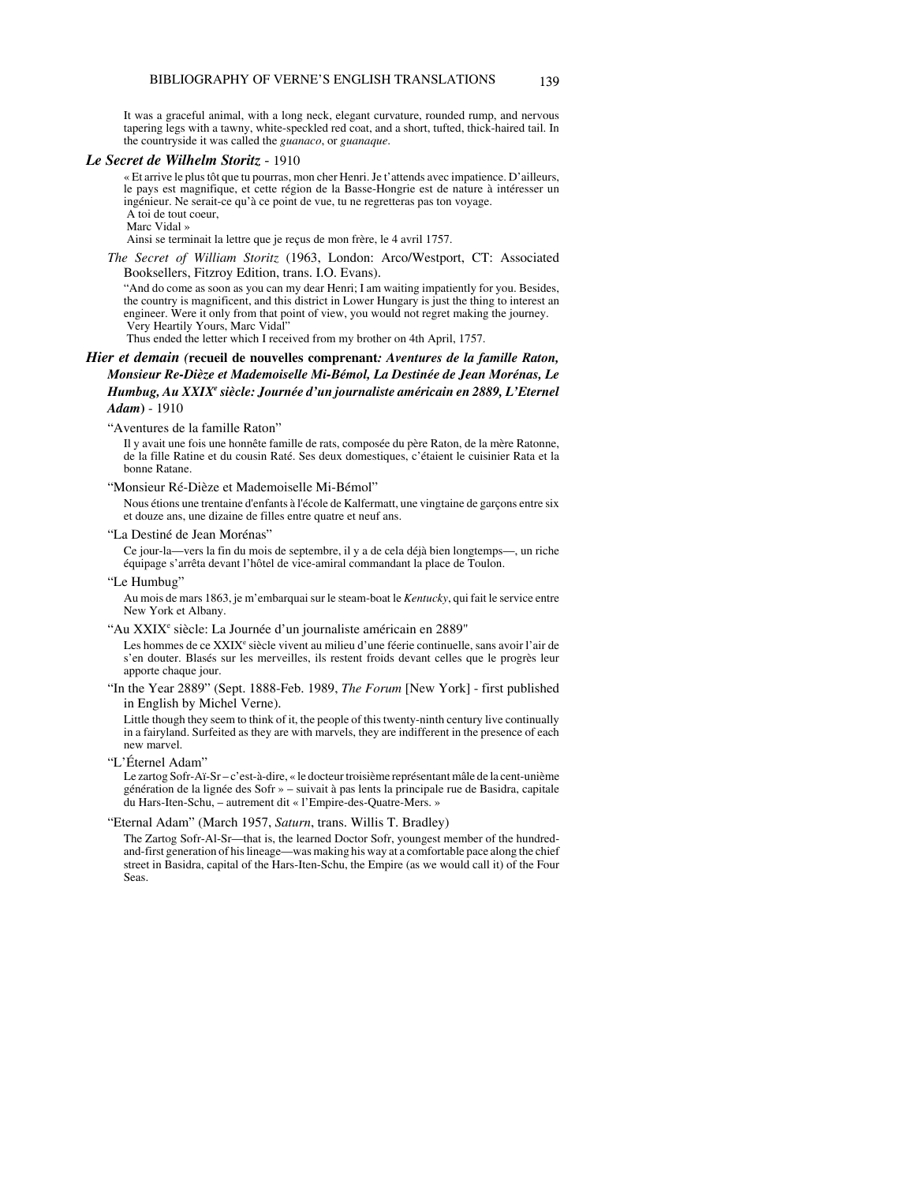It was a graceful animal, with a long neck, elegant curvature, rounded rump, and nervous tapering legs with a tawny, white-speckled red coat, and a short, tufted, thick-haired tail. In the countryside it was called the *guanaco*, or *guanaque*.

***Le Secret de Wilhelm Storitz*** - 1910

« Et arrive le plus tôt que tu pourras, mon cher Henri. Je t'attends avec impatience. D'ailleurs, le pays est magnifique, et cette région de la Basse-Hongrie est de nature à intéresser un ingénieur. Ne serait-ce qu'à ce point de vue, tu ne regretteras pas ton voyage.
A toi de tout coeur,
Marc Vidal »
Ainsi se terminait la lettre que je reçus de mon frère, le 4 avril 1757.

*The Secret of William Storitz* (1963, London: Arco/Westport, CT: Associated Booksellers, Fitzroy Edition, trans. I.O. Evans).

"And do come as soon as you can my dear Henri; I am waiting impatiently for you. Besides, the country is magnificent, and this district in Lower Hungary is just the thing to interest an engineer. Were it only from that point of view, you would not regret making the journey.
Very Heartily Yours, Marc Vidal"
Thus ended the letter which I received from my brother on 4th April, 1757.

***Hier et demain* (recueil de nouvelles comprenant*: Aventures de la famille Raton, Monsieur Re-Dièze et Mademoiselle Mi-Bémol, La Destinée de Jean Morénas, Le Humbug, Au XXIX*[e] *siècle: Journée d'un journaliste américain en 2889, L'Eternel Adam*)** - 1910

"Aventures de la famille Raton"

Il y avait une fois une honnête famille de rats, composée du père Raton, de la mère Ratonne, de la fille Ratine et du cousin Raté. Ses deux domestiques, c'étaient le cuisinier Rata et la bonne Ratane.

"Monsieur Ré-Dièze et Mademoiselle Mi-Bémol"

Nous étions une trentaine d'enfants à l'école de Kalfermatt, une vingtaine de garçons entre six et douze ans, une dizaine de filles entre quatre et neuf ans.

"La Destiné de Jean Morénas"

Ce jour-la—vers la fin du mois de septembre, il y a de cela déjà bien longtemps—, un riche équipage s'arrêta devant l'hôtel de vice-amiral commandant la place de Toulon.

"Le Humbug"

Au mois de mars 1863, je m'embarquai sur le steam-boat le *Kentucky*, qui fait le service entre New York et Albany.

"Au XXIX[e] siècle: La Journée d'un journaliste américain en 2889"

Les hommes de ce XXIX[e] siècle vivent au milieu d'une féerie continuelle, sans avoir l'air de s'en douter. Blasés sur les merveilles, ils restent froids devant celles que le progrès leur apporte chaque jour.

"In the Year 2889" (Sept. 1888-Feb. 1989, *The Forum* [New York] - first published in English by Michel Verne).

Little though they seem to think of it, the people of this twenty-ninth century live continually in a fairyland. Surfeited as they are with marvels, they are indifferent in the presence of each new marvel.

"L'Éternel Adam"

Le zartog Sofr-Aï-Sr – c'est-à-dire, « le docteur troisième représentant mâle de la cent-unième génération de la lignée des Sofr » – suivait à pas lents la principale rue de Basidra, capitale du Hars-Iten-Schu, – autrement dit « l'Empire-des-Quatre-Mers. »

"Eternal Adam" (March 1957, *Saturn*, trans. Willis T. Bradley)

The Zartog Sofr-Al-Sr—that is, the learned Doctor Sofr, youngest member of the hundred-and-first generation of his lineage—was making his way at a comfortable pace along the chief street in Basidra, capital of the Hars-Iten-Schu, the Empire (as we would call it) of the Four Seas.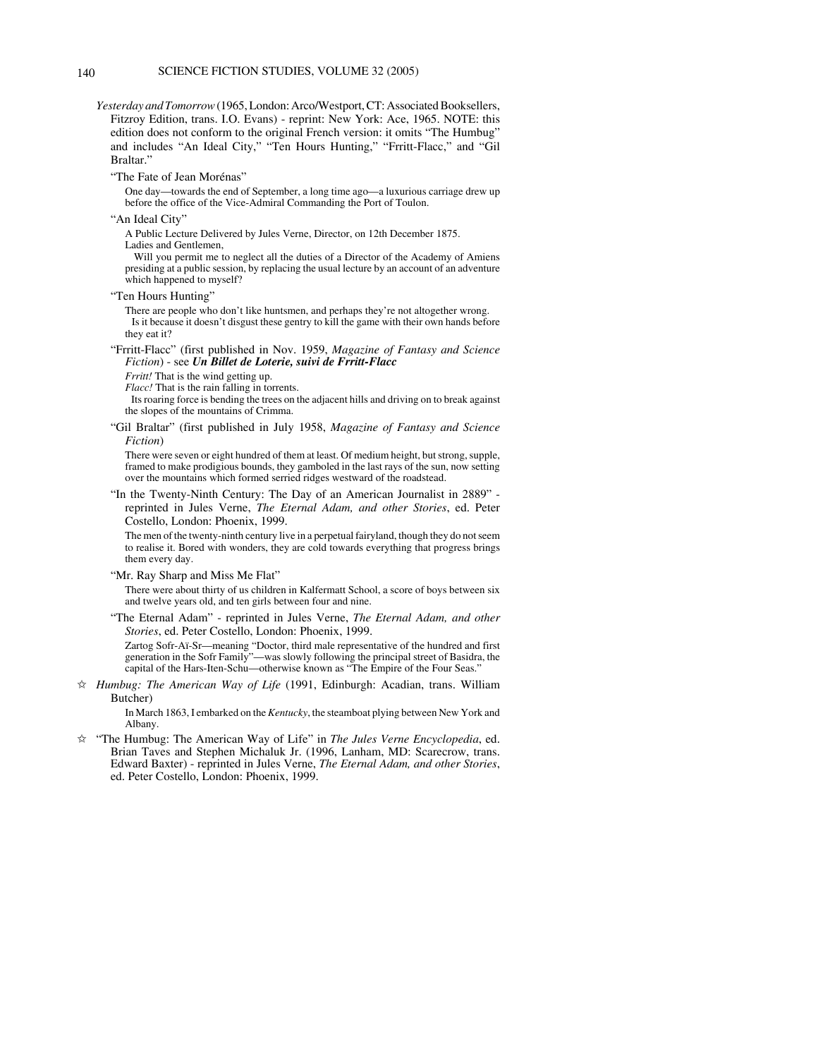*Yesterday and Tomorrow* (1965, London: Arco/Westport, CT: Associated Booksellers, Fitzroy Edition, trans. I.O. Evans) - reprint: New York: Ace, 1965. NOTE: this edition does not conform to the original French version: it omits "The Humbug" and includes "An Ideal City," "Ten Hours Hunting," "Frritt-Flacc," and "Gil Braltar."

"The Fate of Jean Morénas"

> One day—towards the end of September, a long time ago—a luxurious carriage drew up before the office of the Vice-Admiral Commanding the Port of Toulon.

"An Ideal City"

> A Public Lecture Delivered by Jules Verne, Director, on 12th December 1875.
> Ladies and Gentlemen,
> Will you permit me to neglect all the duties of a Director of the Academy of Amiens presiding at a public session, by replacing the usual lecture by an account of an adventure which happened to myself?

"Ten Hours Hunting"

> There are people who don't like huntsmen, and perhaps they're not altogether wrong.
> Is it because it doesn't disgust these gentry to kill the game with their own hands before they eat it?

"Frritt-Flacc" (first published in Nov. 1959, *Magazine of Fantasy and Science Fiction*) - see ***Un Billet de Loterie, suivi de Frritt-Flacc***

> *Frritt!* That is the wind getting up.
> *Flacc!* That is the rain falling in torrents.
> Its roaring force is bending the trees on the adjacent hills and driving on to break against the slopes of the mountains of Crimma.

"Gil Braltar" (first published in July 1958, *Magazine of Fantasy and Science Fiction*)

> There were seven or eight hundred of them at least. Of medium height, but strong, supple, framed to make prodigious bounds, they gamboled in the last rays of the sun, now setting over the mountains which formed serried ridges westward of the roadstead.

"In the Twenty-Ninth Century: The Day of an American Journalist in 2889" - reprinted in Jules Verne, *The Eternal Adam, and other Stories*, ed. Peter Costello, London: Phoenix, 1999.

> The men of the twenty-ninth century live in a perpetual fairyland, though they do not seem to realise it. Bored with wonders, they are cold towards everything that progress brings them every day.

"Mr. Ray Sharp and Miss Me Flat"

> There were about thirty of us children in Kalfermatt School, a score of boys between six and twelve years old, and ten girls between four and nine.

"The Eternal Adam" - reprinted in Jules Verne, *The Eternal Adam, and other Stories*, ed. Peter Costello, London: Phoenix, 1999.

> Zartog Sofr-Aï-Sr—meaning "Doctor, third male representative of the hundred and first generation in the Sofr Family"—was slowly following the principal street of Basidra, the capital of the Hars-Iten-Schu—otherwise known as "The Empire of the Four Seas."

☆ *Humbug: The American Way of Life* (1991, Edinburgh: Acadian, trans. William Butcher)

> In March 1863, I embarked on the *Kentucky*, the steamboat plying between New York and Albany.

☆ "The Humbug: The American Way of Life" in *The Jules Verne Encyclopedia*, ed. Brian Taves and Stephen Michaluk Jr. (1996, Lanham, MD: Scarecrow, trans. Edward Baxter) - reprinted in Jules Verne, *The Eternal Adam, and other Stories*, ed. Peter Costello, London: Phoenix, 1999.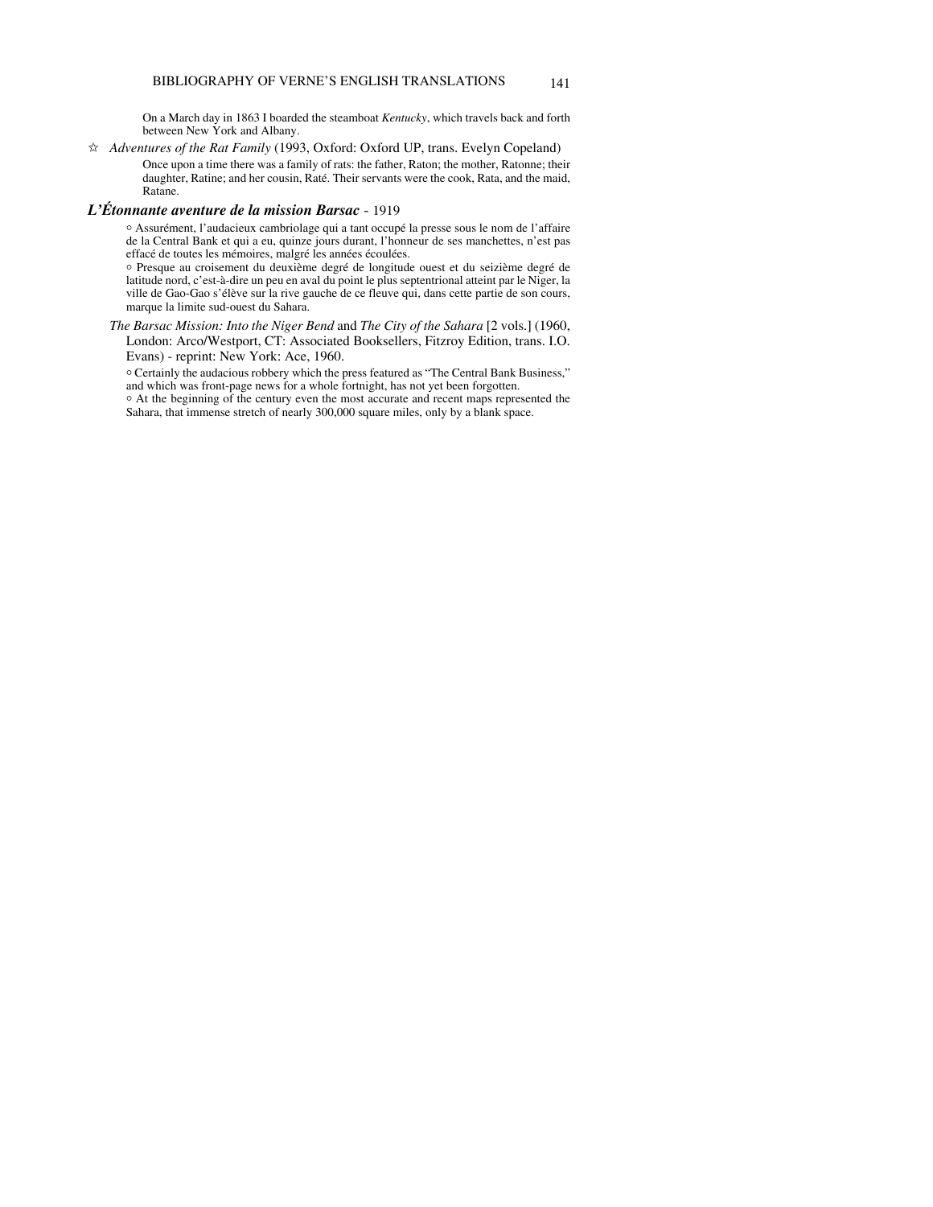On a March day in 1863 I boarded the steamboat *Kentucky*, which travels back and forth between New York and Albany.

☆ *Adventures of the Rat Family* (1993, Oxford: Oxford UP, trans. Evelyn Copeland)

Once upon a time there was a family of rats: the father, Raton; the mother, Ratonne; their daughter, Ratine; and her cousin, Raté. Their servants were the cook, Rata, and the maid, Ratane.

### *L'Étonnante aventure de la mission Barsac* - 1919

○ Assurément, l'audacieux cambriolage qui a tant occupé la presse sous le nom de l'affaire de la Central Bank et qui a eu, quinze jours durant, l'honneur de ses manchettes, n'est pas effacé de toutes les mémoires, malgré les années écoulées.
○ Presque au croisement du deuxième degré de longitude ouest et du seizième degré de latitude nord, c'est-à-dire un peu en aval du point le plus septentrional atteint par le Niger, la ville de Gao-Gao s'élève sur la rive gauche de ce fleuve qui, dans cette partie de son cours, marque la limite sud-ouest du Sahara.

*The Barsac Mission: Into the Niger Bend* and *The City of the Sahara* [2 vols.] (1960, London: Arco/Westport, CT: Associated Booksellers, Fitzroy Edition, trans. I.O. Evans) - reprint: New York: Ace, 1960.

○ Certainly the audacious robbery which the press featured as "The Central Bank Business," and which was front-page news for a whole fortnight, has not yet been forgotten.
○ At the beginning of the century even the most accurate and recent maps represented the Sahara, that immense stretch of nearly 300,000 square miles, only by a blank space.